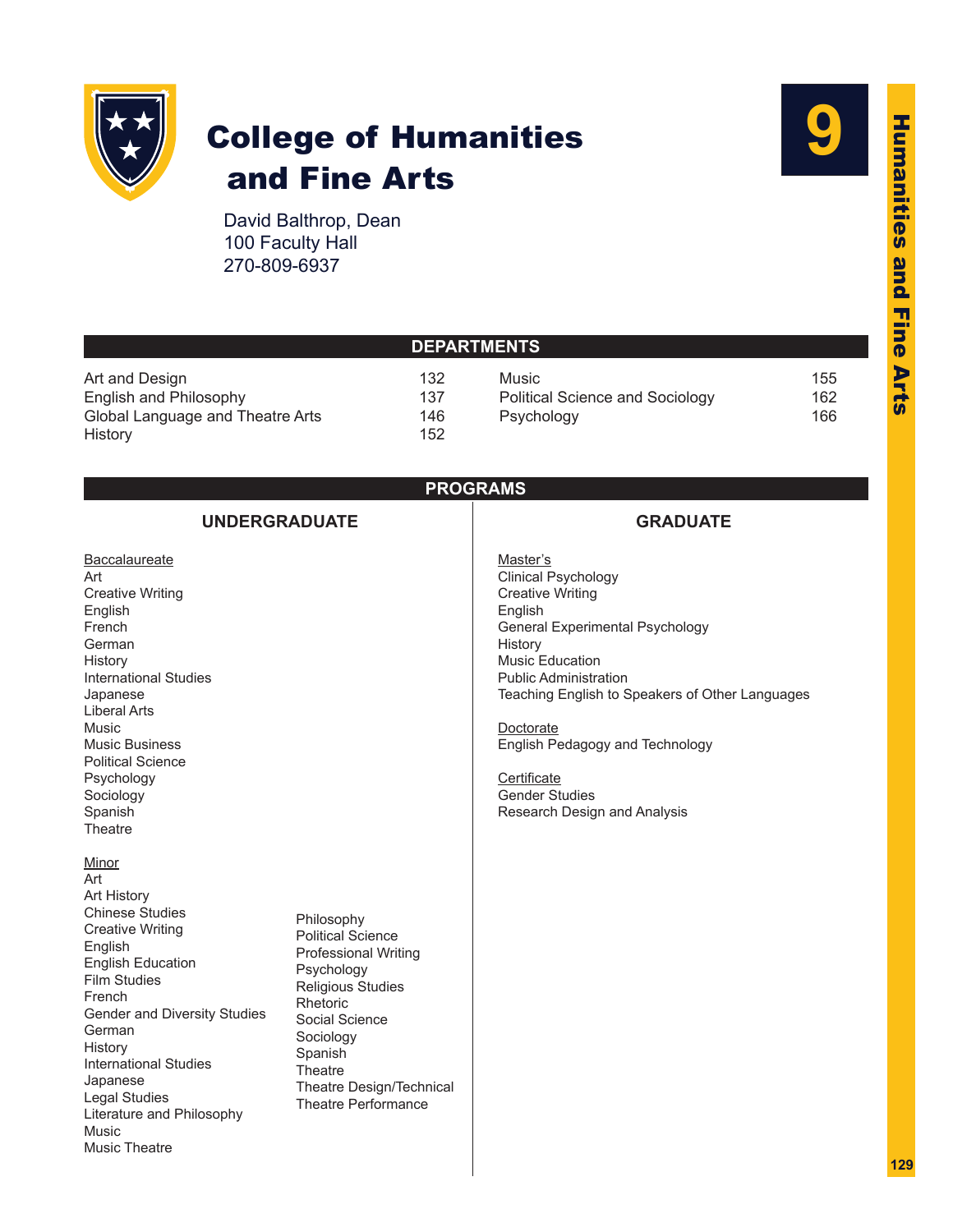# 9 College of Humanities and Fine Arts

David Balthrop, Dean
100 Faculty Hall
270-809-6937

## DEPARTMENTS

| Department | Page |
| --- | --- |
| Art and Design | 132 |
| English and Philosophy | 137 |
| Global Language and Theatre Arts | 146 |
| History | 152 |
| Music | 155 |
| Political Science and Sociology | 162 |
| Psychology | 166 |

## PROGRAMS

### UNDERGRADUATE

Baccalaureate
- Art
- Creative Writing
- English
- French
- German
- History
- International Studies
- Japanese
- Liberal Arts
- Music
- Music Business
- Political Science
- Psychology
- Sociology
- Spanish
- Theatre

Minor
- Art
- Art History
- Chinese Studies
- Creative Writing
- English
- English Education
- Film Studies
- French
- Gender and Diversity Studies
- German
- History
- International Studies
- Japanese
- Legal Studies
- Literature and Philosophy
- Music
- Music Theatre
- Philosophy
- Political Science
- Professional Writing
- Psychology
- Religious Studies
- Rhetoric
- Social Science
- Sociology
- Spanish
- Theatre
- Theatre Design/Technical
- Theatre Performance

### GRADUATE

Master's
- Clinical Psychology
- Creative Writing
- English
- General Experimental Psychology
- History
- Music Education
- Public Administration
- Teaching English to Speakers of Other Languages

Doctorate
- English Pedagogy and Technology

Certificate
- Gender Studies
- Research Design and Analysis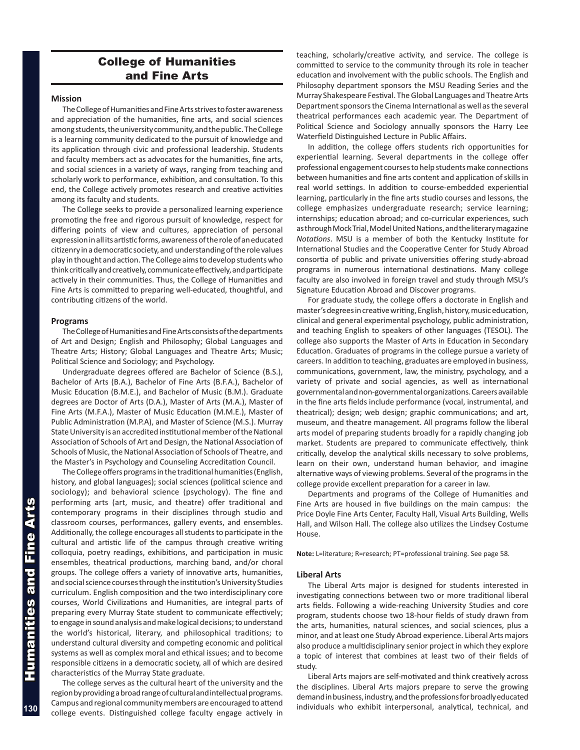# College of Humanities and Fine Arts

### Mission

The College of Humanities and Fine Arts strives to foster awareness and appreciation of the humanities, fine arts, and social sciences among students, the university community, and the public. The College is a learning community dedicated to the pursuit of knowledge and its application through civic and professional leadership. Students and faculty members act as advocates for the humanities, fine arts, and social sciences in a variety of ways, ranging from teaching and scholarly work to performance, exhibition, and consultation. To this end, the College actively promotes research and creative activities among its faculty and students.

The College seeks to provide a personalized learning experience promoting the free and rigorous pursuit of knowledge, respect for differing points of view and cultures, appreciation of personal expression in all its artistic forms, awareness of the role of an educated citizenry in a democratic society, and understanding of the role values play in thought and action. The College aims to develop students who think critically and creatively, communicate effectively, and participate actively in their communities. Thus, the College of Humanities and Fine Arts is committed to preparing well-educated, thoughtful, and contributing citizens of the world.

### Programs

The College of Humanities and Fine Arts consists of the departments of Art and Design; English and Philosophy; Global Languages and Theatre Arts; History; Global Languages and Theatre Arts; Music; Political Science and Sociology; and Psychology.

Undergraduate degrees offered are Bachelor of Science (B.S.), Bachelor of Arts (B.A.), Bachelor of Fine Arts (B.F.A.), Bachelor of Music Education (B.M.E.), and Bachelor of Music (B.M.). Graduate degrees are Doctor of Arts (D.A.), Master of Arts (M.A.), Master of Fine Arts (M.F.A.), Master of Music Education (M.M.E.), Master of Public Administration (M.P.A), and Master of Science (M.S.). Murray State University is an accredited institutional member of the National Association of Schools of Art and Design, the National Association of Schools of Music, the National Association of Schools of Theatre, and the Master's in Psychology and Counseling Accreditation Council.

The College offers programs in the traditional humanities (English, history, and global languages); social sciences (political science and sociology); and behavioral science (psychology). The fine and performing arts (art, music, and theatre) offer traditional and contemporary programs in their disciplines through studio and classroom courses, performances, gallery events, and ensembles. Additionally, the college encourages all students to participate in the cultural and artistic life of the campus through creative writing colloquia, poetry readings, exhibitions, and participation in music ensembles, theatrical productions, marching band, and/or choral groups. The college offers a variety of innovative arts, humanities, and social science courses through the institution's University Studies curriculum. English composition and the two interdisciplinary core courses, World Civilizations and Humanities, are integral parts of preparing every Murray State student to communicate effectively; to engage in sound analysis and make logical decisions; to understand the world's historical, literary, and philosophical traditions; to understand cultural diversity and competing economic and political systems as well as complex moral and ethical issues; and to become responsible citizens in a democratic society, all of which are desired characteristics of the Murray State graduate.

The college serves as the cultural heart of the university and the region by providing a broad range of cultural and intellectual programs. Campus and regional community members are encouraged to attend college events. Distinguished college faculty engage actively in teaching, scholarly/creative activity, and service. The college is committed to service to the community through its role in teacher education and involvement with the public schools. The English and Philosophy department sponsors the MSU Reading Series and the Murray Shakespeare Festival. The Global Languages and Theatre Arts Department sponsors the Cinema International as well as the several theatrical performances each academic year. The Department of Political Science and Sociology annually sponsors the Harry Lee Waterfield Distinguished Lecture in Public Affairs.

In addition, the college offers students rich opportunities for experiential learning. Several departments in the college offer professional engagement courses to help students make connections between humanities and fine arts content and application of skills in real world settings. In addition to course-embedded experiential learning, particularly in the fine arts studio courses and lessons, the college emphasizes undergraduate research; service learning; internships; education abroad; and co-curricular experiences, such as through Mock Trial, Model United Nations, and the literary magazine *Notations*. MSU is a member of both the Kentucky Institute for International Studies and the Cooperative Center for Study Abroad consortia of public and private universities offering study-abroad programs in numerous international destinations. Many college faculty are also involved in foreign travel and study through MSU's Signature Education Abroad and Discover programs.

For graduate study, the college offers a doctorate in English and master's degrees in creative writing, English, history, music education, clinical and general experimental psychology, public administration, and teaching English to speakers of other languages (TESOL). The college also supports the Master of Arts in Education in Secondary Education. Graduates of programs in the college pursue a variety of careers. In addition to teaching, graduates are employed in business, communications, government, law, the ministry, psychology, and a variety of private and social agencies, as well as international governmental and non-governmental organizations. Careers available in the fine arts fields include performance (vocal, instrumental, and theatrical); design; web design; graphic communications; and art, museum, and theatre management. All programs follow the liberal arts model of preparing students broadly for a rapidly changing job market. Students are prepared to communicate effectively, think critically, develop the analytical skills necessary to solve problems, learn on their own, understand human behavior, and imagine alternative ways of viewing problems. Several of the programs in the college provide excellent preparation for a career in law.

Departments and programs of the College of Humanities and Fine Arts are housed in five buildings on the main campus: the Price Doyle Fine Arts Center, Faculty Hall, Visual Arts Building, Wells Hall, and Wilson Hall. The college also utilizes the Lindsey Costume House.

**Note:** L=literature; R=research; PT=professional training. See page 58.

### Liberal Arts

The Liberal Arts major is designed for students interested in investigating connections between two or more traditional liberal arts fields. Following a wide-reaching University Studies and core program, students choose two 18-hour fields of study drawn from the arts, humanities, natural sciences, and social sciences, plus a minor, and at least one Study Abroad experience. Liberal Arts majors also produce a multidisciplinary senior project in which they explore a topic of interest that combines at least two of their fields of study.

Liberal Arts majors are self-motivated and think creatively across the disciplines. Liberal Arts majors prepare to serve the growing demand in business, industry, and the professions for broadly educated individuals who exhibit interpersonal, analytical, technical, and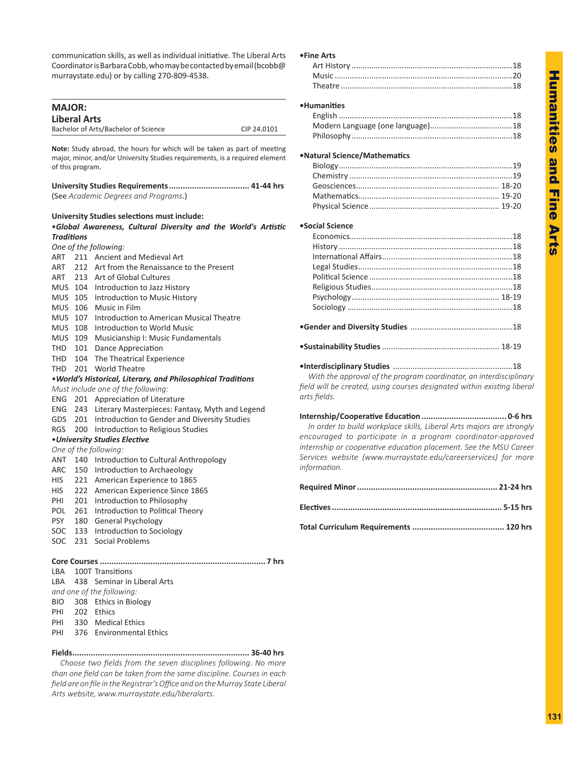communication skills, as well as individual initiative. The Liberal Arts Coordinator is Barbara Cobb, who may be contacted by email (bcobb@murraystate.edu) or by calling 270-809-4538.

## MAJOR: Liberal Arts

Bachelor of Arts/Bachelor of Science — CIP 24.0101

**Note:** Study abroad, the hours for which will be taken as part of meeting major, minor, and/or University Studies requirements, is a required element of this program.

**University Studies Requirements .................................. 41-44 hrs**
(See *Academic Degrees and Programs*.)

**University Studies selections must include:**

•***Global Awareness, Cultural Diversity and the World's Artistic Traditions***

*One of the following:*

- ART 211 Ancient and Medieval Art
- ART 212 Art from the Renaissance to the Present
- ART 213 Art of Global Cultures
- MUS 104 Introduction to Jazz History
- MUS 105 Introduction to Music History
- MUS 106 Music in Film
- MUS 107 Introduction to American Musical Theatre
- MUS 108 Introduction to World Music
- MUS 109 Musicianship I: Music Fundamentals
- THD 101 Dance Appreciation
- THD 104 The Theatrical Experience
- THD 201 World Theatre

•***World's Historical, Literary, and Philosophical Traditions***

*Must include one of the following:*

- ENG 201 Appreciation of Literature
- ENG 243 Literary Masterpieces: Fantasy, Myth and Legend
- GDS 201 Introduction to Gender and Diversity Studies
- RGS 200 Introduction to Religious Studies

•***University Studies Elective***

*One of the following:*

- ANT 140 Introduction to Cultural Anthropology
- ARC 150 Introduction to Archaeology
- HIS 221 American Experience to 1865
- HIS 222 American Experience Since 1865
- PHI 201 Introduction to Philosophy
- POL 261 Introduction to Political Theory
- PSY 180 General Psychology
- SOC 133 Introduction to Sociology
- SOC 231 Social Problems

**Core Courses ....................................................................... 7 hrs**

- LBA 100T Transitions
- LBA 438 Seminar in Liberal Arts

*and one of the following:*

- BIO 308 Ethics in Biology
- PHI 202 Ethics
- PHI 330 Medical Ethics
- PHI 376 Environmental Ethics

**Fields............................................................................ 36-40 hrs**

*Choose two fields from the seven disciplines following. No more than one field can be taken from the same discipline. Courses in each field are on file in the Registrar's Office and on the Murray State Liberal Arts website, www.murraystate.edu/liberalarts.*

**•Fine Arts**

- Art History .........................................................................18
- Music ..................................................................................20
- Theatre ...............................................................................18

**•Humanities**

- English ................................................................................18
- Modern Language (one language).......................................18
- Philosophy ..........................................................................18

**•Natural Science/Mathematics**

- Biology ................................................................................19
- Chemistry ...........................................................................19
- Geosciences.................................................................. 18-20
- Mathematics................................................................. 19-20
- Physical Science ........................................................... 19-20

**•Social Science**

- Economics...........................................................................18
- History ................................................................................18
- International Affairs............................................................18
- Legal Studies.......................................................................18
- Political Science ..................................................................18
- Religious Studies.................................................................18
- Psychology ................................................................... 18-19
- Sociology ............................................................................18

**•Gender and Diversity Studies** ...............................................18

**•Sustainability Studies** ..................................................... 18-19

**•Interdisciplinary Studies** .......................................................18

*With the approval of the program coordinator, an interdisciplinary field will be created, using courses designated within existing liberal arts fields.*

**Internship/Cooperative Education ..................................... 0-6 hrs**

*In order to build workplace skills, Liberal Arts majors are strongly encouraged to participate in a program coordinator-approved internship or cooperative education placement. See the MSU Career Services website (www.murraystate.edu/careerservices) for more information.*

**Required Minor ............................................................. 21-24 hrs**

**Electives .......................................................................... 5-15 hrs**

**Total Curriculum Requirements ........................................ 120 hrs**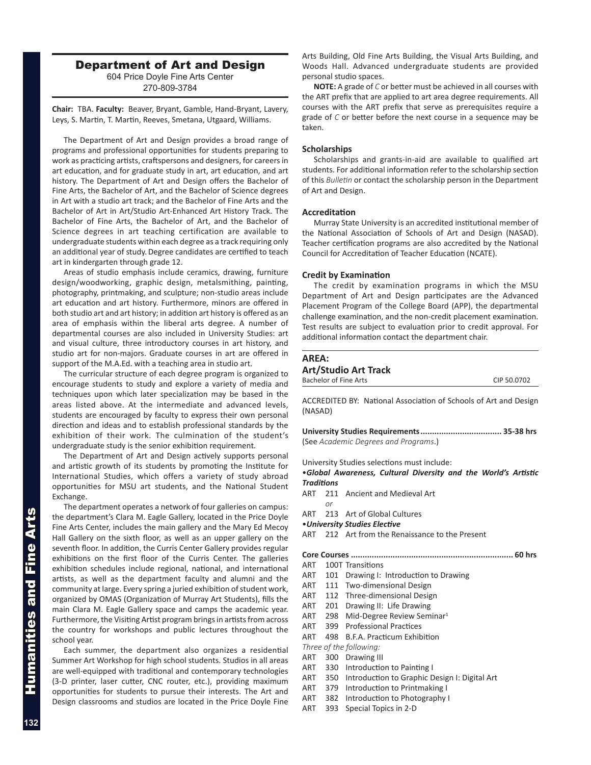## Department of Art and Design

604 Price Doyle Fine Arts Center
270-809-3784

**Chair:** TBA. **Faculty:** Beaver, Bryant, Gamble, Hand-Bryant, Lavery, Leys, S. Martin, T. Martin, Reeves, Smetana, Utgaard, Williams.

The Department of Art and Design provides a broad range of programs and professional opportunities for students preparing to work as practicing artists, craftspersons and designers, for careers in art education, and for graduate study in art, art education, and art history. The Department of Art and Design offers the Bachelor of Fine Arts, the Bachelor of Art, and the Bachelor of Science degrees in Art with a studio art track; and the Bachelor of Fine Arts and the Bachelor of Art in Art/Studio Art-Enhanced Art History Track. The Bachelor of Fine Arts, the Bachelor of Art, and the Bachelor of Science degrees in art teaching certification are available to undergraduate students within each degree as a track requiring only an additional year of study. Degree candidates are certified to teach art in kindergarten through grade 12.

Areas of studio emphasis include ceramics, drawing, furniture design/woodworking, graphic design, metalsmithing, painting, photography, printmaking, and sculpture; non-studio areas include art education and art history. Furthermore, minors are offered in both studio art and art history; in addition art history is offered as an area of emphasis within the liberal arts degree. A number of departmental courses are also included in University Studies: art and visual culture, three introductory courses in art history, and studio art for non-majors. Graduate courses in art are offered in support of the M.A.Ed. with a teaching area in studio art.

The curricular structure of each degree program is organized to encourage students to study and explore a variety of media and techniques upon which later specialization may be based in the areas listed above. At the intermediate and advanced levels, students are encouraged by faculty to express their own personal direction and ideas and to establish professional standards by the exhibition of their work. The culmination of the student's undergraduate study is the senior exhibition requirement.

The Department of Art and Design actively supports personal and artistic growth of its students by promoting the Institute for International Studies, which offers a variety of study abroad opportunities for MSU art students, and the National Student Exchange.

The department operates a network of four galleries on campus: the department's Clara M. Eagle Gallery, located in the Price Doyle Fine Arts Center, includes the main gallery and the Mary Ed Mecoy Hall Gallery on the sixth floor, as well as an upper gallery on the seventh floor. In addition, the Curris Center Gallery provides regular exhibitions on the first floor of the Curris Center. The galleries exhibition schedules include regional, national, and international artists, as well as the department faculty and alumni and the community at large. Every spring a juried exhibition of student work, organized by OMAS (Organization of Murray Art Students), fills the main Clara M. Eagle Gallery space and camps the academic year. Furthermore, the Visiting Artist program brings in artists from across the country for workshops and public lectures throughout the school year.

Each summer, the department also organizes a residential Summer Art Workshop for high school students. Studios in all areas are well-equipped with traditional and contemporary technologies (3-D printer, laser cutter, CNC router, etc.), providing maximum opportunities for students to pursue their interests. The Art and Design classrooms and studios are located in the Price Doyle Fine Arts Building, Old Fine Arts Building, the Visual Arts Building, and Woods Hall. Advanced undergraduate students are provided personal studio spaces.

**NOTE:** A grade of *C* or better must be achieved in all courses with the ART prefix that are applied to art area degree requirements. All courses with the ART prefix that serve as prerequisites require a grade of *C* or better before the next course in a sequence may be taken.

### Scholarships

Scholarships and grants-in-aid are available to qualified art students. For additional information refer to the scholarship section of this *Bulletin* or contact the scholarship person in the Department of Art and Design.

### Accreditation

Murray State University is an accredited institutional member of the National Association of Schools of Art and Design (NASAD). Teacher certification programs are also accredited by the National Council for Accreditation of Teacher Education (NCATE).

### Credit by Examination

The credit by examination programs in which the MSU Department of Art and Design participates are the Advanced Placement Program of the College Board (APP), the departmental challenge examination, and the non-credit placement examination. Test results are subject to evaluation prior to credit approval. For additional information contact the department chair.

## AREA:
## Art/Studio Art Track

Bachelor of Fine Arts — CIP 50.0702

ACCREDITED BY: National Association of Schools of Art and Design (NASAD)

**University Studies Requirements.................................. 35-38 hrs**
(See *Academic Degrees and Programs*.)

University Studies selections must include:

•***Global Awareness, Cultural Diversity and the World's Artistic Traditions***

ART 211 Ancient and Medieval Art
*or*
ART 213 Art of Global Cultures

•***University Studies Elective***

ART 212 Art from the Renaissance to the Present

**Core Courses .................................................................... 60 hrs**

ART 100T Transitions
ART 101 Drawing I: Introduction to Drawing
ART 111 Two-dimensional Design
ART 112 Three-dimensional Design
ART 201 Drawing II: Life Drawing
ART 298 Mid-Degree Review Seminar[1]
ART 399 Professional Practices
ART 498 B.F.A. Practicum Exhibition

*Three of the following:*

ART 300 Drawing III
ART 330 Introduction to Painting I
ART 350 Introduction to Graphic Design I: Digital Art
ART 379 Introduction to Printmaking I
ART 382 Introduction to Photography I
ART 393 Special Topics in 2-D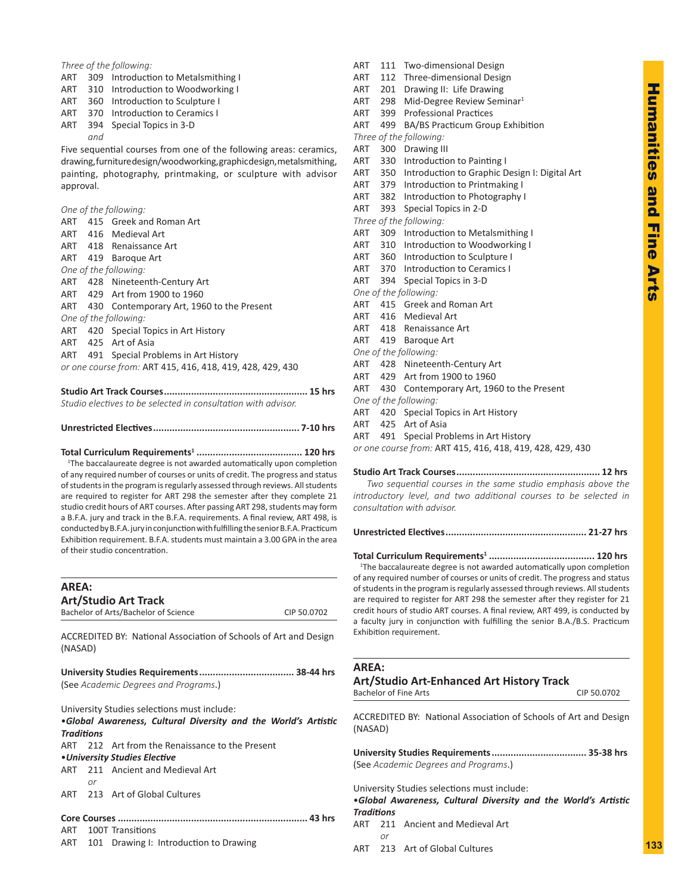*Three of the following:*

ART 309 Introduction to Metalsmithing I
ART 310 Introduction to Woodworking I
ART 360 Introduction to Sculpture I
ART 370 Introduction to Ceramics I
ART 394 Special Topics in 3-D
*and*

Five sequential courses from one of the following areas: ceramics, drawing, furniture design/woodworking, graphic design, metalsmithing, painting, photography, printmaking, or sculpture with advisor approval.

*One of the following:*

ART 415 Greek and Roman Art
ART 416 Medieval Art
ART 418 Renaissance Art
ART 419 Baroque Art

*One of the following:*

ART 428 Nineteenth-Century Art
ART 429 Art from 1900 to 1960
ART 430 Contemporary Art, 1960 to the Present

*One of the following:*

ART 420 Special Topics in Art History
ART 425 Art of Asia
ART 491 Special Problems in Art History
*or one course from:* ART 415, 416, 418, 419, 428, 429, 430

**Studio Art Track Courses.................................................... 15 hrs**
*Studio electives to be selected in consultation with advisor.*

**Unrestricted Electives..................................................... 7-10 hrs**

**Total Curriculum Requirements[1] ...................................... 120 hrs**

[1]The baccalaureate degree is not awarded automatically upon completion of any required number of courses or units of credit. The progress and status of students in the program is regularly assessed through reviews. All students are required to register for ART 298 the semester after they complete 21 studio credit hours of ART courses. After passing ART 298, students may form a B.F.A. jury and track in the B.F.A. requirements. A final review, ART 498, is conducted by B.F.A. jury in conjunction with fulfilling the senior B.F.A. Practicum Exhibition requirement. B.F.A. students must maintain a 3.00 GPA in the area of their studio concentration.

## AREA: Art/Studio Art Track

Bachelor of Arts/Bachelor of Science — CIP 50.0702

ACCREDITED BY: National Association of Schools of Art and Design (NASAD)

**University Studies Requirements.................................. 38-44 hrs**
(See *Academic Degrees and Programs*.)

University Studies selections must include:

•***Global Awareness, Cultural Diversity and the World's Artistic Traditions***
ART 212 Art from the Renaissance to the Present

•***University Studies Elective***
ART 211 Ancient and Medieval Art
*or*
ART 213 Art of Global Cultures

**Core Courses ..................................................................... 43 hrs**

ART 100T Transitions
ART 101 Drawing I: Introduction to Drawing
ART 111 Two-dimensional Design
ART 112 Three-dimensional Design
ART 201 Drawing II: Life Drawing
ART 298 Mid-Degree Review Seminar[1]
ART 399 Professional Practices
ART 499 BA/BS Practicum Group Exhibition

*Three of the following:*

ART 300 Drawing III
ART 330 Introduction to Painting I
ART 350 Introduction to Graphic Design I: Digital Art
ART 379 Introduction to Printmaking I
ART 382 Introduction to Photography I
ART 393 Special Topics in 2-D

*Three of the following:*

ART 309 Introduction to Metalsmithing I
ART 310 Introduction to Woodworking I
ART 360 Introduction to Sculpture I
ART 370 Introduction to Ceramics I
ART 394 Special Topics in 3-D

*One of the following:*

ART 415 Greek and Roman Art
ART 416 Medieval Art
ART 418 Renaissance Art
ART 419 Baroque Art

*One of the following:*

ART 428 Nineteenth-Century Art
ART 429 Art from 1900 to 1960
ART 430 Contemporary Art, 1960 to the Present

*One of the following:*

ART 420 Special Topics in Art History
ART 425 Art of Asia
ART 491 Special Problems in Art History
*or one course from:* ART 415, 416, 418, 419, 428, 429, 430

**Studio Art Track Courses.................................................... 12 hrs**
*Two sequential courses in the same studio emphasis above the introductory level, and two additional courses to be selected in consultation with advisor.*

**Unrestricted Electives................................................... 21-27 hrs**

**Total Curriculum Requirements[1] ...................................... 120 hrs**

[1]The baccalaureate degree is not awarded automatically upon completion of any required number of courses or units of credit. The progress and status of students in the program is regularly assessed through reviews. All students are required to register for ART 298 the semester after they register for 21 credit hours of studio ART courses. A final review, ART 499, is conducted by a faculty jury in conjunction with fulfilling the senior B.A./B.S. Practicum Exhibition requirement.

## AREA: Art/Studio Art-Enhanced Art History Track

Bachelor of Fine Arts — CIP 50.0702

ACCREDITED BY: National Association of Schools of Art and Design (NASAD)

**University Studies Requirements.................................. 35-38 hrs**
(See *Academic Degrees and Programs*.)

University Studies selections must include:

•***Global Awareness, Cultural Diversity and the World's Artistic Traditions***
ART 211 Ancient and Medieval Art
*or*
ART 213 Art of Global Cultures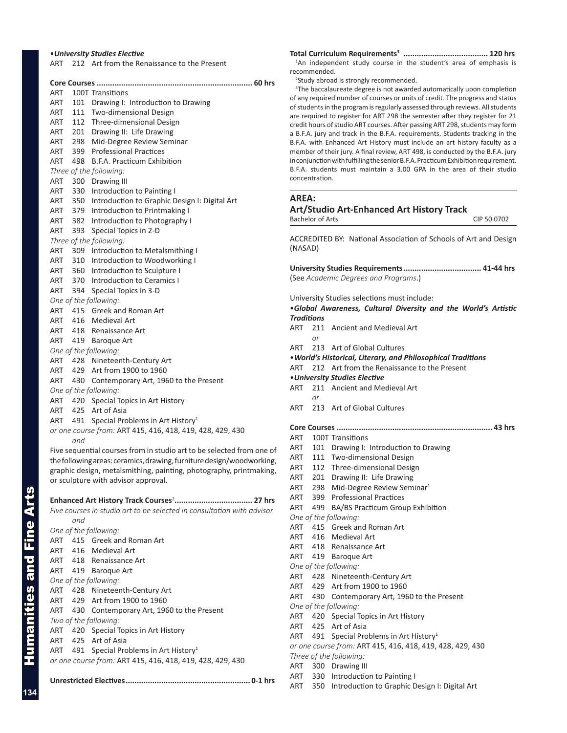•***University Studies Elective***

ART 212 Art from the Renaissance to the Present

**Core Courses .................................................................... 60 hrs**

ART 100T Transitions
ART 101 Drawing I: Introduction to Drawing
ART 111 Two-dimensional Design
ART 112 Three-dimensional Design
ART 201 Drawing II: Life Drawing
ART 298 Mid-Degree Review Seminar
ART 399 Professional Practices
ART 498 B.F.A. Practicum Exhibition

*Three of the following:*

ART 300 Drawing III
ART 330 Introduction to Painting I
ART 350 Introduction to Graphic Design I: Digital Art
ART 379 Introduction to Printmaking I
ART 382 Introduction to Photography I
ART 393 Special Topics in 2-D

*Three of the following:*

ART 309 Introduction to Metalsmithing I
ART 310 Introduction to Woodworking I
ART 360 Introduction to Sculpture I
ART 370 Introduction to Ceramics I
ART 394 Special Topics in 3-D

*One of the following:*

ART 415 Greek and Roman Art
ART 416 Medieval Art
ART 418 Renaissance Art
ART 419 Baroque Art

*One of the following:*

ART 428 Nineteenth-Century Art
ART 429 Art from 1900 to 1960
ART 430 Contemporary Art, 1960 to the Present

*One of the following:*

ART 420 Special Topics in Art History
ART 425 Art of Asia
ART 491 Special Problems in Art History[1]

*or one course from:* ART 415, 416, 418, 419, 428, 429, 430

*and*

Five sequential courses from in studio art to be selected from one of the following areas: ceramics, drawing, furniture design/woodworking, graphic design, metalsmithing, painting, photography, printmaking, or sculpture with advisor approval.

**Enhanced Art History Track Courses**[2] **.................................. 27 hrs**

*Five courses in studio art to be selected in consultation with advisor.*

*and*

*One of the following:*

ART 415 Greek and Roman Art
ART 416 Medieval Art
ART 418 Renaissance Art
ART 419 Baroque Art

*One of the following:*

ART 428 Nineteenth-Century Art
ART 429 Art from 1900 to 1960
ART 430 Contemporary Art, 1960 to the Present

*Two of the following:*

ART 420 Special Topics in Art History
ART 425 Art of Asia
ART 491 Special Problems in Art History[1]

*or one course from:* ART 415, 416, 418, 419, 428, 429, 430

**Unrestricted Electives ....................................................... 0-1 hrs**

**Total Curriculum Requirements**[3] **..................................... 120 hrs**

[1]An independent study course in the student's area of emphasis is recommended.

[2]Study abroad is strongly recommended.

[3]The baccalaureate degree is not awarded automatically upon completion of any required number of courses or units of credit. The progress and status of students in the program is regularly assessed through reviews. All students are required to register for ART 298 the semester after they register for 21 credit hours of studio ART courses. After passing ART 298, students may form a B.F.A. jury and track in the B.F.A. requirements. Students tracking in the B.F.A. with Enhanced Art History must include an art history faculty as a member of their jury. A final review, ART 498, is conducted by the B.F.A. jury in conjunction with fulfilling the senior B.F.A. Practicum Exhibition requirement. B.F.A. students must maintain a 3.00 GPA in the area of their studio concentration.

## AREA:
## Art/Studio Art-Enhanced Art History Track

Bachelor of Arts — CIP 50.0702

ACCREDITED BY: National Association of Schools of Art and Design (NASAD)

**University Studies Requirements .................................. 41-44 hrs**

(See *Academic Degrees and Programs*.)

University Studies selections must include:

•***Global Awareness, Cultural Diversity and the World's Artistic Traditions***

ART 211 Ancient and Medieval Art
*or*
ART 213 Art of Global Cultures

•***World's Historical, Literary, and Philosophical Traditions***

ART 212 Art from the Renaissance to the Present

•***University Studies Elective***

ART 211 Ancient and Medieval Art
*or*
ART 213 Art of Global Cultures

**Core Courses .................................................................... 43 hrs**

ART 100T Transitions
ART 101 Drawing I: Introduction to Drawing
ART 111 Two-dimensional Design
ART 112 Three-dimensional Design
ART 201 Drawing II: Life Drawing
ART 298 Mid-Degree Review Seminar[1]
ART 399 Professional Practices
ART 499 BA/BS Practicum Group Exhibition

*One of the following:*

ART 415 Greek and Roman Art
ART 416 Medieval Art
ART 418 Renaissance Art
ART 419 Baroque Art

*One of the following:*

ART 428 Nineteenth-Century Art
ART 429 Art from 1900 to 1960
ART 430 Contemporary Art, 1960 to the Present

*One of the following:*

ART 420 Special Topics in Art History
ART 425 Art of Asia
ART 491 Special Problems in Art History[1]

*or one course from:* ART 415, 416, 418, 419, 428, 429, 430

*Three of the following:*

ART 300 Drawing III
ART 330 Introduction to Painting I
ART 350 Introduction to Graphic Design I: Digital Art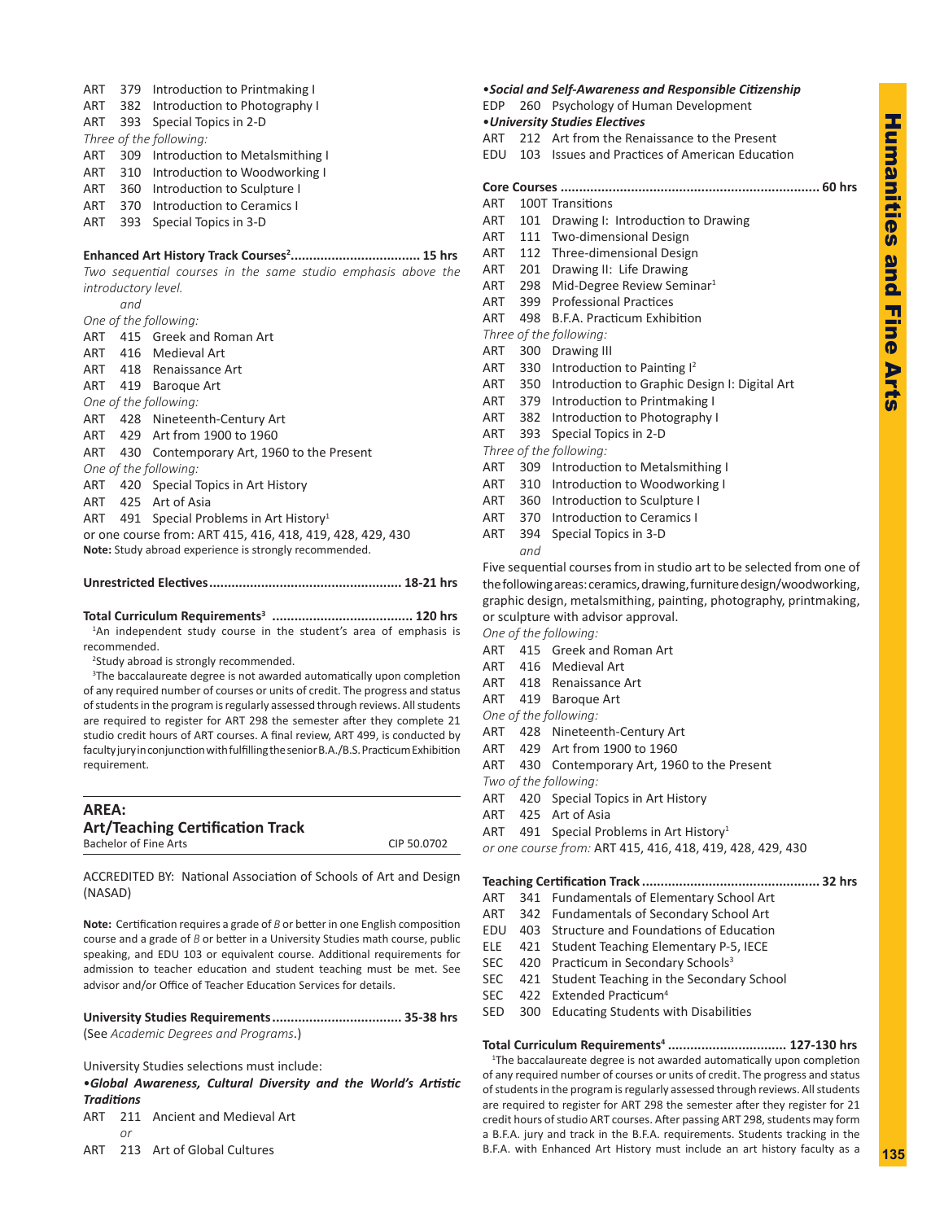ART 379 Introduction to Printmaking I
ART 382 Introduction to Photography I
ART 393 Special Topics in 2-D

*Three of the following:*

ART 309 Introduction to Metalsmithing I
ART 310 Introduction to Woodworking I
ART 360 Introduction to Sculpture I
ART 370 Introduction to Ceramics I
ART 393 Special Topics in 3-D

**Enhanced Art History Track Courses[2].................................. 15 hrs**

*Two sequential courses in the same studio emphasis above the introductory level.*

*and*

*One of the following:*

ART 415 Greek and Roman Art
ART 416 Medieval Art
ART 418 Renaissance Art
ART 419 Baroque Art

*One of the following:*

ART 428 Nineteenth-Century Art
ART 429 Art from 1900 to 1960
ART 430 Contemporary Art, 1960 to the Present

*One of the following:*

ART 420 Special Topics in Art History
ART 425 Art of Asia
ART 491 Special Problems in Art History[1]

or one course from: ART 415, 416, 418, 419, 428, 429, 430

**Note:** Study abroad experience is strongly recommended.

**Unrestricted Electives.................................................. 18-21 hrs**

**Total Curriculum Requirements[3] ..................................... 120 hrs**

[1]An independent study course in the student's area of emphasis is recommended.

[2]Study abroad is strongly recommended.

[3]The baccalaureate degree is not awarded automatically upon completion of any required number of courses or units of credit. The progress and status of students in the program is regularly assessed through reviews. All students are required to register for ART 298 the semester after they complete 21 studio credit hours of ART courses. A final review, ART 499, is conducted by faculty jury in conjunction with fulfilling the senior B.A./B.S. Practicum Exhibition requirement.

## AREA: Art/Teaching Certification Track

Bachelor of Fine Arts — CIP 50.0702

ACCREDITED BY: National Association of Schools of Art and Design (NASAD)

**Note:** Certification requires a grade of *B* or better in one English composition course and a grade of *B* or better in a University Studies math course, public speaking, and EDU 103 or equivalent course. Additional requirements for admission to teacher education and student teaching must be met. See advisor and/or Office of Teacher Education Services for details.

**University Studies Requirements.................................. 35-38 hrs**

(See *Academic Degrees and Programs*.)

University Studies selections must include:

•***Global Awareness, Cultural Diversity and the World's Artistic Traditions***

ART 211 Ancient and Medieval Art
*or*
ART 213 Art of Global Cultures

•***Social and Self-Awareness and Responsible Citizenship***

EDP 260 Psychology of Human Development

•***University Studies Electives***

ART 212 Art from the Renaissance to the Present
EDU 103 Issues and Practices of American Education

**Core Courses ..................................................................... 60 hrs**

ART 100T Transitions
ART 101 Drawing I: Introduction to Drawing
ART 111 Two-dimensional Design
ART 112 Three-dimensional Design
ART 201 Drawing II: Life Drawing
ART 298 Mid-Degree Review Seminar[1]
ART 399 Professional Practices
ART 498 B.F.A. Practicum Exhibition

*Three of the following:*

ART 300 Drawing III
ART 330 Introduction to Painting I[2]
ART 350 Introduction to Graphic Design I: Digital Art
ART 379 Introduction to Printmaking I
ART 382 Introduction to Photography I
ART 393 Special Topics in 2-D

*Three of the following:*

ART 309 Introduction to Metalsmithing I
ART 310 Introduction to Woodworking I
ART 360 Introduction to Sculpture I
ART 370 Introduction to Ceramics I
ART 394 Special Topics in 3-D

*and*

Five sequential courses from in studio art to be selected from one of the following areas: ceramics, drawing, furniture design/woodworking, graphic design, metalsmithing, painting, photography, printmaking, or sculpture with advisor approval.

*One of the following:*

ART 415 Greek and Roman Art
ART 416 Medieval Art
ART 418 Renaissance Art
ART 419 Baroque Art

*One of the following:*

ART 428 Nineteenth-Century Art
ART 429 Art from 1900 to 1960
ART 430 Contemporary Art, 1960 to the Present

*Two of the following:*

ART 420 Special Topics in Art History
ART 425 Art of Asia
ART 491 Special Problems in Art History[1]

*or one course from:* ART 415, 416, 418, 419, 428, 429, 430

**Teaching Certification Track ............................................... 32 hrs**

ART 341 Fundamentals of Elementary School Art
ART 342 Fundamentals of Secondary School Art
EDU 403 Structure and Foundations of Education
ELE 421 Student Teaching Elementary P-5, IECE
SEC 420 Practicum in Secondary Schools[3]
SEC 421 Student Teaching in the Secondary School
SEC 422 Extended Practicum[4]
SED 300 Educating Students with Disabilities

**Total Curriculum Requirements[4] ................................ 127-130 hrs**

[1]The baccalaureate degree is not awarded automatically upon completion of any required number of courses or units of credit. The progress and status of students in the program is regularly assessed through reviews. All students are required to register for ART 298 the semester after they register for 21 credit hours of studio ART courses. After passing ART 298, students may form a B.F.A. jury and track in the B.F.A. requirements. Students tracking in the B.F.A. with Enhanced Art History must include an art history faculty as a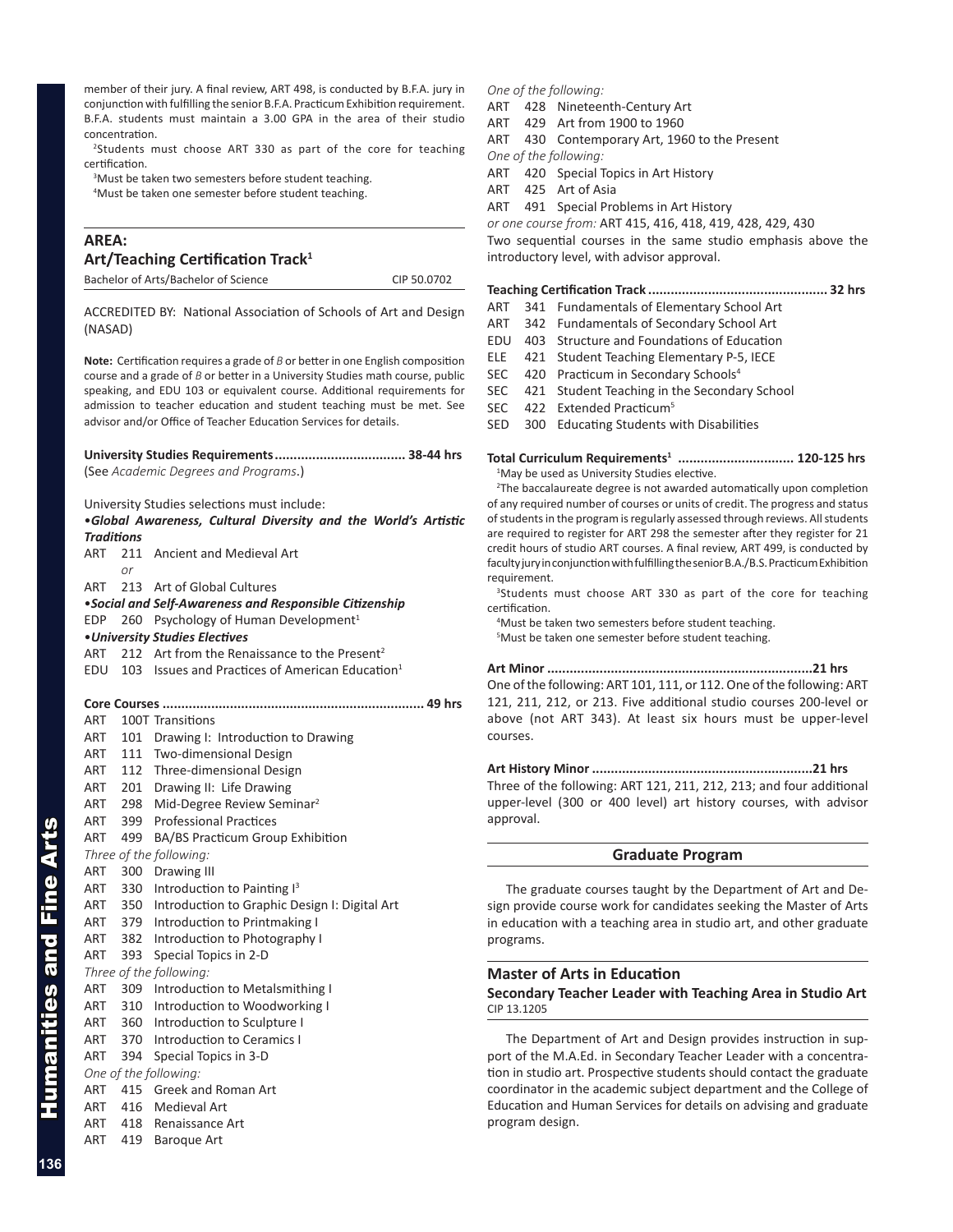member of their jury. A final review, ART 498, is conducted by B.F.A. jury in conjunction with fulfilling the senior B.F.A. Practicum Exhibition requirement. B.F.A. students must maintain a 3.00 GPA in the area of their studio concentration.

[2]Students must choose ART 330 as part of the core for teaching certification.

[3]Must be taken two semesters before student teaching.

[4]Must be taken one semester before student teaching.

## AREA:
## Art/Teaching Certification Track[1]

Bachelor of Arts/Bachelor of Science — CIP 50.0702

ACCREDITED BY: National Association of Schools of Art and Design (NASAD)

**Note:** Certification requires a grade of *B* or better in one English composition course and a grade of *B* or better in a University Studies math course, public speaking, and EDU 103 or equivalent course. Additional requirements for admission to teacher education and student teaching must be met. See advisor and/or Office of Teacher Education Services for details.

**University Studies Requirements .................................. 38-44 hrs**
(See *Academic Degrees and Programs*.)

University Studies selections must include:

•***Global Awareness, Cultural Diversity and the World's Artistic Traditions***

ART 211 Ancient and Medieval Art
*or*
ART 213 Art of Global Cultures

•***Social and Self-Awareness and Responsible Citizenship***

EDP 260 Psychology of Human Development[1]

•***University Studies Electives***

ART 212 Art from the Renaissance to the Present[2]
EDU 103 Issues and Practices of American Education[1]

**Core Courses ..................................................................... 49 hrs**

ART 100T Transitions
ART 101 Drawing I: Introduction to Drawing
ART 111 Two-dimensional Design
ART 112 Three-dimensional Design
ART 201 Drawing II: Life Drawing
ART 298 Mid-Degree Review Seminar[2]
ART 399 Professional Practices
ART 499 BA/BS Practicum Group Exhibition

*Three of the following:*
ART 300 Drawing III
ART 330 Introduction to Painting I[3]
ART 350 Introduction to Graphic Design I: Digital Art
ART 379 Introduction to Printmaking I
ART 382 Introduction to Photography I
ART 393 Special Topics in 2-D

*Three of the following:*
ART 309 Introduction to Metalsmithing I
ART 310 Introduction to Woodworking I
ART 360 Introduction to Sculpture I
ART 370 Introduction to Ceramics I
ART 394 Special Topics in 3-D

*One of the following:*
ART 415 Greek and Roman Art
ART 416 Medieval Art
ART 418 Renaissance Art
ART 419 Baroque Art

*One of the following:*
ART 428 Nineteenth-Century Art
ART 429 Art from 1900 to 1960
ART 430 Contemporary Art, 1960 to the Present

*One of the following:*
ART 420 Special Topics in Art History
ART 425 Art of Asia
ART 491 Special Problems in Art History

*or one course from:* ART 415, 416, 418, 419, 428, 429, 430

Two sequential courses in the same studio emphasis above the introductory level, with advisor approval.

**Teaching Certification Track ............................................... 32 hrs**

ART 341 Fundamentals of Elementary School Art
ART 342 Fundamentals of Secondary School Art
EDU 403 Structure and Foundations of Education
ELE 421 Student Teaching Elementary P-5, IECE
SEC 420 Practicum in Secondary Schools[4]
SEC 421 Student Teaching in the Secondary School
SEC 422 Extended Practicum[5]
SED 300 Educating Students with Disabilities

**Total Curriculum Requirements[1] .............................. 120-125 hrs**

[1]May be used as University Studies elective.

[2]The baccalaureate degree is not awarded automatically upon completion of any required number of courses or units of credit. The progress and status of students in the program is regularly assessed through reviews. All students are required to register for ART 298 the semester after they register for 21 credit hours of studio ART courses. A final review, ART 499, is conducted by faculty jury in conjunction with fulfilling the senior B.A./B.S. Practicum Exhibition requirement.

[3]Students must choose ART 330 as part of the core for teaching certification.

[4]Must be taken two semesters before student teaching.

[5]Must be taken one semester before student teaching.

**Art Minor .....................................................................21 hrs**

One of the following: ART 101, 111, or 112. One of the following: ART 121, 211, 212, or 213. Five additional studio courses 200-level or above (not ART 343). At least six hours must be upper-level courses.

**Art History Minor ..........................................................21 hrs**

Three of the following: ART 121, 211, 212, 213; and four additional upper-level (300 or 400 level) art history courses, with advisor approval.

## Graduate Program

The graduate courses taught by the Department of Art and Design provide course work for candidates seeking the Master of Arts in education with a teaching area in studio art, and other graduate programs.

## Master of Arts in Education
### Secondary Teacher Leader with Teaching Area in Studio Art
CIP 13.1205

The Department of Art and Design provides instruction in support of the M.A.Ed. in Secondary Teacher Leader with a concentration in studio art. Prospective students should contact the graduate coordinator in the academic subject department and the College of Education and Human Services for details on advising and graduate program design.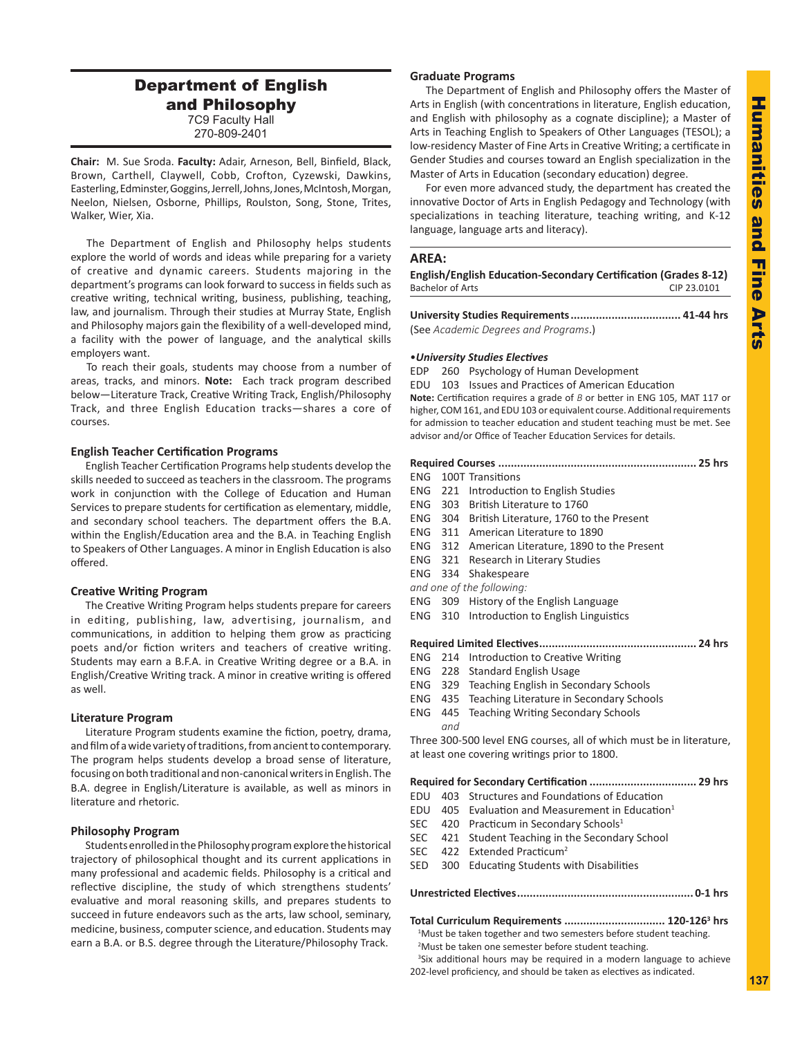## Department of English and Philosophy

7C9 Faculty Hall
270-809-2401

**Chair:** M. Sue Sroda. **Faculty:** Adair, Arneson, Bell, Binfield, Black, Brown, Carthell, Claywell, Cobb, Crofton, Cyzewski, Dawkins, Easterling, Edminster, Goggins, Jerrell, Johns, Jones, McIntosh, Morgan, Neelon, Nielsen, Osborne, Phillips, Roulston, Song, Stone, Trites, Walker, Wier, Xia.

The Department of English and Philosophy helps students explore the world of words and ideas while preparing for a variety of creative and dynamic careers. Students majoring in the department's programs can look forward to success in fields such as creative writing, technical writing, business, publishing, teaching, law, and journalism. Through their studies at Murray State, English and Philosophy majors gain the flexibility of a well-developed mind, a facility with the power of language, and the analytical skills employers want.

To reach their goals, students may choose from a number of areas, tracks, and minors. **Note:** Each track program described below—Literature Track, Creative Writing Track, English/Philosophy Track, and three English Education tracks—shares a core of courses.

### English Teacher Certification Programs

English Teacher Certification Programs help students develop the skills needed to succeed as teachers in the classroom. The programs work in conjunction with the College of Education and Human Services to prepare students for certification as elementary, middle, and secondary school teachers. The department offers the B.A. within the English/Education area and the B.A. in Teaching English to Speakers of Other Languages. A minor in English Education is also offered.

### Creative Writing Program

The Creative Writing Program helps students prepare for careers in editing, publishing, law, advertising, journalism, and communications, in addition to helping them grow as practicing poets and/or fiction writers and teachers of creative writing. Students may earn a B.F.A. in Creative Writing degree or a B.A. in English/Creative Writing track. A minor in creative writing is offered as well.

### Literature Program

Literature Program students examine the fiction, poetry, drama, and film of a wide variety of traditions, from ancient to contemporary. The program helps students develop a broad sense of literature, focusing on both traditional and non-canonical writers in English. The B.A. degree in English/Literature is available, as well as minors in literature and rhetoric.

### Philosophy Program

Students enrolled in the Philosophy program explore the historical trajectory of philosophical thought and its current applications in many professional and academic fields. Philosophy is a critical and reflective discipline, the study of which strengthens students' evaluative and moral reasoning skills, and prepares students to succeed in future endeavors such as the arts, law school, seminary, medicine, business, computer science, and education. Students may earn a B.A. or B.S. degree through the Literature/Philosophy Track.

### Graduate Programs

The Department of English and Philosophy offers the Master of Arts in English (with concentrations in literature, English education, and English with philosophy as a cognate discipline); a Master of Arts in Teaching English to Speakers of Other Languages (TESOL); a low-residency Master of Fine Arts in Creative Writing; a certificate in Gender Studies and courses toward an English specialization in the Master of Arts in Education (secondary education) degree.

For even more advanced study, the department has created the innovative Doctor of Arts in English Pedagogy and Technology (with specializations in teaching literature, teaching writing, and K-12 language, language arts and literacy).

### AREA:

**English/English Education-Secondary Certification (Grades 8-12)**
Bachelor of Arts — CIP 23.0101

**University Studies Requirements .................................. 41-44 hrs**
(See *Academic Degrees and Programs*.)

***•University Studies Electives***

EDP 260 Psychology of Human Development
EDU 103 Issues and Practices of American Education

**Note:** Certification requires a grade of *B* or better in ENG 105, MAT 117 or higher, COM 161, and EDU 103 or equivalent course. Additional requirements for admission to teacher education and student teaching must be met. See advisor and/or Office of Teacher Education Services for details.

**Required Courses .............................................................. 25 hrs**

ENG 100T Transitions
ENG 221 Introduction to English Studies
ENG 303 British Literature to 1760
ENG 304 British Literature, 1760 to the Present
ENG 311 American Literature to 1890
ENG 312 American Literature, 1890 to the Present
ENG 321 Research in Literary Studies
ENG 334 Shakespeare
*and one of the following:*
ENG 309 History of the English Language
ENG 310 Introduction to English Linguistics

**Required Limited Electives................................................. 24 hrs**

ENG 214 Introduction to Creative Writing
ENG 228 Standard English Usage
ENG 329 Teaching English in Secondary Schools
ENG 435 Teaching Literature in Secondary Schools
ENG 445 Teaching Writing Secondary Schools
*and*
Three 300-500 level ENG courses, all of which must be in literature, at least one covering writings prior to 1800.

**Required for Secondary Certification ................................. 29 hrs**

EDU 403 Structures and Foundations of Education
EDU 405 Evaluation and Measurement in Education[1]
SEC 420 Practicum in Secondary Schools[1]
SEC 421 Student Teaching in the Secondary School
SEC 422 Extended Practicum[2]
SED 300 Educating Students with Disabilities

**Unrestricted Electives....................................................... 0-1 hrs**

**Total Curriculum Requirements ............................... 120-126[3] hrs**

[1]Must be taken together and two semesters before student teaching.
[2]Must be taken one semester before student teaching.
[3]Six additional hours may be required in a modern language to achieve 202-level proficiency, and should be taken as electives as indicated.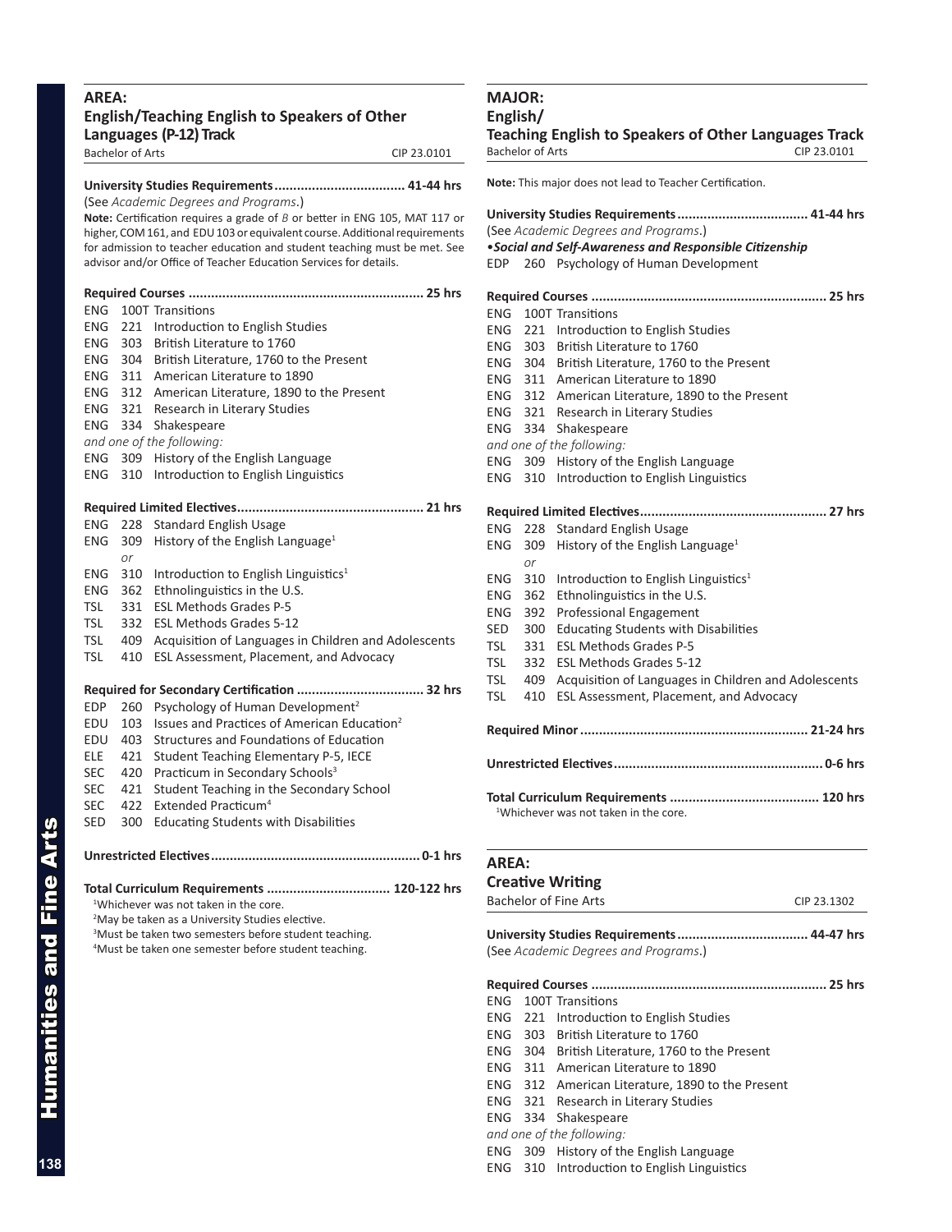## AREA:
## English/Teaching English to Speakers of Other Languages (P-12) Track

Bachelor of Arts CIP 23.0101

**University Studies Requirements .................................. 41-44 hrs**
(See *Academic Degrees and Programs*.)

**Note:** Certification requires a grade of *B* or better in ENG 105, MAT 117 or higher, COM 161, and EDU 103 or equivalent course. Additional requirements for admission to teacher education and student teaching must be met. See advisor and/or Office of Teacher Education Services for details.

**Required Courses ............................................................. 25 hrs**

ENG 100T Transitions
ENG 221 Introduction to English Studies
ENG 303 British Literature to 1760
ENG 304 British Literature, 1760 to the Present
ENG 311 American Literature to 1890
ENG 312 American Literature, 1890 to the Present
ENG 321 Research in Literary Studies
ENG 334 Shakespeare
*and one of the following:*
ENG 309 History of the English Language
ENG 310 Introduction to English Linguistics

**Required Limited Electives................................................ 21 hrs**

ENG 228 Standard English Usage
ENG 309 History of the English Language[1]
*or*
ENG 310 Introduction to English Linguistics[1]
ENG 362 Ethnolinguistics in the U.S.
TSL 331 ESL Methods Grades P-5
TSL 332 ESL Methods Grades 5-12
TSL 409 Acquisition of Languages in Children and Adolescents
TSL 410 ESL Assessment, Placement, and Advocacy

**Required for Secondary Certification ................................. 32 hrs**

EDP 260 Psychology of Human Development[2]
EDU 103 Issues and Practices of American Education[2]
EDU 403 Structures and Foundations of Education
ELE 421 Student Teaching Elementary P-5, IECE
SEC 420 Practicum in Secondary Schools[3]
SEC 421 Student Teaching in the Secondary School
SEC 422 Extended Practicum[4]
SED 300 Educating Students with Disabilities

**Unrestricted Electives....................................................... 0-1 hrs**

**Total Curriculum Requirements ................................ 120-122 hrs**

[1]Whichever was not taken in the core.
[2]May be taken as a University Studies elective.
[3]Must be taken two semesters before student teaching.
[4]Must be taken one semester before student teaching.

## MAJOR:
## English/ Teaching English to Speakers of Other Languages Track

Bachelor of Arts CIP 23.0101

**Note:** This major does not lead to Teacher Certification.

**University Studies Requirements .................................. 41-44 hrs**
(See *Academic Degrees and Programs*.)

***•Social and Self-Awareness and Responsible Citizenship***
EDP 260 Psychology of Human Development

**Required Courses ............................................................. 25 hrs**

ENG 100T Transitions
ENG 221 Introduction to English Studies
ENG 303 British Literature to 1760
ENG 304 British Literature, 1760 to the Present
ENG 311 American Literature to 1890
ENG 312 American Literature, 1890 to the Present
ENG 321 Research in Literary Studies
ENG 334 Shakespeare
*and one of the following:*
ENG 309 History of the English Language
ENG 310 Introduction to English Linguistics

**Required Limited Electives................................................ 27 hrs**

ENG 228 Standard English Usage
ENG 309 History of the English Language[1]
*or*
ENG 310 Introduction to English Linguistics[1]
ENG 362 Ethnolinguistics in the U.S.
ENG 392 Professional Engagement
SED 300 Educating Students with Disabilities
TSL 331 ESL Methods Grades P-5
TSL 332 ESL Methods Grades 5-12
TSL 409 Acquisition of Languages in Children and Adolescents
TSL 410 ESL Assessment, Placement, and Advocacy

**Required Minor ........................................................... 21-24 hrs**

**Unrestricted Electives....................................................... 0-6 hrs**

**Total Curriculum Requirements ....................................... 120 hrs**

[1]Whichever was not taken in the core.

## AREA:
## Creative Writing

Bachelor of Fine Arts CIP 23.1302

**University Studies Requirements .................................. 44-47 hrs**
(See *Academic Degrees and Programs*.)

**Required Courses ............................................................. 25 hrs**

ENG 100T Transitions
ENG 221 Introduction to English Studies
ENG 303 British Literature to 1760
ENG 304 British Literature, 1760 to the Present
ENG 311 American Literature to 1890
ENG 312 American Literature, 1890 to the Present
ENG 321 Research in Literary Studies
ENG 334 Shakespeare
*and one of the following:*
ENG 309 History of the English Language
ENG 310 Introduction to English Linguistics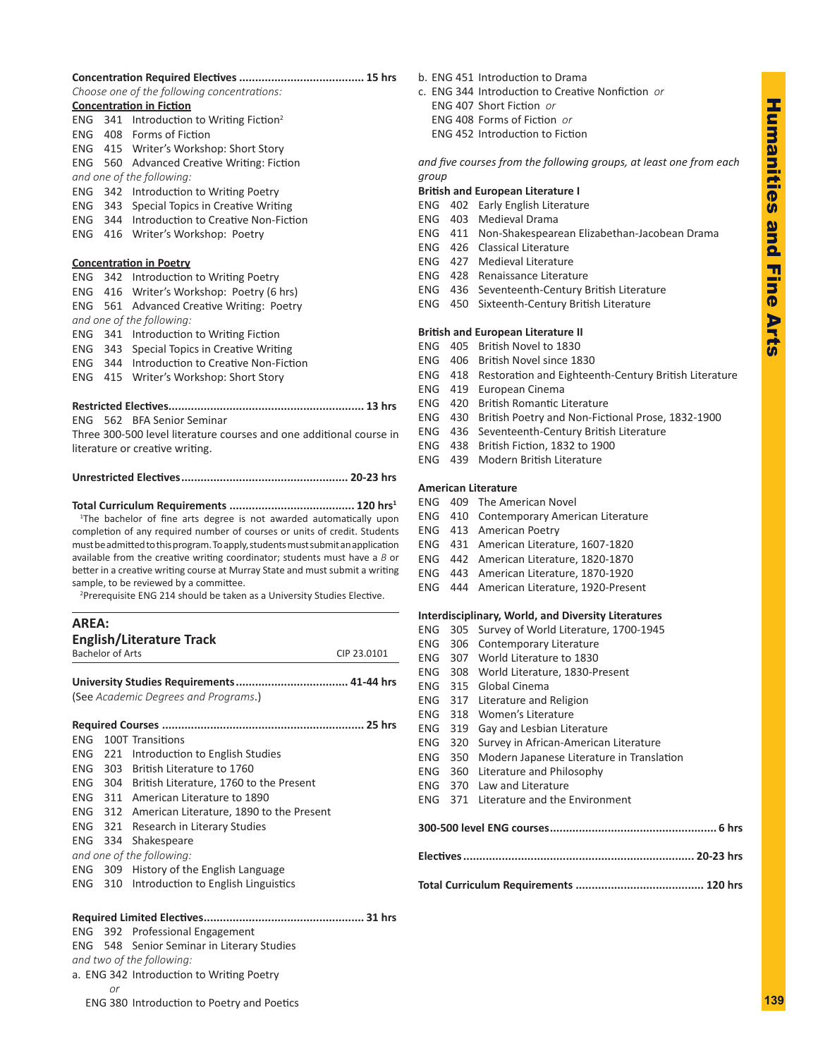**Concentration Required Electives ....................................... 15 hrs**

*Choose one of the following concentrations:*

**Concentration in Fiction**

ENG 341 Introduction to Writing Fiction[2]
ENG 408 Forms of Fiction
ENG 415 Writer's Workshop: Short Story
ENG 560 Advanced Creative Writing: Fiction

*and one of the following:*

ENG 342 Introduction to Writing Poetry
ENG 343 Special Topics in Creative Writing
ENG 344 Introduction to Creative Non-Fiction
ENG 416 Writer's Workshop: Poetry

**Concentration in Poetry**

ENG 342 Introduction to Writing Poetry
ENG 416 Writer's Workshop: Poetry (6 hrs)
ENG 561 Advanced Creative Writing: Poetry

*and one of the following:*

ENG 341 Introduction to Writing Fiction
ENG 343 Special Topics in Creative Writing
ENG 344 Introduction to Creative Non-Fiction
ENG 415 Writer's Workshop: Short Story

**Restricted Electives........................................................... 13 hrs**

ENG 562 BFA Senior Seminar

Three 300-500 level literature courses and one additional course in literature or creative writing.

**Unrestricted Electives................................................... 20-23 hrs**

**Total Curriculum Requirements ...................................... 120 hrs[1]**

[1]The bachelor of fine arts degree is not awarded automatically upon completion of any required number of courses or units of credit. Students must be admitted to this program. To apply, students must submit an application available from the creative writing coordinator; students must have a *B* or better in a creative writing course at Murray State and must submit a writing sample, to be reviewed by a committee.

[2]Prerequisite ENG 214 should be taken as a University Studies Elective.

## AREA: English/Literature Track

Bachelor of Arts — CIP 23.0101

**University Studies Requirements.................................. 41-44 hrs**

(See *Academic Degrees and Programs*.)

**Required Courses .............................................................. 25 hrs**

ENG 100T Transitions
ENG 221 Introduction to English Studies
ENG 303 British Literature to 1760
ENG 304 British Literature, 1760 to the Present
ENG 311 American Literature to 1890
ENG 312 American Literature, 1890 to the Present
ENG 321 Research in Literary Studies
ENG 334 Shakespeare

*and one of the following:*

ENG 309 History of the English Language
ENG 310 Introduction to English Linguistics

**Required Limited Electives................................................. 31 hrs**

ENG 392 Professional Engagement
ENG 548 Senior Seminar in Literary Studies

*and two of the following:*

a. ENG 342 Introduction to Writing Poetry *or* ENG 380 Introduction to Poetry and Poetics
b. ENG 451 Introduction to Drama
c. ENG 344 Introduction to Creative Nonfiction *or* ENG 407 Short Fiction *or* ENG 408 Forms of Fiction *or* ENG 452 Introduction to Fiction

*and five courses from the following groups, at least one from each group*

**British and European Literature I**

ENG 402 Early English Literature
ENG 403 Medieval Drama
ENG 411 Non-Shakespearean Elizabethan-Jacobean Drama
ENG 426 Classical Literature
ENG 427 Medieval Literature
ENG 428 Renaissance Literature
ENG 436 Seventeenth-Century British Literature
ENG 450 Sixteenth-Century British Literature

**British and European Literature II**

ENG 405 British Novel to 1830
ENG 406 British Novel since 1830
ENG 418 Restoration and Eighteenth-Century British Literature
ENG 419 European Cinema
ENG 420 British Romantic Literature
ENG 430 British Poetry and Non-Fictional Prose, 1832-1900
ENG 436 Seventeenth-Century British Literature
ENG 438 British Fiction, 1832 to 1900
ENG 439 Modern British Literature

**American Literature**

ENG 409 The American Novel
ENG 410 Contemporary American Literature
ENG 413 American Poetry
ENG 431 American Literature, 1607-1820
ENG 442 American Literature, 1820-1870
ENG 443 American Literature, 1870-1920
ENG 444 American Literature, 1920-Present

**Interdisciplinary, World, and Diversity Literatures**

ENG 305 Survey of World Literature, 1700-1945
ENG 306 Contemporary Literature
ENG 307 World Literature to 1830
ENG 308 World Literature, 1830-Present
ENG 315 Global Cinema
ENG 317 Literature and Religion
ENG 318 Women's Literature
ENG 319 Gay and Lesbian Literature
ENG 320 Survey in African-American Literature
ENG 350 Modern Japanese Literature in Translation
ENG 360 Literature and Philosophy
ENG 370 Law and Literature
ENG 371 Literature and the Environment

**300-500 level ENG courses.................................................... 6 hrs**

**Electives ....................................................................... 20-23 hrs**

**Total Curriculum Requirements ....................................... 120 hrs**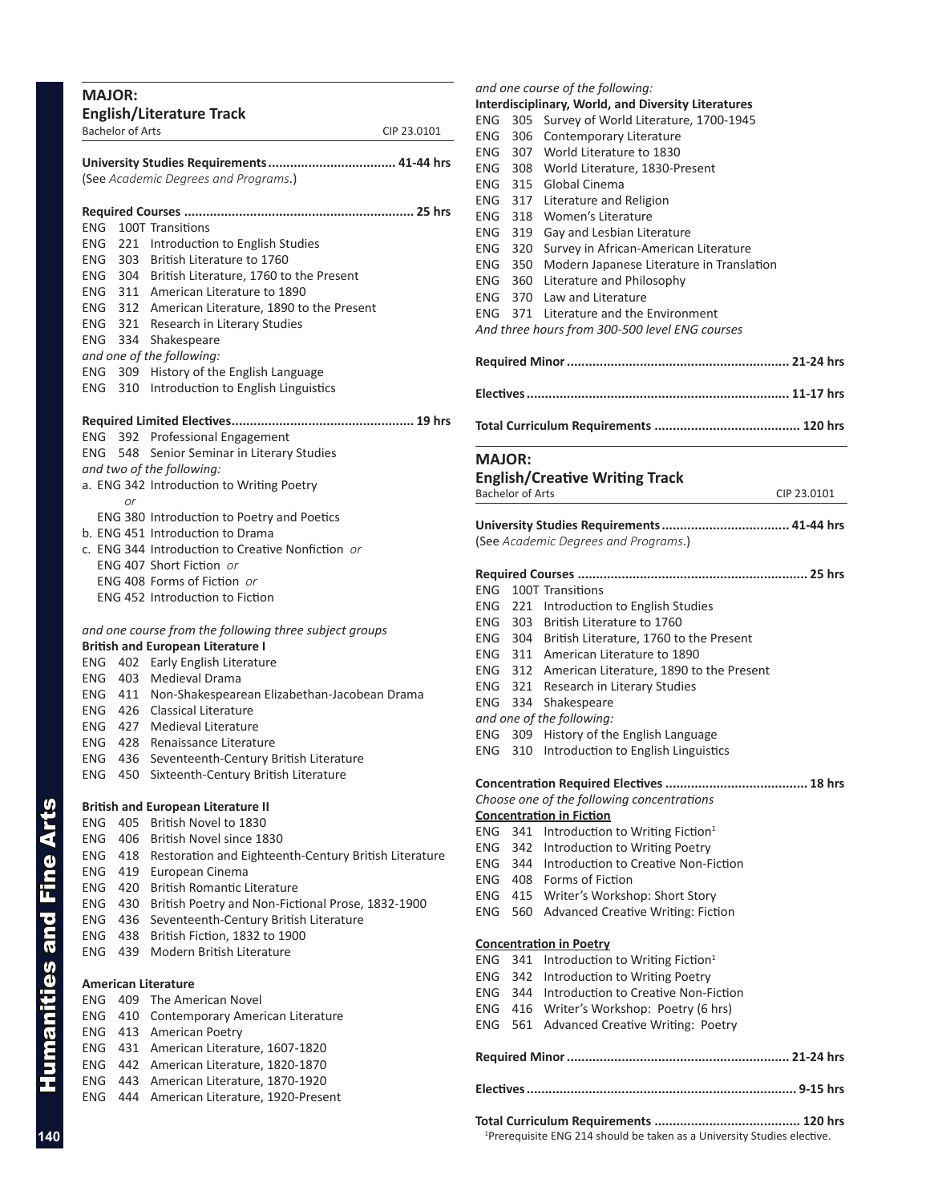## MAJOR:

### English/Literature Track

Bachelor of Arts — CIP 23.0101

**University Studies Requirements .................................. 41-44 hrs**
(See *Academic Degrees and Programs*.)

**Required Courses ............................................................. 25 hrs**

ENG 100T Transitions
ENG 221 Introduction to English Studies
ENG 303 British Literature to 1760
ENG 304 British Literature, 1760 to the Present
ENG 311 American Literature to 1890
ENG 312 American Literature, 1890 to the Present
ENG 321 Research in Literary Studies
ENG 334 Shakespeare
*and one of the following:*
ENG 309 History of the English Language
ENG 310 Introduction to English Linguistics

**Required Limited Electives................................................ 19 hrs**

ENG 392 Professional Engagement
ENG 548 Senior Seminar in Literary Studies
*and two of the following:*

a. ENG 342 Introduction to Writing Poetry
   *or*
   ENG 380 Introduction to Poetry and Poetics
b. ENG 451 Introduction to Drama
c. ENG 344 Introduction to Creative Nonfiction *or*
   ENG 407 Short Fiction *or*
   ENG 408 Forms of Fiction *or*
   ENG 452 Introduction to Fiction

*and one course from the following three subject groups*

**British and European Literature I**

ENG 402 Early English Literature
ENG 403 Medieval Drama
ENG 411 Non-Shakespearean Elizabethan-Jacobean Drama
ENG 426 Classical Literature
ENG 427 Medieval Literature
ENG 428 Renaissance Literature
ENG 436 Seventeenth-Century British Literature
ENG 450 Sixteenth-Century British Literature

**British and European Literature II**

ENG 405 British Novel to 1830
ENG 406 British Novel since 1830
ENG 418 Restoration and Eighteenth-Century British Literature
ENG 419 European Cinema
ENG 420 British Romantic Literature
ENG 430 British Poetry and Non-Fictional Prose, 1832-1900
ENG 436 Seventeenth-Century British Literature
ENG 438 British Fiction, 1832 to 1900
ENG 439 Modern British Literature

**American Literature**

ENG 409 The American Novel
ENG 410 Contemporary American Literature
ENG 413 American Poetry
ENG 431 American Literature, 1607-1820
ENG 442 American Literature, 1820-1870
ENG 443 American Literature, 1870-1920
ENG 444 American Literature, 1920-Present

*and one course of the following:*

**Interdisciplinary, World, and Diversity Literatures**

ENG 305 Survey of World Literature, 1700-1945
ENG 306 Contemporary Literature
ENG 307 World Literature to 1830
ENG 308 World Literature, 1830-Present
ENG 315 Global Cinema
ENG 317 Literature and Religion
ENG 318 Women's Literature
ENG 319 Gay and Lesbian Literature
ENG 320 Survey in African-American Literature
ENG 350 Modern Japanese Literature in Translation
ENG 360 Literature and Philosophy
ENG 370 Law and Literature
ENG 371 Literature and the Environment
*And three hours from 300-500 level ENG courses*

**Required Minor ........................................................... 21-24 hrs**

**Electives ..................................................................... 11-17 hrs**

**Total Curriculum Requirements ....................................... 120 hrs**

## MAJOR:

### English/Creative Writing Track

Bachelor of Arts — CIP 23.0101

**University Studies Requirements .................................. 41-44 hrs**
(See *Academic Degrees and Programs*.)

**Required Courses ............................................................. 25 hrs**

ENG 100T Transitions
ENG 221 Introduction to English Studies
ENG 303 British Literature to 1760
ENG 304 British Literature, 1760 to the Present
ENG 311 American Literature to 1890
ENG 312 American Literature, 1890 to the Present
ENG 321 Research in Literary Studies
ENG 334 Shakespeare
*and one of the following:*
ENG 309 History of the English Language
ENG 310 Introduction to English Linguistics

**Concentration Required Electives ...................................... 18 hrs**

*Choose one of the following concentrations*

**Concentration in Fiction**

ENG 341 Introduction to Writing Fiction[1]
ENG 342 Introduction to Writing Poetry
ENG 344 Introduction to Creative Non-Fiction
ENG 408 Forms of Fiction
ENG 415 Writer's Workshop: Short Story
ENG 560 Advanced Creative Writing: Fiction

**Concentration in Poetry**

ENG 341 Introduction to Writing Fiction[1]
ENG 342 Introduction to Writing Poetry
ENG 344 Introduction to Creative Non-Fiction
ENG 416 Writer's Workshop: Poetry (6 hrs)
ENG 561 Advanced Creative Writing: Poetry

**Required Minor ........................................................... 21-24 hrs**

**Electives ....................................................................... 9-15 hrs**

**Total Curriculum Requirements ....................................... 120 hrs**

[1]Prerequisite ENG 214 should be taken as a University Studies elective.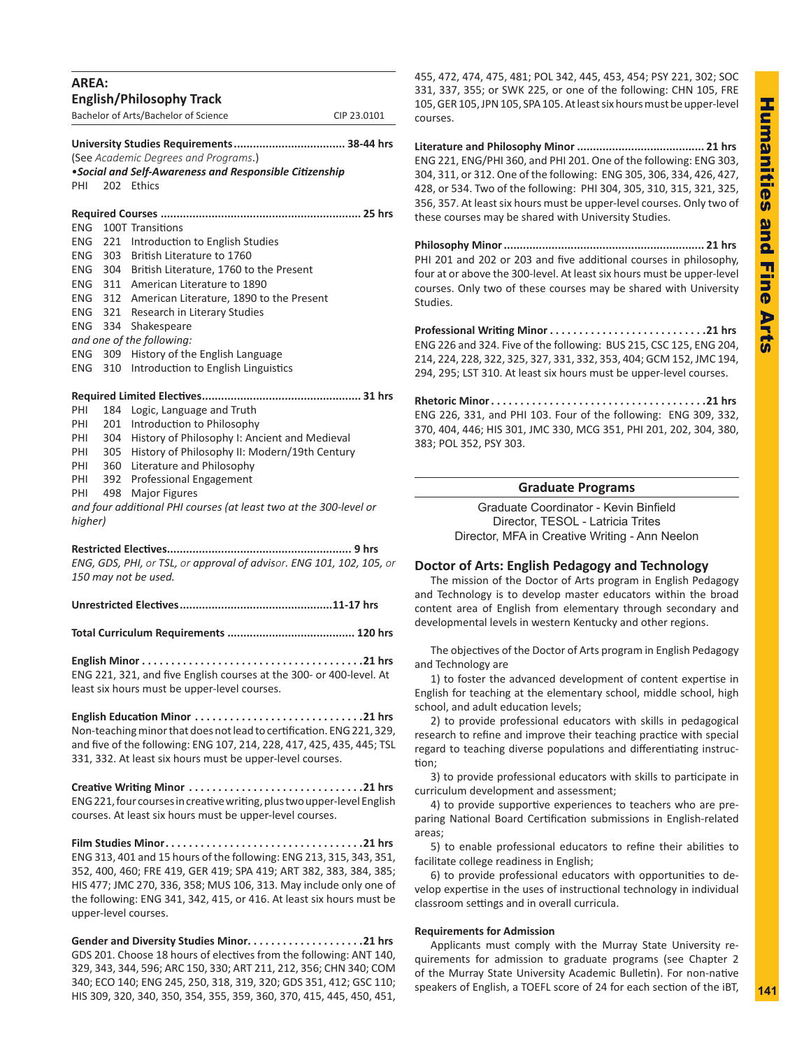## AREA:
## English/Philosophy Track

Bachelor of Arts/Bachelor of Science — CIP 23.0101

**University Studies Requirements .................................. 38-44 hrs**
(See *Academic Degrees and Programs*.)
•***Social and Self-Awareness and Responsible Citizenship***
PHI 202 Ethics

**Required Courses .............................................................. 25 hrs**
ENG 100T Transitions
ENG 221 Introduction to English Studies
ENG 303 British Literature to 1760
ENG 304 British Literature, 1760 to the Present
ENG 311 American Literature to 1890
ENG 312 American Literature, 1890 to the Present
ENG 321 Research in Literary Studies
ENG 334 Shakespeare
*and one of the following:*
ENG 309 History of the English Language
ENG 310 Introduction to English Linguistics

**Required Limited Electives................................................. 31 hrs**
PHI 184 Logic, Language and Truth
PHI 201 Introduction to Philosophy
PHI 304 History of Philosophy I: Ancient and Medieval
PHI 305 History of Philosophy II: Modern/19th Century
PHI 360 Literature and Philosophy
PHI 392 Professional Engagement
PHI 498 Major Figures
*and four additional PHI courses (at least two at the 300-level or higher)*

**Restricted Electives......................................................... 9 hrs**
*ENG, GDS, PHI, or TSL, or approval of advisor. ENG 101, 102, 105, or 150 may not be used.*

**Unrestricted Electives................................................11-17 hrs**

**Total Curriculum Requirements ....................................... 120 hrs**

**English Minor . . . . . . . . . . . . . . . . . . . . . . . . . . . . . . . . . . . . . .21 hrs**
ENG 221, 321, and five English courses at the 300- or 400-level. At least six hours must be upper-level courses.

**English Education Minor . . . . . . . . . . . . . . . . . . . . . . . . . . . . .21 hrs**
Non-teaching minor that does not lead to certification. ENG 221, 329, and five of the following: ENG 107, 214, 228, 417, 425, 435, 445; TSL 331, 332. At least six hours must be upper-level courses.

**Creative Writing Minor . . . . . . . . . . . . . . . . . . . . . . . . . . . . . .21 hrs**
ENG 221, four courses in creative writing, plus two upper-level English courses. At least six hours must be upper-level courses.

**Film Studies Minor. . . . . . . . . . . . . . . . . . . . . . . . . . . . . . . . . .21 hrs**
ENG 313, 401 and 15 hours of the following: ENG 213, 315, 343, 351, 352, 400, 460; FRE 419, GER 419; SPA 419; ART 382, 383, 384, 385; HIS 477; JMC 270, 336, 358; MUS 106, 313. May include only one of the following: ENG 341, 342, 415, or 416. At least six hours must be upper-level courses.

**Gender and Diversity Studies Minor. . . . . . . . . . . . . . . . . . . .21 hrs**
GDS 201. Choose 18 hours of electives from the following: ANT 140, 329, 343, 344, 596; ARC 150, 330; ART 211, 212, 356; CHN 340; COM 340; ECO 140; ENG 245, 250, 318, 319, 320; GDS 351, 412; GSC 110; HIS 309, 320, 340, 350, 354, 355, 359, 360, 370, 415, 445, 450, 451, 455, 472, 474, 475, 481; POL 342, 445, 453, 454; PSY 221, 302; SOC 331, 337, 355; or SWK 225, or one of the following: CHN 105, FRE 105, GER 105, JPN 105, SPA 105. At least six hours must be upper-level courses.

**Literature and Philosophy Minor ....................................... 21 hrs**
ENG 221, ENG/PHI 360, and PHI 201. One of the following: ENG 303, 304, 311, or 312. One of the following: ENG 305, 306, 334, 426, 427, 428, or 534. Two of the following: PHI 304, 305, 310, 315, 321, 325, 356, 357. At least six hours must be upper-level courses. Only two of these courses may be shared with University Studies.

**Philosophy Minor ............................................................. 21 hrs**
PHI 201 and 202 or 203 and five additional courses in philosophy, four at or above the 300-level. At least six hours must be upper-level courses. Only two of these courses may be shared with University Studies.

**Professional Writing Minor . . . . . . . . . . . . . . . . . . . . . . . . . . .21 hrs**
ENG 226 and 324. Five of the following: BUS 215, CSC 125, ENG 204, 214, 224, 228, 322, 325, 327, 331, 332, 353, 404; GCM 152, JMC 194, 294, 295; LST 310. At least six hours must be upper-level courses.

**Rhetoric Minor. . . . . . . . . . . . . . . . . . . . . . . . . . . . . . . . . . . . .21 hrs**
ENG 226, 331, and PHI 103. Four of the following: ENG 309, 332, 370, 404, 446; HIS 301, JMC 330, MCG 351, PHI 201, 202, 304, 380, 383; POL 352, PSY 303.

## Graduate Programs

Graduate Coordinator - Kevin Binfield
Director, TESOL - Latricia Trites
Director, MFA in Creative Writing - Ann Neelon

### Doctor of Arts: English Pedagogy and Technology

The mission of the Doctor of Arts program in English Pedagogy and Technology is to develop master educators within the broad content area of English from elementary through secondary and developmental levels in western Kentucky and other regions.

The objectives of the Doctor of Arts program in English Pedagogy and Technology are

1) to foster the advanced development of content expertise in English for teaching at the elementary school, middle school, high school, and adult education levels;

2) to provide professional educators with skills in pedagogical research to refine and improve their teaching practice with special regard to teaching diverse populations and differentiating instruction;

3) to provide professional educators with skills to participate in curriculum development and assessment;

4) to provide supportive experiences to teachers who are preparing National Board Certification submissions in English-related areas;

5) to enable professional educators to refine their abilities to facilitate college readiness in English;

6) to provide professional educators with opportunities to develop expertise in the uses of instructional technology in individual classroom settings and in overall curricula.

**Requirements for Admission**

Applicants must comply with the Murray State University requirements for admission to graduate programs (see Chapter 2 of the Murray State University Academic Bulletin). For non-native speakers of English, a TOEFL score of 24 for each section of the iBT,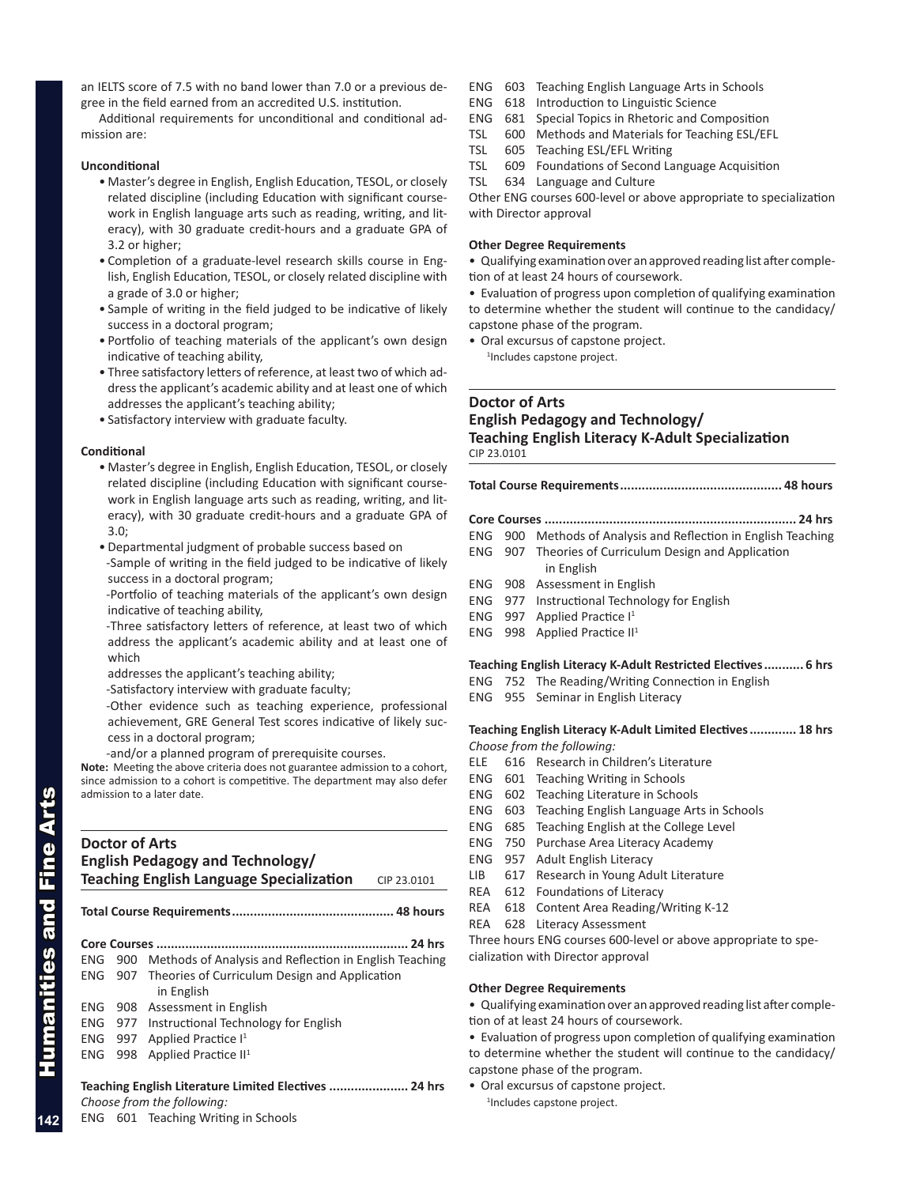an IELTS score of 7.5 with no band lower than 7.0 or a previous degree in the field earned from an accredited U.S. institution.

Additional requirements for unconditional and conditional admission are:

**Unconditional**

- Master's degree in English, English Education, TESOL, or closely related discipline (including Education with significant coursework in English language arts such as reading, writing, and literacy), with 30 graduate credit-hours and a graduate GPA of 3.2 or higher;
- Completion of a graduate-level research skills course in English, English Education, TESOL, or closely related discipline with a grade of 3.0 or higher;
- Sample of writing in the field judged to be indicative of likely success in a doctoral program;
- Portfolio of teaching materials of the applicant's own design indicative of teaching ability,
- Three satisfactory letters of reference, at least two of which address the applicant's academic ability and at least one of which addresses the applicant's teaching ability;
- Satisfactory interview with graduate faculty.

**Conditional**

- Master's degree in English, English Education, TESOL, or closely related discipline (including Education with significant coursework in English language arts such as reading, writing, and literacy), with 30 graduate credit-hours and a graduate GPA of 3.0;
- Departmental judgment of probable success based on
  - -Sample of writing in the field judged to be indicative of likely success in a doctoral program;
  - -Portfolio of teaching materials of the applicant's own design indicative of teaching ability,
  - -Three satisfactory letters of reference, at least two of which address the applicant's academic ability and at least one of which addresses the applicant's teaching ability;
  - -Satisfactory interview with graduate faculty;
  - -Other evidence such as teaching experience, professional achievement, GRE General Test scores indicative of likely success in a doctoral program;
  - -and/or a planned program of prerequisite courses.

**Note:** Meeting the above criteria does not guarantee admission to a cohort, since admission to a cohort is competitive. The department may also defer admission to a later date.

## Doctor of Arts
## English Pedagogy and Technology/ Teaching English Language Specialization
CIP 23.0101

**Total Course Requirements............................................ 48 hours**

**Core Courses .................................................................... 24 hrs**

ENG 900 Methods of Analysis and Reflection in English Teaching
ENG 907 Theories of Curriculum Design and Application in English
ENG 908 Assessment in English
ENG 977 Instructional Technology for English
ENG 997 Applied Practice I[1]
ENG 998 Applied Practice II[1]

**Teaching English Literature Limited Electives ..................... 24 hrs**

*Choose from the following:*

ENG 601 Teaching Writing in Schools
ENG 603 Teaching English Language Arts in Schools
ENG 618 Introduction to Linguistic Science
ENG 681 Special Topics in Rhetoric and Composition
TSL 600 Methods and Materials for Teaching ESL/EFL
TSL 605 Teaching ESL/EFL Writing
TSL 609 Foundations of Second Language Acquisition
TSL 634 Language and Culture

Other ENG courses 600-level or above appropriate to specialization with Director approval

**Other Degree Requirements**

- Qualifying examination over an approved reading list after completion of at least 24 hours of coursework.
- Evaluation of progress upon completion of qualifying examination to determine whether the student will continue to the candidacy/ capstone phase of the program.
- Oral excursus of capstone project.

[1]Includes capstone project.

## Doctor of Arts
## English Pedagogy and Technology/ Teaching English Literacy K-Adult Specialization
CIP 23.0101

**Total Course Requirements............................................ 48 hours**

**Core Courses .................................................................... 24 hrs**

ENG 900 Methods of Analysis and Reflection in English Teaching
ENG 907 Theories of Curriculum Design and Application in English
ENG 908 Assessment in English
ENG 977 Instructional Technology for English
ENG 997 Applied Practice I[1]
ENG 998 Applied Practice II[1]

**Teaching English Literacy K-Adult Restricted Electives........... 6 hrs**

ENG 752 The Reading/Writing Connection in English
ENG 955 Seminar in English Literacy

**Teaching English Literacy K-Adult Limited Electives............. 18 hrs**

*Choose from the following:*

ELE 616 Research in Children's Literature
ENG 601 Teaching Writing in Schools
ENG 602 Teaching Literature in Schools
ENG 603 Teaching English Language Arts in Schools
ENG 685 Teaching English at the College Level
ENG 750 Purchase Area Literacy Academy
ENG 957 Adult English Literacy
LIB 617 Research in Young Adult Literature
REA 612 Foundations of Literacy
REA 618 Content Area Reading/Writing K-12
REA 628 Literacy Assessment

Three hours ENG courses 600-level or above appropriate to specialization with Director approval

**Other Degree Requirements**

- Qualifying examination over an approved reading list after completion of at least 24 hours of coursework.
- Evaluation of progress upon completion of qualifying examination to determine whether the student will continue to the candidacy/ capstone phase of the program.
- Oral excursus of capstone project.

[1]Includes capstone project.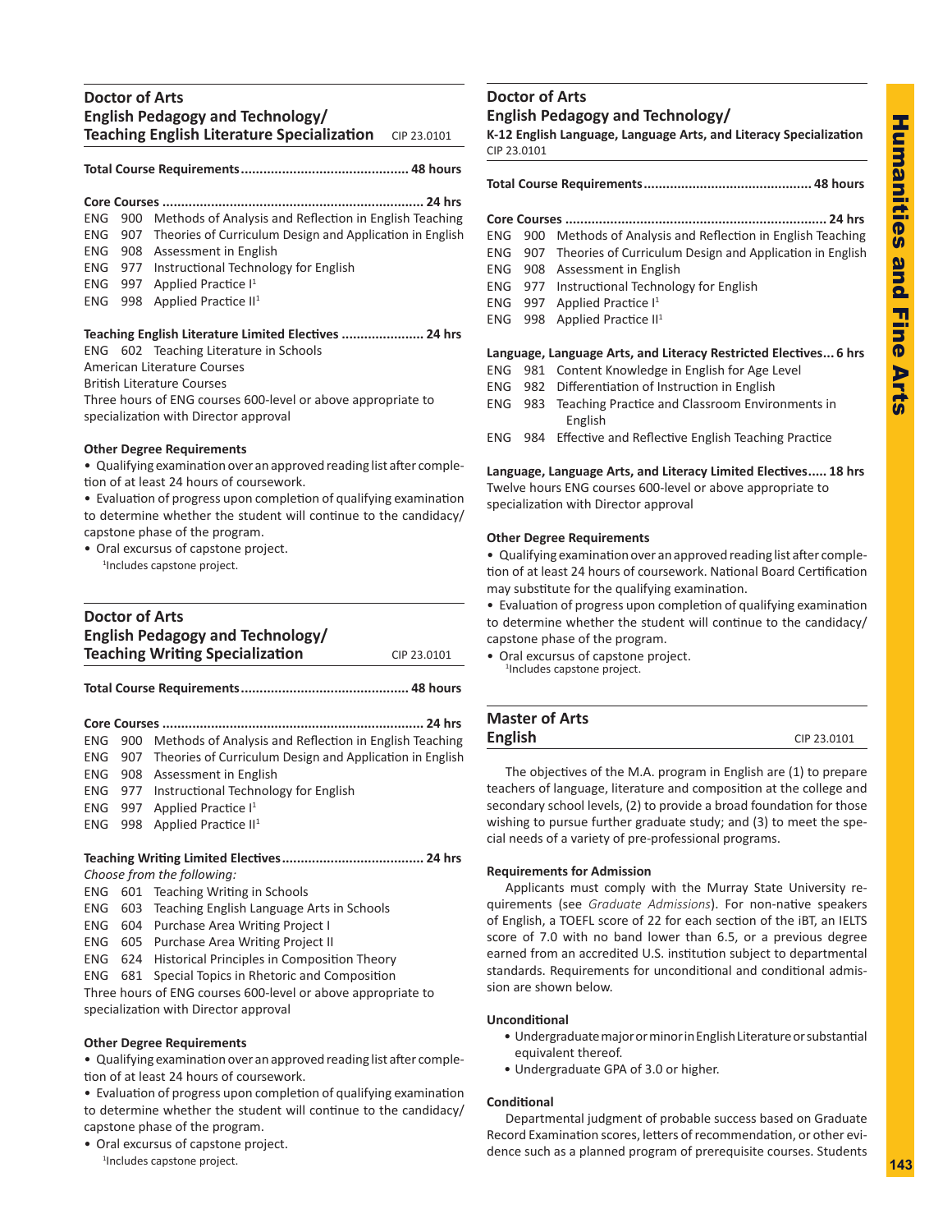## Doctor of Arts
## English Pedagogy and Technology/ Teaching English Literature Specialization

CIP 23.0101

**Total Course Requirements............................................ 48 hours**

**Core Courses ..................................................................... 24 hrs**

ENG 900 Methods of Analysis and Reflection in English Teaching
ENG 907 Theories of Curriculum Design and Application in English
ENG 908 Assessment in English
ENG 977 Instructional Technology for English
ENG 997 Applied Practice I[1]
ENG 998 Applied Practice II[1]

**Teaching English Literature Limited Electives ...................... 24 hrs**

ENG 602 Teaching Literature in Schools
American Literature Courses
British Literature Courses
Three hours of ENG courses 600-level or above appropriate to specialization with Director approval

**Other Degree Requirements**

- Qualifying examination over an approved reading list after completion of at least 24 hours of coursework.
- Evaluation of progress upon completion of qualifying examination to determine whether the student will continue to the candidacy/capstone phase of the program.
- Oral excursus of capstone project.

[1]Includes capstone project.

## Doctor of Arts
## English Pedagogy and Technology/ Teaching Writing Specialization

CIP 23.0101

**Total Course Requirements............................................ 48 hours**

**Core Courses ..................................................................... 24 hrs**

ENG 900 Methods of Analysis and Reflection in English Teaching
ENG 907 Theories of Curriculum Design and Application in English
ENG 908 Assessment in English
ENG 977 Instructional Technology for English
ENG 997 Applied Practice I[1]
ENG 998 Applied Practice II[1]

**Teaching Writing Limited Electives...................................... 24 hrs**

*Choose from the following:*

ENG 601 Teaching Writing in Schools
ENG 603 Teaching English Language Arts in Schools
ENG 604 Purchase Area Writing Project I
ENG 605 Purchase Area Writing Project II
ENG 624 Historical Principles in Composition Theory
ENG 681 Special Topics in Rhetoric and Composition
Three hours of ENG courses 600-level or above appropriate to specialization with Director approval

**Other Degree Requirements**

- Qualifying examination over an approved reading list after completion of at least 24 hours of coursework.
- Evaluation of progress upon completion of qualifying examination to determine whether the student will continue to the candidacy/capstone phase of the program.
- Oral excursus of capstone project.

[1]Includes capstone project.

## Doctor of Arts
## English Pedagogy and Technology/
### K-12 English Language, Language Arts, and Literacy Specialization

CIP 23.0101

**Total Course Requirements............................................ 48 hours**

**Core Courses ..................................................................... 24 hrs**

ENG 900 Methods of Analysis and Reflection in English Teaching
ENG 907 Theories of Curriculum Design and Application in English
ENG 908 Assessment in English
ENG 977 Instructional Technology for English
ENG 997 Applied Practice I[1]
ENG 998 Applied Practice II[1]

**Language, Language Arts, and Literacy Restricted Electives... 6 hrs**

ENG 981 Content Knowledge in English for Age Level
ENG 982 Differentiation of Instruction in English
ENG 983 Teaching Practice and Classroom Environments in English
ENG 984 Effective and Reflective English Teaching Practice

**Language, Language Arts, and Literacy Limited Electives..... 18 hrs**

Twelve hours ENG courses 600-level or above appropriate to specialization with Director approval

**Other Degree Requirements**

- Qualifying examination over an approved reading list after completion of at least 24 hours of coursework. National Board Certification may substitute for the qualifying examination.
- Evaluation of progress upon completion of qualifying examination to determine whether the student will continue to the candidacy/capstone phase of the program.
- Oral excursus of capstone project.

[1]Includes capstone project.

## Master of Arts
## English

CIP 23.0101

The objectives of the M.A. program in English are (1) to prepare teachers of language, literature and composition at the college and secondary school levels, (2) to provide a broad foundation for those wishing to pursue further graduate study; and (3) to meet the special needs of a variety of pre-professional programs.

**Requirements for Admission**

Applicants must comply with the Murray State University requirements (see *Graduate Admissions*). For non-native speakers of English, a TOEFL score of 22 for each section of the iBT, an IELTS score of 7.0 with no band lower than 6.5, or a previous degree earned from an accredited U.S. institution subject to departmental standards. Requirements for unconditional and conditional admission are shown below.

**Unconditional**

- Undergraduate major or minor in English Literature or substantial equivalent thereof.
- Undergraduate GPA of 3.0 or higher.

**Conditional**

Departmental judgment of probable success based on Graduate Record Examination scores, letters of recommendation, or other evidence such as a planned program of prerequisite courses. Students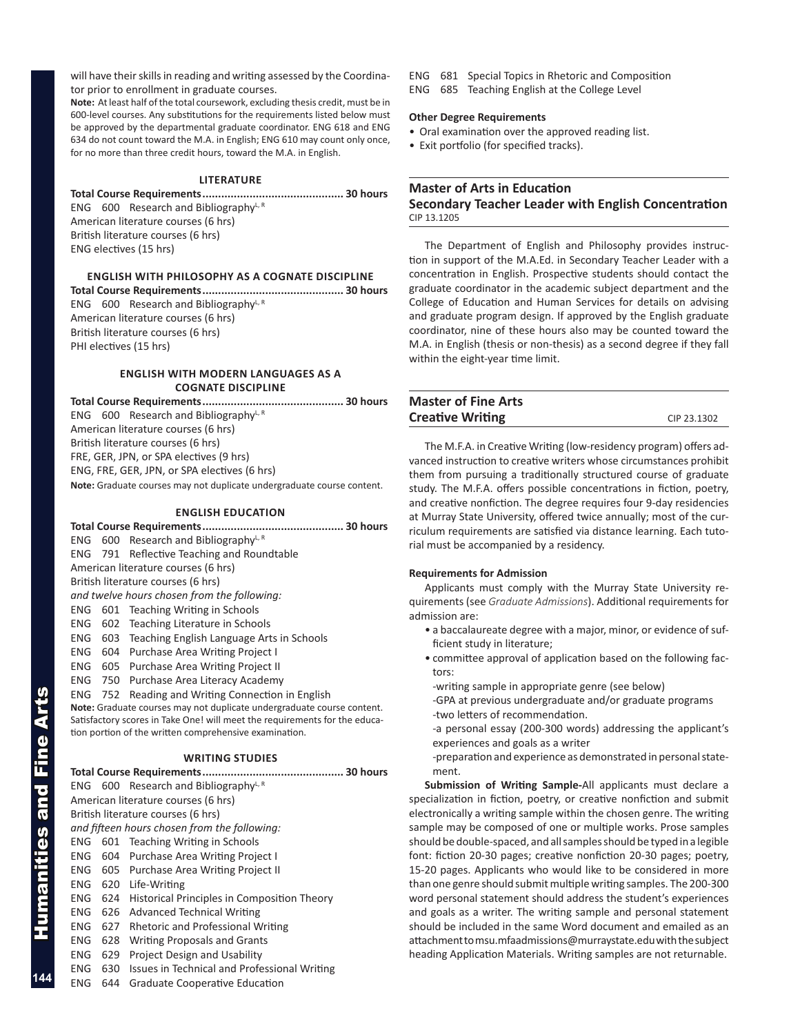will have their skills in reading and writing assessed by the Coordinator prior to enrollment in graduate courses.

**Note:** At least half of the total coursework, excluding thesis credit, must be in 600-level courses. Any substitutions for the requirements listed below must be approved by the departmental graduate coordinator. ENG 618 and ENG 634 do not count toward the M.A. in English; ENG 610 may count only once, for no more than three credit hours, toward the M.A. in English.

#### LITERATURE

**Total Course Requirements............................................ 30 hours**

ENG 600 Research and Bibliography[L, R]
American literature courses (6 hrs)
British literature courses (6 hrs)
ENG electives (15 hrs)

#### ENGLISH WITH PHILOSOPHY AS A COGNATE DISCIPLINE

**Total Course Requirements............................................ 30 hours**

ENG 600 Research and Bibliography[L, R]
American literature courses (6 hrs)
British literature courses (6 hrs)
PHI electives (15 hrs)

#### ENGLISH WITH MODERN LANGUAGES AS A COGNATE DISCIPLINE

**Total Course Requirements............................................ 30 hours**

ENG 600 Research and Bibliography[L, R]
American literature courses (6 hrs)
British literature courses (6 hrs)
FRE, GER, JPN, or SPA electives (9 hrs)
ENG, FRE, GER, JPN, or SPA electives (6 hrs)

**Note:** Graduate courses may not duplicate undergraduate course content.

#### ENGLISH EDUCATION

**Total Course Requirements............................................ 30 hours**

ENG 600 Research and Bibliography[L, R]
ENG 791 Reflective Teaching and Roundtable
American literature courses (6 hrs)
British literature courses (6 hrs)
*and twelve hours chosen from the following:*
ENG 601 Teaching Writing in Schools
ENG 602 Teaching Literature in Schools
ENG 603 Teaching English Language Arts in Schools
ENG 604 Purchase Area Writing Project I
ENG 605 Purchase Area Writing Project II
ENG 750 Purchase Area Literacy Academy
ENG 752 Reading and Writing Connection in English

**Note:** Graduate courses may not duplicate undergraduate course content. Satisfactory scores in Take One! will meet the requirements for the education portion of the written comprehensive examination.

#### WRITING STUDIES

**Total Course Requirements............................................ 30 hours**

ENG 600 Research and Bibliography[L, R]
American literature courses (6 hrs)
British literature courses (6 hrs)
*and fifteen hours chosen from the following:*
ENG 601 Teaching Writing in Schools
ENG 604 Purchase Area Writing Project I
ENG 605 Purchase Area Writing Project II
ENG 620 Life-Writing
ENG 624 Historical Principles in Composition Theory
ENG 626 Advanced Technical Writing
ENG 627 Rhetoric and Professional Writing
ENG 628 Writing Proposals and Grants
ENG 629 Project Design and Usability
ENG 630 Issues in Technical and Professional Writing
ENG 644 Graduate Cooperative Education
ENG 681 Special Topics in Rhetoric and Composition
ENG 685 Teaching English at the College Level

**Other Degree Requirements**

- Oral examination over the approved reading list.
- Exit portfolio (for specified tracks).

## Master of Arts in Education
## Secondary Teacher Leader with English Concentration

CIP 13.1205

The Department of English and Philosophy provides instruction in support of the M.A.Ed. in Secondary Teacher Leader with a concentration in English. Prospective students should contact the graduate coordinator in the academic subject department and the College of Education and Human Services for details on advising and graduate program design. If approved by the English graduate coordinator, nine of these hours also may be counted toward the M.A. in English (thesis or non-thesis) as a second degree if they fall within the eight-year time limit.

## Master of Fine Arts
## Creative Writing

CIP 23.1302

The M.F.A. in Creative Writing (low-residency program) offers advanced instruction to creative writers whose circumstances prohibit them from pursuing a traditionally structured course of graduate study. The M.F.A. offers possible concentrations in fiction, poetry, and creative nonfiction. The degree requires four 9-day residencies at Murray State University, offered twice annually; most of the curriculum requirements are satisfied via distance learning. Each tutorial must be accompanied by a residency.

**Requirements for Admission**

Applicants must comply with the Murray State University requirements (see *Graduate Admissions*). Additional requirements for admission are:

- a baccalaureate degree with a major, minor, or evidence of sufficient study in literature;
- committee approval of application based on the following factors:
  - -writing sample in appropriate genre (see below)
  - -GPA at previous undergraduate and/or graduate programs
  - -two letters of recommendation.
  - -a personal essay (200-300 words) addressing the applicant's experiences and goals as a writer
  - -preparation and experience as demonstrated in personal statement.

**Submission of Writing Sample-**All applicants must declare a specialization in fiction, poetry, or creative nonfiction and submit electronically a writing sample within the chosen genre. The writing sample may be composed of one or multiple works. Prose samples should be double-spaced, and all samples should be typed in a legible font: fiction 20-30 pages; creative nonfiction 20-30 pages; poetry, 15-20 pages. Applicants who would like to be considered in more than one genre should submit multiple writing samples. The 200-300 word personal statement should address the student's experiences and goals as a writer. The writing sample and personal statement should be included in the same Word document and emailed as an attachment to msu.mfaadmissions@murraystate.edu with the subject heading Application Materials. Writing samples are not returnable.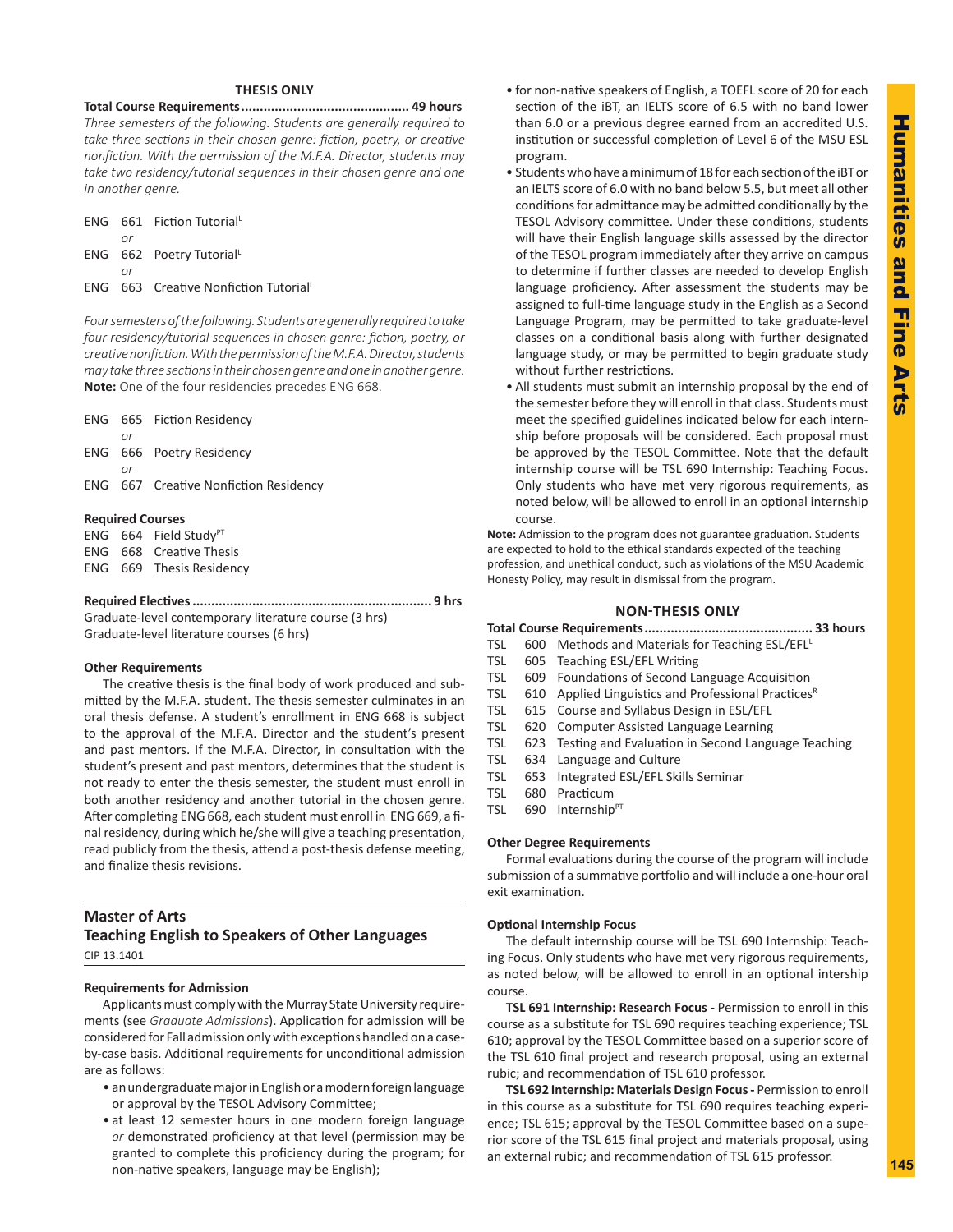### THESIS ONLY

**Total Course Requirements............................................ 49 hours**

*Three semesters of the following. Students are generally required to take three sections in their chosen genre: fiction, poetry, or creative nonfiction. With the permission of the M.F.A. Director, students may take two residency/tutorial sequences in their chosen genre and one in another genre.*

ENG 661 Fiction Tutorial[L]
*or*
ENG 662 Poetry Tutorial[L]
*or*
ENG 663 Creative Nonfiction Tutorial[L]

*Four semesters of the following. Students are generally required to take four residency/tutorial sequences in chosen genre: fiction, poetry, or creative nonfiction. With the permission of the M.F.A. Director, students may take three sections in their chosen genre and one in another genre.* **Note:** One of the four residencies precedes ENG 668.

ENG 665 Fiction Residency
*or*
ENG 666 Poetry Residency
*or*
ENG 667 Creative Nonfiction Residency

**Required Courses**

ENG 664 Field Study[PT]
ENG 668 Creative Thesis
ENG 669 Thesis Residency

**Required Electives ............................................................... 9 hrs**

Graduate-level contemporary literature course (3 hrs)
Graduate-level literature courses (6 hrs)

**Other Requirements**

The creative thesis is the final body of work produced and submitted by the M.F.A. student. The thesis semester culminates in an oral thesis defense. A student's enrollment in ENG 668 is subject to the approval of the M.F.A. Director and the student's present and past mentors. If the M.F.A. Director, in consultation with the student's present and past mentors, determines that the student is not ready to enter the thesis semester, the student must enroll in both another residency and another tutorial in the chosen genre. After completing ENG 668, each student must enroll in ENG 669, a final residency, during which he/she will give a teaching presentation, read publicly from the thesis, attend a post-thesis defense meeting, and finalize thesis revisions.

## Master of Arts
## Teaching English to Speakers of Other Languages

CIP 13.1401

**Requirements for Admission**

Applicants must comply with the Murray State University requirements (see *Graduate Admissions*). Application for admission will be considered for Fall admission only with exceptions handled on a case-by-case basis. Additional requirements for unconditional admission are as follows:

- an undergraduate major in English or a modern foreign language or approval by the TESOL Advisory Committee;
- at least 12 semester hours in one modern foreign language *or* demonstrated proficiency at that level (permission may be granted to complete this proficiency during the program; for non-native speakers, language may be English);
- for non-native speakers of English, a TOEFL score of 20 for each section of the iBT, an IELTS score of 6.5 with no band lower than 6.0 or a previous degree earned from an accredited U.S. institution or successful completion of Level 6 of the MSU ESL program.
- Students who have a minimum of 18 for each section of the iBT or an IELTS score of 6.0 with no band below 5.5, but meet all other conditions for admittance may be admitted conditionally by the TESOL Advisory committee. Under these conditions, students will have their English language skills assessed by the director of the TESOL program immediately after they arrive on campus to determine if further classes are needed to develop English language proficiency. After assessment the students may be assigned to full-time language study in the English as a Second Language Program, may be permitted to take graduate-level classes on a conditional basis along with further designated language study, or may be permitted to begin graduate study without further restrictions.
- All students must submit an internship proposal by the end of the semester before they will enroll in that class. Students must meet the specified guidelines indicated below for each internship before proposals will be considered. Each proposal must be approved by the TESOL Committee. Note that the default internship course will be TSL 690 Internship: Teaching Focus. Only students who have met very rigorous requirements, as noted below, will be allowed to enroll in an optional internship course.

**Note:** Admission to the program does not guarantee graduation. Students are expected to hold to the ethical standards expected of the teaching profession, and unethical conduct, such as violations of the MSU Academic Honesty Policy, may result in dismissal from the program.

### NON-THESIS ONLY

**Total Course Requirements............................................ 33 hours**

TSL 600 Methods and Materials for Teaching ESL/EFL[L]
TSL 605 Teaching ESL/EFL Writing
TSL 609 Foundations of Second Language Acquisition
TSL 610 Applied Linguistics and Professional Practices[R]
TSL 615 Course and Syllabus Design in ESL/EFL
TSL 620 Computer Assisted Language Learning
TSL 623 Testing and Evaluation in Second Language Teaching
TSL 634 Language and Culture
TSL 653 Integrated ESL/EFL Skills Seminar
TSL 680 Practicum
TSL 690 Internship[PT]

**Other Degree Requirements**

Formal evaluations during the course of the program will include submission of a summative portfolio and will include a one-hour oral exit examination.

**Optional Internship Focus**

The default internship course will be TSL 690 Internship: Teaching Focus. Only students who have met very rigorous requirements, as noted below, will be allowed to enroll in an optional intership course.

**TSL 691 Internship: Research Focus -** Permission to enroll in this course as a substitute for TSL 690 requires teaching experience; TSL 610; approval by the TESOL Committee based on a superior score of the TSL 610 final project and research proposal, using an external rubic; and recommendation of TSL 610 professor.

**TSL 692 Internship: Materials Design Focus -** Permission to enroll in this course as a substitute for TSL 690 requires teaching experience; TSL 615; approval by the TESOL Committee based on a superior score of the TSL 615 final project and materials proposal, using an external rubic; and recommendation of TSL 615 professor.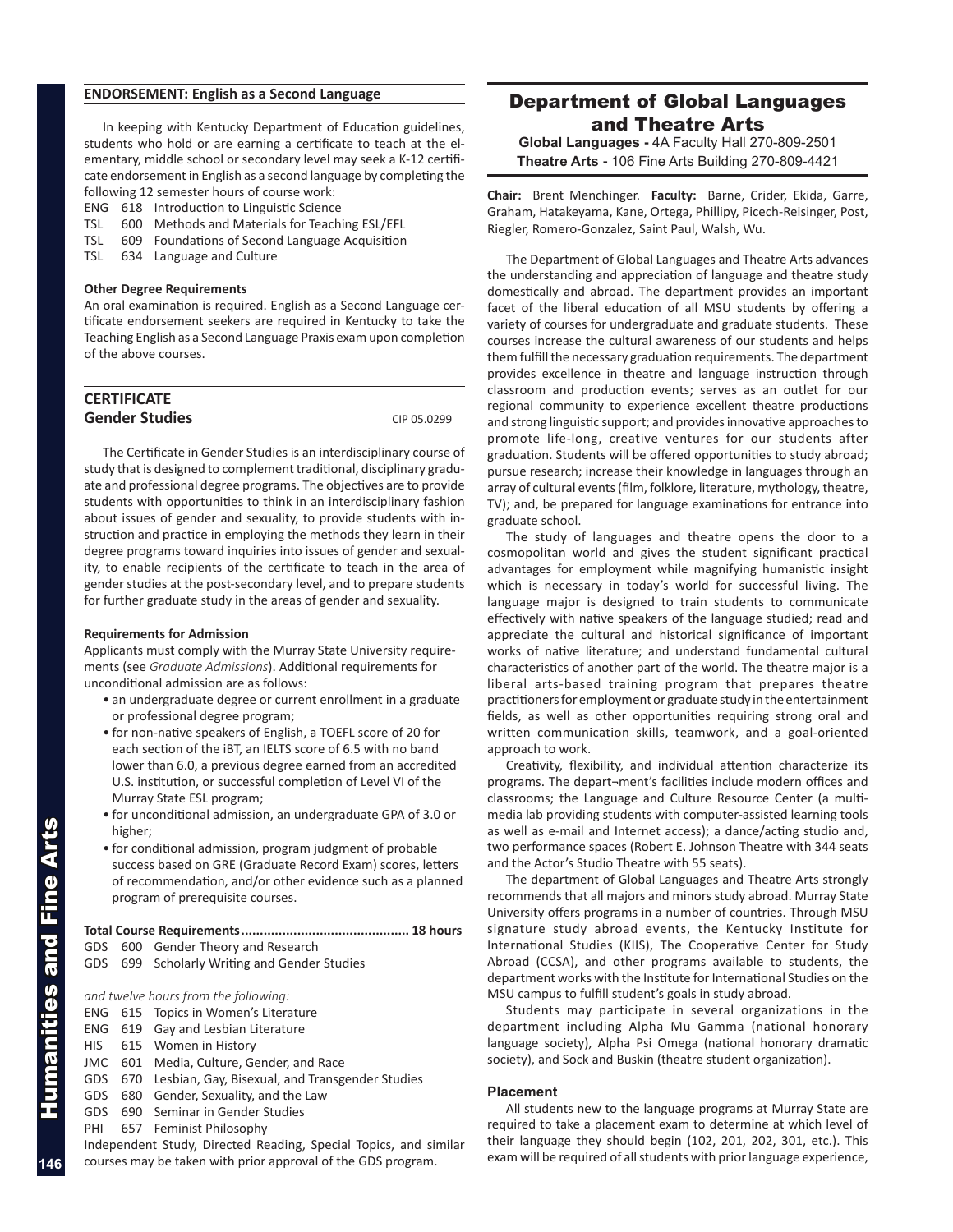## ENDORSEMENT: English as a Second Language

In keeping with Kentucky Department of Education guidelines, students who hold or are earning a certificate to teach at the elementary, middle school or secondary level may seek a K-12 certificate endorsement in English as a second language by completing the following 12 semester hours of course work:

ENG 618 Introduction to Linguistic Science
TSL 600 Methods and Materials for Teaching ESL/EFL
TSL 609 Foundations of Second Language Acquisition
TSL 634 Language and Culture

#### Other Degree Requirements

An oral examination is required. English as a Second Language certificate endorsement seekers are required in Kentucky to take the Teaching English as a Second Language Praxis exam upon completion of the above courses.

## CERTIFICATE
## Gender Studies

CIP 05.0299

The Certificate in Gender Studies is an interdisciplinary course of study that is designed to complement traditional, disciplinary graduate and professional degree programs. The objectives are to provide students with opportunities to think in an interdisciplinary fashion about issues of gender and sexuality, to provide students with instruction and practice in employing the methods they learn in their degree programs toward inquiries into issues of gender and sexuality, to enable recipients of the certificate to teach in the area of gender studies at the post-secondary level, and to prepare students for further graduate study in the areas of gender and sexuality.

#### Requirements for Admission

Applicants must comply with the Murray State University requirements (see *Graduate Admissions*). Additional requirements for unconditional admission are as follows:

- an undergraduate degree or current enrollment in a graduate or professional degree program;
- for non-native speakers of English, a TOEFL score of 20 for each section of the iBT, an IELTS score of 6.5 with no band lower than 6.0, a previous degree earned from an accredited U.S. institution, or successful completion of Level VI of the Murray State ESL program;
- for unconditional admission, an undergraduate GPA of 3.0 or higher;
- for conditional admission, program judgment of probable success based on GRE (Graduate Record Exam) scores, letters of recommendation, and/or other evidence such as a planned program of prerequisite courses.

**Total Course Requirements............................................ 18 hours**

GDS 600 Gender Theory and Research
GDS 699 Scholarly Writing and Gender Studies

*and twelve hours from the following:*

ENG 615 Topics in Women's Literature
ENG 619 Gay and Lesbian Literature
HIS 615 Women in History
JMC 601 Media, Culture, Gender, and Race
GDS 670 Lesbian, Gay, Bisexual, and Transgender Studies
GDS 680 Gender, Sexuality, and the Law
GDS 690 Seminar in Gender Studies
PHI 657 Feminist Philosophy

Independent Study, Directed Reading, Special Topics, and similar courses may be taken with prior approval of the GDS program.

# Department of Global Languages and Theatre Arts

**Global Languages -** 4A Faculty Hall 270-809-2501
**Theatre Arts -** 106 Fine Arts Building 270-809-4421

**Chair:** Brent Menchinger. **Faculty:** Barne, Crider, Ekida, Garre, Graham, Hatakeyama, Kane, Ortega, Phillipy, Picech-Reisinger, Post, Riegler, Romero-Gonzalez, Saint Paul, Walsh, Wu.

The Department of Global Languages and Theatre Arts advances the understanding and appreciation of language and theatre study domestically and abroad. The department provides an important facet of the liberal education of all MSU students by offering a variety of courses for undergraduate and graduate students. These courses increase the cultural awareness of our students and helps them fulfill the necessary graduation requirements. The department provides excellence in theatre and language instruction through classroom and production events; serves as an outlet for our regional community to experience excellent theatre productions and strong linguistic support; and provides innovative approaches to promote life-long, creative ventures for our students after graduation. Students will be offered opportunities to study abroad; pursue research; increase their knowledge in languages through an array of cultural events (film, folklore, literature, mythology, theatre, TV); and, be prepared for language examinations for entrance into graduate school.

The study of languages and theatre opens the door to a cosmopolitan world and gives the student significant practical advantages for employment while magnifying humanistic insight which is necessary in today's world for successful living. The language major is designed to train students to communicate effectively with native speakers of the language studied; read and appreciate the cultural and historical significance of important works of native literature; and understand fundamental cultural characteristics of another part of the world. The theatre major is a liberal arts-based training program that prepares theatre practitioners for employment or graduate study in the entertainment fields, as well as other opportunities requiring strong oral and written communication skills, teamwork, and a goal-oriented approach to work.

Creativity, flexibility, and individual attention characterize its programs. The depart¬ment's facilities include modern offices and classrooms; the Language and Culture Resource Center (a multimedia lab providing students with computer-assisted learning tools as well as e-mail and Internet access); a dance/acting studio and, two performance spaces (Robert E. Johnson Theatre with 344 seats and the Actor's Studio Theatre with 55 seats).

The department of Global Languages and Theatre Arts strongly recommends that all majors and minors study abroad. Murray State University offers programs in a number of countries. Through MSU signature study abroad events, the Kentucky Institute for International Studies (KIIS), The Cooperative Center for Study Abroad (CCSA), and other programs available to students, the department works with the Institute for International Studies on the MSU campus to fulfill student's goals in study abroad.

Students may participate in several organizations in the department including Alpha Mu Gamma (national honorary language society), Alpha Psi Omega (national honorary dramatic society), and Sock and Buskin (theatre student organization).

### Placement

All students new to the language programs at Murray State are required to take a placement exam to determine at which level of their language they should begin (102, 201, 202, 301, etc.). This exam will be required of all students with prior language experience,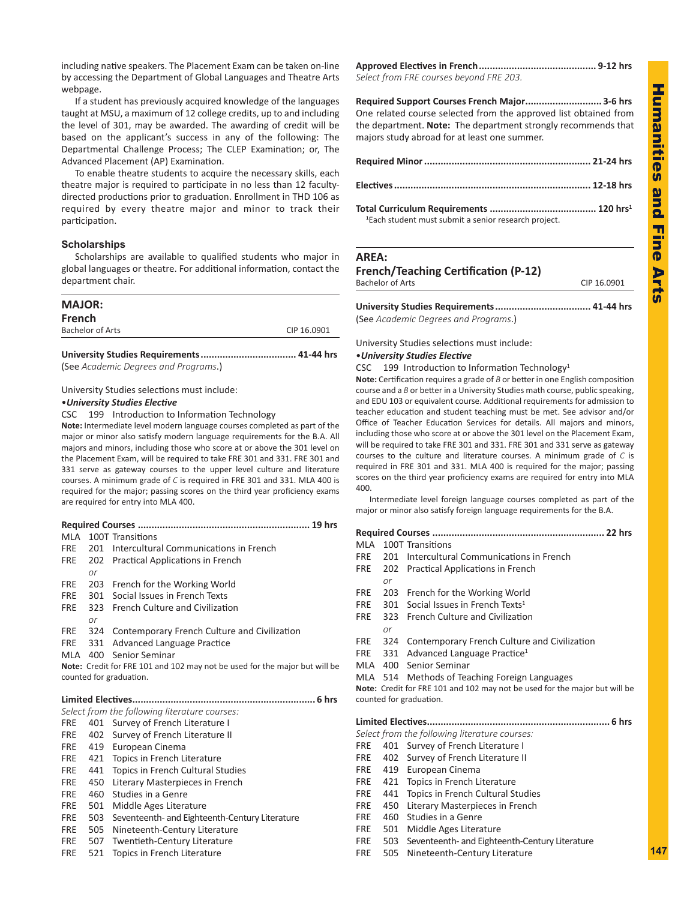including native speakers. The Placement Exam can be taken on-line by accessing the Department of Global Languages and Theatre Arts webpage.

If a student has previously acquired knowledge of the languages taught at MSU, a maximum of 12 college credits, up to and including the level of 301, may be awarded. The awarding of credit will be based on the applicant's success in any of the following: The Departmental Challenge Process; The CLEP Examination; or, The Advanced Placement (AP) Examination.

To enable theatre students to acquire the necessary skills, each theatre major is required to participate in no less than 12 faculty-directed productions prior to graduation. Enrollment in THD 106 as required by every theatre major and minor to track their participation.

### Scholarships

Scholarships are available to qualified students who major in global languages or theatre. For additional information, contact the department chair.

## MAJOR: French

Bachelor of Arts — CIP 16.0901

**University Studies Requirements .................................. 41-44 hrs**
(See *Academic Degrees and Programs*.)

University Studies selections must include:

•***University Studies Elective***

CSC 199 Introduction to Information Technology

**Note:** Intermediate level modern language courses completed as part of the major or minor also satisfy modern language requirements for the B.A. All majors and minors, including those who score at or above the 301 level on the Placement Exam, will be required to take FRE 301 and 331. FRE 301 and 331 serve as gateway courses to the upper level culture and literature courses. A minimum grade of *C* is required in FRE 301 and 331. MLA 400 is required for the major; passing scores on the third year proficiency exams are required for entry into MLA 400.

**Required Courses ............................................................ 19 hrs**

MLA 100T Transitions
FRE 201 Intercultural Communications in French
FRE 202 Practical Applications in French
*or*
FRE 203 French for the Working World
FRE 301 Social Issues in French Texts
FRE 323 French Culture and Civilization
*or*
FRE 324 Contemporary French Culture and Civilization
FRE 331 Advanced Language Practice
MLA 400 Senior Seminar

**Note:** Credit for FRE 101 and 102 may not be used for the major but will be counted for graduation.

**Limited Electives................................................................. 6 hrs**

*Select from the following literature courses:*

FRE 401 Survey of French Literature I
FRE 402 Survey of French Literature II
FRE 419 European Cinema
FRE 421 Topics in French Literature
FRE 441 Topics in French Cultural Studies
FRE 450 Literary Masterpieces in French
FRE 460 Studies in a Genre
FRE 501 Middle Ages Literature
FRE 503 Seventeenth- and Eighteenth-Century Literature
FRE 505 Nineteenth-Century Literature
FRE 507 Twentieth-Century Literature
FRE 521 Topics in French Literature

**Approved Electives in French.......................................... 9-12 hrs**
*Select from FRE courses beyond FRE 203.*

**Required Support Courses French Major........................... 3-6 hrs**
One related course selected from the approved list obtained from the department. **Note:** The department strongly recommends that majors study abroad for at least one summer.

**Required Minor ........................................................... 21-24 hrs**

**Electives ..................................................................... 12-18 hrs**

**Total Curriculum Requirements ...................................... 120 hrs[1]**

[1]Each student must submit a senior research project.

## AREA: French/Teaching Certification (P-12)

Bachelor of Arts — CIP 16.0901

**University Studies Requirements .................................. 41-44 hrs**
(See *Academic Degrees and Programs*.)

University Studies selections must include:

•***University Studies Elective***

CSC 199 Introduction to Information Technology[1]

**Note:** Certification requires a grade of *B* or better in one English composition course and a *B* or better in a University Studies math course, public speaking, and EDU 103 or equivalent course. Additional requirements for admission to teacher education and student teaching must be met. See advisor and/or Office of Teacher Education Services for details. All majors and minors, including those who score at or above the 301 level on the Placement Exam, will be required to take FRE 301 and 331. FRE 301 and 331 serve as gateway courses to the culture and literature courses. A minimum grade of *C* is required in FRE 301 and 331. MLA 400 is required for the major; passing scores on the third year proficiency exams are required for entry into MLA 400.

Intermediate level foreign language courses completed as part of the major or minor also satisfy foreign language requirements for the B.A.

**Required Courses ............................................................ 22 hrs**

MLA 100T Transitions
FRE 201 Intercultural Communications in French
FRE 202 Practical Applications in French
*or*
FRE 203 French for the Working World
FRE 301 Social Issues in French Texts[1]
FRE 323 French Culture and Civilization
*or*
FRE 324 Contemporary French Culture and Civilization
FRE 331 Advanced Language Practice[1]
MLA 400 Senior Seminar
MLA 514 Methods of Teaching Foreign Languages

**Note:** Credit for FRE 101 and 102 may not be used for the major but will be counted for graduation.

**Limited Electives................................................................. 6 hrs**

*Select from the following literature courses:*

FRE 401 Survey of French Literature I
FRE 402 Survey of French Literature II
FRE 419 European Cinema
FRE 421 Topics in French Literature
FRE 441 Topics in French Cultural Studies
FRE 450 Literary Masterpieces in French
FRE 460 Studies in a Genre
FRE 501 Middle Ages Literature
FRE 503 Seventeenth- and Eighteenth-Century Literature
FRE 505 Nineteenth-Century Literature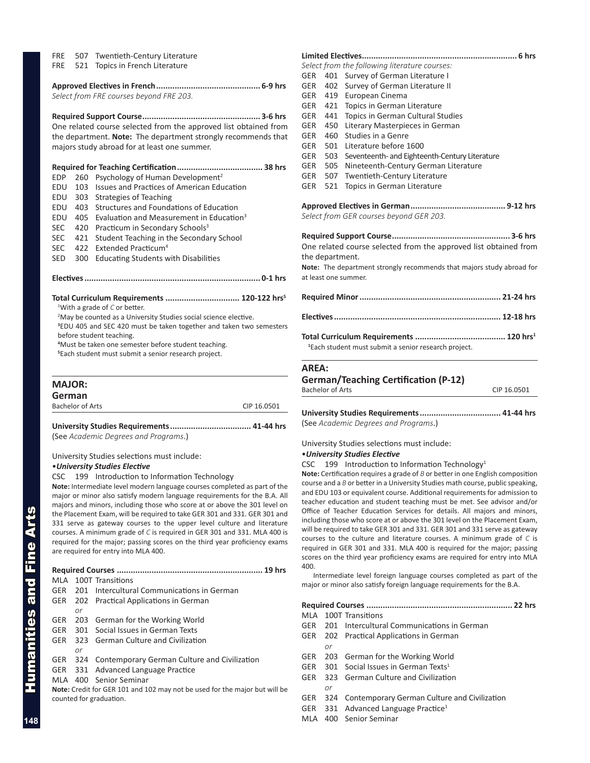FRE 507 Twentieth-Century Literature
FRE 521 Topics in French Literature

**Approved Electives in French............................................ 6-9 hrs**
*Select from FRE courses beyond FRE 203.*

**Required Support Course.................................................. 3-6 hrs**
One related course selected from the approved list obtained from the department. **Note:** The department strongly recommends that majors study abroad for at least one summer.

**Required for Teaching Certification.................................... 38 hrs**
EDP 260 Psychology of Human Development[2]
EDU 103 Issues and Practices of American Education
EDU 303 Strategies of Teaching
EDU 403 Structures and Foundations of Education
EDU 405 Evaluation and Measurement in Education[3]
SEC 420 Practicum in Secondary Schools[3]
SEC 421 Student Teaching in the Secondary School
SEC 422 Extended Practicum[4]
SED 300 Educating Students with Disabilities

**Electives......................................................................... 0-1 hrs**

**Total Curriculum Requirements ................................ 120-122 hrs[5]**
[1]With a grade of *C* or better.
[2]May be counted as a University Studies social science elective.
[3]EDU 405 and SEC 420 must be taken together and taken two semesters before student teaching.
[4]Must be taken one semester before student teaching.
[5]Each student must submit a senior research project.

## MAJOR: German

Bachelor of Arts — CIP 16.0501

**University Studies Requirements.................................. 41-44 hrs**
(See *Academic Degrees and Programs*.)

University Studies selections must include:
•***University Studies Elective***
CSC 199 Introduction to Information Technology
**Note:** Intermediate level modern language courses completed as part of the major or minor also satisfy modern language requirements for the B.A. All majors and minors, including those who score at or above the 301 level on the Placement Exam, will be required to take GER 301 and 331. GER 301 and 331 serve as gateway courses to the upper level culture and literature courses. A minimum grade of *C* is required in GER 301 and 331. MLA 400 is required for the major; passing scores on the third year proficiency exams are required for entry into MLA 400.

**Required Courses ............................................................. 19 hrs**
MLA 100T Transitions
GER 201 Intercultural Communications in German
GER 202 Practical Applications in German
*or*
GER 203 German for the Working World
GER 301 Social Issues in German Texts
GER 323 German Culture and Civilization
*or*
GER 324 Contemporary German Culture and Civilization
GER 331 Advanced Language Practice
MLA 400 Senior Seminar
**Note:** Credit for GER 101 and 102 may not be used for the major but will be counted for graduation.

**Limited Electives.................................................................. 6 hrs**
*Select from the following literature courses:*
GER 401 Survey of German Literature I
GER 402 Survey of German Literature II
GER 419 European Cinema
GER 421 Topics in German Literature
GER 441 Topics in German Cultural Studies
GER 450 Literary Masterpieces in German
GER 460 Studies in a Genre
GER 501 Literature before 1600
GER 503 Seventeenth- and Eighteenth-Century Literature
GER 505 Nineteenth-Century German Literature
GER 507 Twentieth-Century Literature
GER 521 Topics in German Literature

**Approved Electives in German........................................ 9-12 hrs**
*Select from GER courses beyond GER 203.*

**Required Support Course.................................................. 3-6 hrs**
One related course selected from the approved list obtained from the department.
**Note:** The department strongly recommends that majors study abroad for at least one summer.

**Required Minor ............................................................ 21-24 hrs**

**Electives....................................................................... 12-18 hrs**

**Total Curriculum Requirements ...................................... 120 hrs[1]**
[1]Each student must submit a senior research project.

## AREA: German/Teaching Certification (P-12)

Bachelor of Arts — CIP 16.0501

**University Studies Requirements.................................. 41-44 hrs**
(See *Academic Degrees and Programs*.)

University Studies selections must include:
•***University Studies Elective***
CSC 199 Introduction to Information Technology[1]
**Note:** Certification requires a grade of *B* or better in one English composition course and a *B* or better in a University Studies math course, public speaking, and EDU 103 or equivalent course. Additional requirements for admission to teacher education and student teaching must be met. See advisor and/or Office of Teacher Education Services for details. All majors and minors, including those who score at or above the 301 level on the Placement Exam, will be required to take GER 301 and 331. GER 301 and 331 serve as gateway courses to the culture and literature courses. A minimum grade of *C* is required in GER 301 and 331. MLA 400 is required for the major; passing scores on the third year proficiency exams are required for entry into MLA 400.

Intermediate level foreign language courses completed as part of the major or minor also satisfy foreign language requirements for the B.A.

**Required Courses ............................................................. 22 hrs**
MLA 100T Transitions
GER 201 Intercultural Communications in German
GER 202 Practical Applications in German
*or*
GER 203 German for the Working World
GER 301 Social Issues in German Texts[1]
GER 323 German Culture and Civilization
*or*
GER 324 Contemporary German Culture and Civilization
GER 331 Advanced Language Practice[1]
MLA 400 Senior Seminar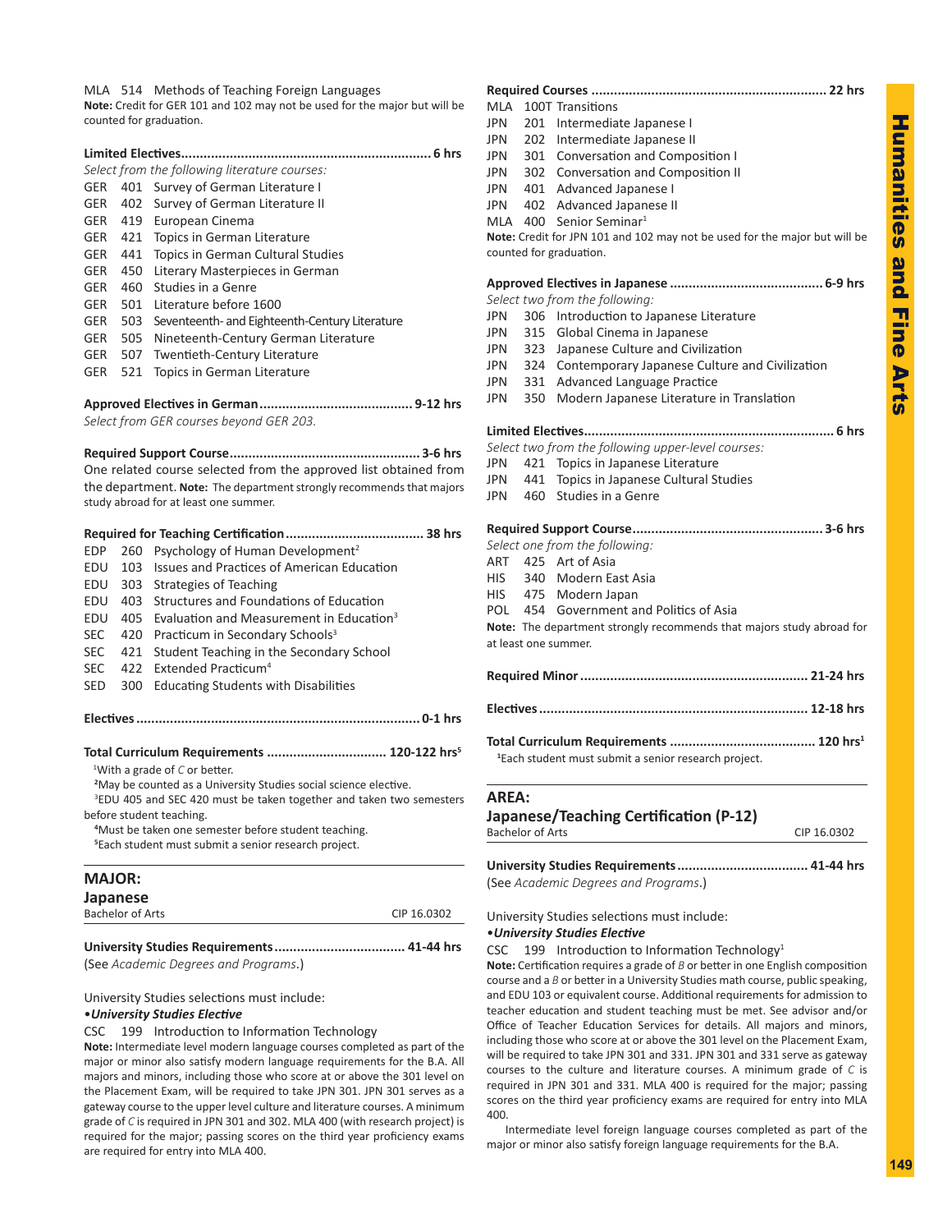MLA 514 Methods of Teaching Foreign Languages

**Note:** Credit for GER 101 and 102 may not be used for the major but will be counted for graduation.

**Limited Electives.................................................................. 6 hrs**

*Select from the following literature courses:*

GER 401 Survey of German Literature I
GER 402 Survey of German Literature II
GER 419 European Cinema
GER 421 Topics in German Literature
GER 441 Topics in German Cultural Studies
GER 450 Literary Masterpieces in German
GER 460 Studies in a Genre
GER 501 Literature before 1600
GER 503 Seventeenth- and Eighteenth-Century Literature
GER 505 Nineteenth-Century German Literature
GER 507 Twentieth-Century Literature
GER 521 Topics in German Literature

**Approved Electives in German........................................ 9-12 hrs**

*Select from GER courses beyond GER 203.*

**Required Support Course.................................................. 3-6 hrs**

One related course selected from the approved list obtained from the department. **Note:** The department strongly recommends that majors study abroad for at least one summer.

**Required for Teaching Certification.................................... 38 hrs**

EDP 260 Psychology of Human Development[2]
EDU 103 Issues and Practices of American Education
EDU 303 Strategies of Teaching
EDU 403 Structures and Foundations of Education
EDU 405 Evaluation and Measurement in Education[3]
SEC 420 Practicum in Secondary Schools[3]
SEC 421 Student Teaching in the Secondary School
SEC 422 Extended Practicum[4]
SED 300 Educating Students with Disabilities

**Electives.......................................................................... 0-1 hrs**

**Total Curriculum Requirements ............................... 120-122 hrs[5]**

[1]With a grade of *C* or better.
[2]May be counted as a University Studies social science elective.
[3]EDU 405 and SEC 420 must be taken together and taken two semesters before student teaching.
[4]Must be taken one semester before student teaching.
[5]Each student must submit a senior research project.

## MAJOR:
## Japanese

Bachelor of Arts — CIP 16.0302

**University Studies Requirements.................................. 41-44 hrs**

(See *Academic Degrees and Programs*.)

University Studies selections must include:

•***University Studies Elective***

CSC 199 Introduction to Information Technology

**Note:** Intermediate level modern language courses completed as part of the major or minor also satisfy modern language requirements for the B.A. All majors and minors, including those who score at or above the 301 level on the Placement Exam, will be required to take JPN 301. JPN 301 serves as a gateway course to the upper level culture and literature courses. A minimum grade of *C* is required in JPN 301 and 302. MLA 400 (with research project) is required for the major; passing scores on the third year proficiency exams are required for entry into MLA 400.

**Required Courses ............................................................. 22 hrs**

MLA 100T Transitions
JPN 201 Intermediate Japanese I
JPN 202 Intermediate Japanese II
JPN 301 Conversation and Composition I
JPN 302 Conversation and Composition II
JPN 401 Advanced Japanese I
JPN 402 Advanced Japanese II
MLA 400 Senior Seminar[1]

**Note:** Credit for JPN 101 and 102 may not be used for the major but will be counted for graduation.

**Approved Electives in Japanese ........................................ 6-9 hrs**

*Select two from the following:*

JPN 306 Introduction to Japanese Literature
JPN 315 Global Cinema in Japanese
JPN 323 Japanese Culture and Civilization
JPN 324 Contemporary Japanese Culture and Civilization
JPN 331 Advanced Language Practice
JPN 350 Modern Japanese Literature in Translation

**Limited Electives.................................................................. 6 hrs**

*Select two from the following upper-level courses:*

JPN 421 Topics in Japanese Literature
JPN 441 Topics in Japanese Cultural Studies
JPN 460 Studies in a Genre

**Required Support Course.................................................. 3-6 hrs**

*Select one from the following:*

ART 425 Art of Asia
HIS 340 Modern East Asia
HIS 475 Modern Japan
POL 454 Government and Politics of Asia

**Note:** The department strongly recommends that majors study abroad for at least one summer.

**Required Minor ............................................................ 21-24 hrs**

**Electives ...................................................................... 12-18 hrs**

**Total Curriculum Requirements ...................................... 120 hrs[1]**

[1]Each student must submit a senior research project.

## AREA:
## Japanese/Teaching Certification (P-12)

Bachelor of Arts — CIP 16.0302

**University Studies Requirements.................................. 41-44 hrs**

(See *Academic Degrees and Programs*.)

University Studies selections must include:

•***University Studies Elective***

CSC 199 Introduction to Information Technology[1]

**Note:** Certification requires a grade of *B* or better in one English composition course and a *B* or better in a University Studies math course, public speaking, and EDU 103 or equivalent course. Additional requirements for admission to teacher education and student teaching must be met. See advisor and/or Office of Teacher Education Services for details. All majors and minors, including those who score at or above the 301 level on the Placement Exam, will be required to take JPN 301 and 331. JPN 301 and 331 serve as gateway courses to the culture and literature courses. A minimum grade of *C* is required in JPN 301 and 331. MLA 400 is required for the major; passing scores on the third year proficiency exams are required for entry into MLA 400.

Intermediate level foreign language courses completed as part of the major or minor also satisfy foreign language requirements for the B.A.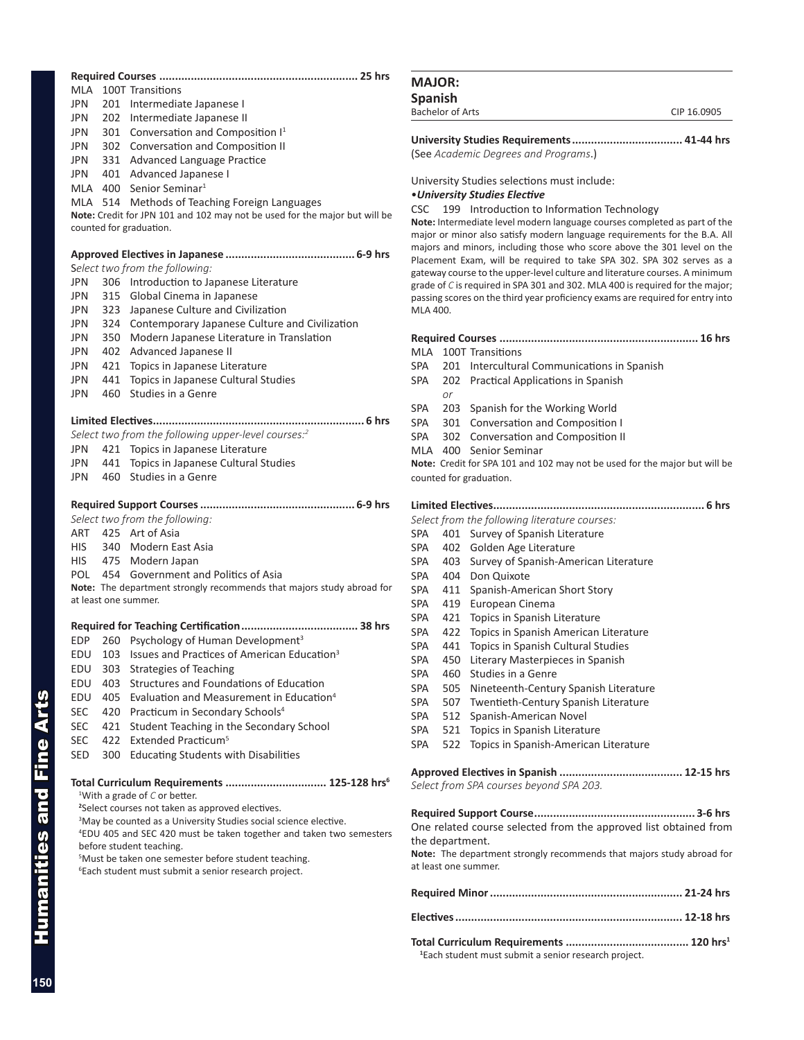**Required Courses .............................................................. 25 hrs**

MLA 100T Transitions
JPN 201 Intermediate Japanese I
JPN 202 Intermediate Japanese II
JPN 301 Conversation and Composition I[1]
JPN 302 Conversation and Composition II
JPN 331 Advanced Language Practice
JPN 401 Advanced Japanese I
MLA 400 Senior Seminar[1]
MLA 514 Methods of Teaching Foreign Languages

**Note:** Credit for JPN 101 and 102 may not be used for the major but will be counted for graduation.

**Approved Electives in Japanese ........................................ 6-9 hrs**

*Select two from the following:*

JPN 306 Introduction to Japanese Literature
JPN 315 Global Cinema in Japanese
JPN 323 Japanese Culture and Civilization
JPN 324 Contemporary Japanese Culture and Civilization
JPN 350 Modern Japanese Literature in Translation
JPN 402 Advanced Japanese II
JPN 421 Topics in Japanese Literature
JPN 441 Topics in Japanese Cultural Studies
JPN 460 Studies in a Genre

**Limited Electives.................................................................. 6 hrs**

*Select two from the following upper-level courses:[2]*

JPN 421 Topics in Japanese Literature
JPN 441 Topics in Japanese Cultural Studies
JPN 460 Studies in a Genre

**Required Support Courses ................................................ 6-9 hrs**

*Select two from the following:*

ART 425 Art of Asia
HIS 340 Modern East Asia
HIS 475 Modern Japan
POL 454 Government and Politics of Asia

**Note:** The department strongly recommends that majors study abroad for at least one summer.

**Required for Teaching Certification.................................... 38 hrs**

EDP 260 Psychology of Human Development[3]
EDU 103 Issues and Practices of American Education[3]
EDU 303 Strategies of Teaching
EDU 403 Structures and Foundations of Education
EDU 405 Evaluation and Measurement in Education[4]
SEC 420 Practicum in Secondary Schools[4]
SEC 421 Student Teaching in the Secondary School
SEC 422 Extended Practicum[5]
SED 300 Educating Students with Disabilities

**Total Curriculum Requirements ................................ 125-128 hrs[6]**

[1]With a grade of *C* or better.
[2]Select courses not taken as approved electives.
[3]May be counted as a University Studies social science elective.
[4]EDU 405 and SEC 420 must be taken together and taken two semesters before student teaching.
[5]Must be taken one semester before student teaching.
[6]Each student must submit a senior research project.

## MAJOR: Spanish

Bachelor of Arts — CIP 16.0905

**University Studies Requirements.................................. 41-44 hrs**

(See *Academic Degrees and Programs*.)

University Studies selections must include:

•***University Studies Elective***

CSC 199 Introduction to Information Technology

**Note:** Intermediate level modern language courses completed as part of the major or minor also satisfy modern language requirements for the B.A. All majors and minors, including those who score above the 301 level on the Placement Exam, will be required to take SPA 302. SPA 302 serves as a gateway course to the upper-level culture and literature courses. A minimum grade of *C* is required in SPA 301 and 302. MLA 400 is required for the major; passing scores on the third year proficiency exams are required for entry into MLA 400.

**Required Courses .............................................................. 16 hrs**

MLA 100T Transitions
SPA 201 Intercultural Communications in Spanish
SPA 202 Practical Applications in Spanish
*or*
SPA 203 Spanish for the Working World
SPA 301 Conversation and Composition I
SPA 302 Conversation and Composition II
MLA 400 Senior Seminar

**Note:** Credit for SPA 101 and 102 may not be used for the major but will be counted for graduation.

**Limited Electives.................................................................. 6 hrs**

*Select from the following literature courses:*

SPA 401 Survey of Spanish Literature
SPA 402 Golden Age Literature
SPA 403 Survey of Spanish-American Literature
SPA 404 Don Quixote
SPA 411 Spanish-American Short Story
SPA 419 European Cinema
SPA 421 Topics in Spanish Literature
SPA 422 Topics in Spanish American Literature
SPA 441 Topics in Spanish Cultural Studies
SPA 450 Literary Masterpieces in Spanish
SPA 460 Studies in a Genre
SPA 505 Nineteenth-Century Spanish Literature
SPA 507 Twentieth-Century Spanish Literature
SPA 512 Spanish-American Novel
SPA 521 Topics in Spanish Literature
SPA 522 Topics in Spanish-American Literature

**Approved Electives in Spanish ...................................... 12-15 hrs**

*Select from SPA courses beyond SPA 203.*

**Required Support Course.................................................. 3-6 hrs**

One related course selected from the approved list obtained from the department.

**Note:** The department strongly recommends that majors study abroad for at least one summer.

**Required Minor ............................................................ 21-24 hrs**

**Electives ....................................................................... 12-18 hrs**

**Total Curriculum Requirements ...................................... 120 hrs[1]**

[1]Each student must submit a senior research project.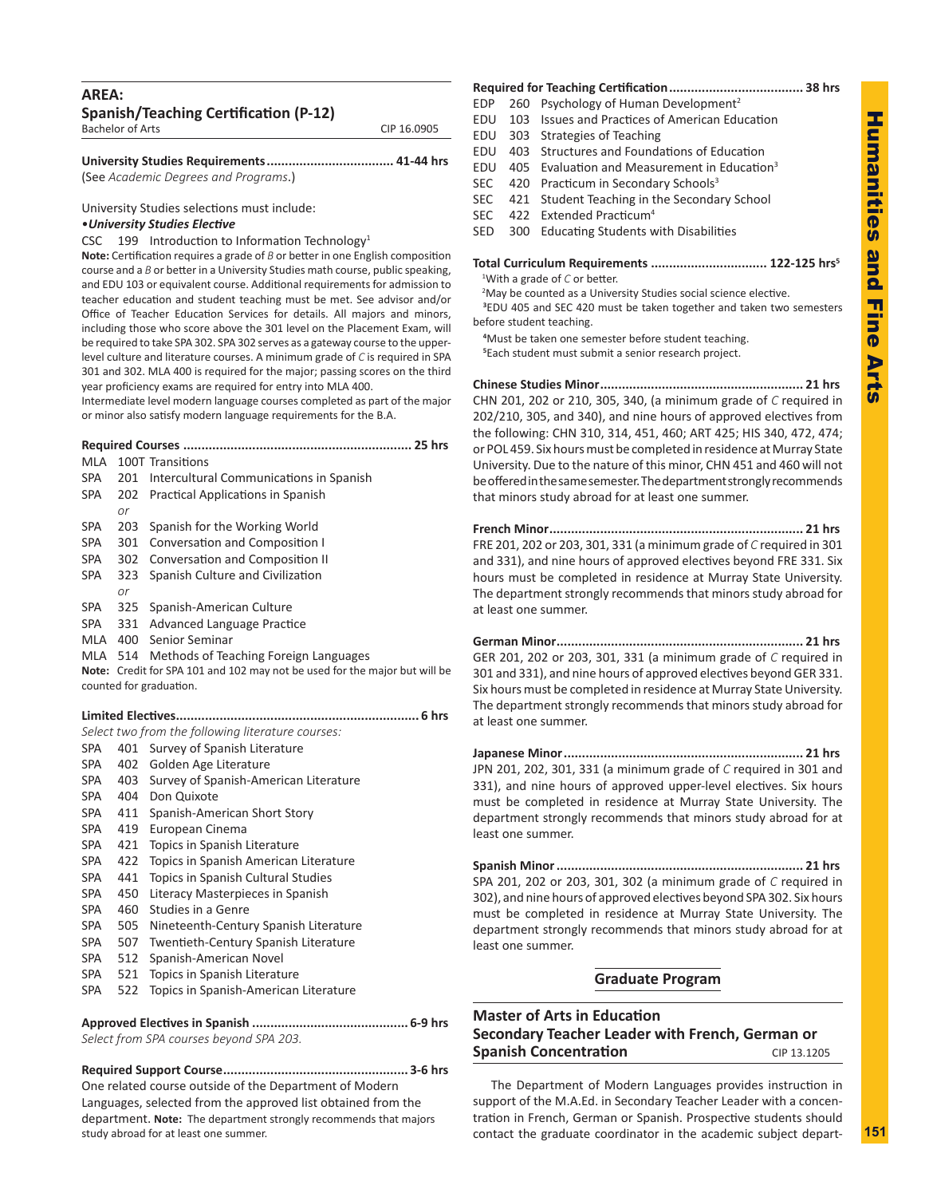## AREA:
## Spanish/Teaching Certification (P-12)

Bachelor of Arts CIP 16.0905

**University Studies Requirements.................................... 41-44 hrs**
(See *Academic Degrees and Programs*.)

University Studies selections must include:

•***University Studies Elective***

CSC 199 Introduction to Information Technology[1]

**Note:** Certification requires a grade of *B* or better in one English composition course and a *B* or better in a University Studies math course, public speaking, and EDU 103 or equivalent course. Additional requirements for admission to teacher education and student teaching must be met. See advisor and/or Office of Teacher Education Services for details. All majors and minors, including those who score above the 301 level on the Placement Exam, will be required to take SPA 302. SPA 302 serves as a gateway course to the upper-level culture and literature courses. A minimum grade of *C* is required in SPA 301 and 302. MLA 400 is required for the major; passing scores on the third year proficiency exams are required for entry into MLA 400.

Intermediate level modern language courses completed as part of the major or minor also satisfy modern language requirements for the B.A.

**Required Courses .............................................................. 25 hrs**

MLA 100T Transitions
SPA 201 Intercultural Communications in Spanish
SPA 202 Practical Applications in Spanish
*or*
SPA 203 Spanish for the Working World
SPA 301 Conversation and Composition I
SPA 302 Conversation and Composition II
SPA 323 Spanish Culture and Civilization
*or*
SPA 325 Spanish-American Culture
SPA 331 Advanced Language Practice
MLA 400 Senior Seminar
MLA 514 Methods of Teaching Foreign Languages

**Note:** Credit for SPA 101 and 102 may not be used for the major but will be counted for graduation.

**Limited Electives.................................................................. 6 hrs**

*Select two from the following literature courses:*

SPA 401 Survey of Spanish Literature
SPA 402 Golden Age Literature
SPA 403 Survey of Spanish-American Literature
SPA 404 Don Quixote
SPA 411 Spanish-American Short Story
SPA 419 European Cinema
SPA 421 Topics in Spanish Literature
SPA 422 Topics in Spanish American Literature
SPA 441 Topics in Spanish Cultural Studies
SPA 450 Literacy Masterpieces in Spanish
SPA 460 Studies in a Genre
SPA 505 Nineteenth-Century Spanish Literature
SPA 507 Twentieth-Century Spanish Literature
SPA 512 Spanish-American Novel
SPA 521 Topics in Spanish Literature
SPA 522 Topics in Spanish-American Literature

**Approved Electives in Spanish .......................................... 6-9 hrs**
*Select from SPA courses beyond SPA 203.*

**Required Support Course.................................................. 3-6 hrs**
One related course outside of the Department of Modern Languages, selected from the approved list obtained from the department. **Note:** The department strongly recommends that majors study abroad for at least one summer.

**Required for Teaching Certification..................................... 38 hrs**

EDP 260 Psychology of Human Development[2]
EDU 103 Issues and Practices of American Education
EDU 303 Strategies of Teaching
EDU 403 Structures and Foundations of Education
EDU 405 Evaluation and Measurement in Education[3]
SEC 420 Practicum in Secondary Schools[3]
SEC 421 Student Teaching in the Secondary School
SEC 422 Extended Practicum[4]
SED 300 Educating Students with Disabilities

**Total Curriculum Requirements ................................ 122-125 hrs[5]**

[1]With a grade of *C* or better.
[2]May be counted as a University Studies social science elective.
[3]EDU 405 and SEC 420 must be taken together and taken two semesters before student teaching.
[4]Must be taken one semester before student teaching.
[5]Each student must submit a senior research project.

**Chinese Studies Minor........................................................ 21 hrs**
CHN 201, 202 or 210, 305, 340, (a minimum grade of *C* required in 202/210, 305, and 340), and nine hours of approved electives from the following: CHN 310, 314, 451, 460; ART 425; HIS 340, 472, 474; or POL 459. Six hours must be completed in residence at Murray State University. Due to the nature of this minor, CHN 451 and 460 will not be offered in the same semester. The department strongly recommends that minors study abroad for at least one summer.

**French Minor...................................................................... 21 hrs**
FRE 201, 202 or 203, 301, 331 (a minimum grade of *C* required in 301 and 331), and nine hours of approved electives beyond FRE 331. Six hours must be completed in residence at Murray State University. The department strongly recommends that minors study abroad for at least one summer.

**German Minor.................................................................... 21 hrs**
GER 201, 202 or 203, 301, 331 (a minimum grade of *C* required in 301 and 331), and nine hours of approved electives beyond GER 331. Six hours must be completed in residence at Murray State University. The department strongly recommends that minors study abroad for at least one summer.

**Japanese Minor.................................................................. 21 hrs**
JPN 201, 202, 301, 331 (a minimum grade of *C* required in 301 and 331), and nine hours of approved upper-level electives. Six hours must be completed in residence at Murray State University. The department strongly recommends that minors study abroad for at least one summer.

**Spanish Minor.................................................................... 21 hrs**
SPA 201, 202 or 203, 301, 302 (a minimum grade of *C* required in 302), and nine hours of approved electives beyond SPA 302. Six hours must be completed in residence at Murray State University. The department strongly recommends that minors study abroad for at least one summer.

## Graduate Program

## Master of Arts in Education
## Secondary Teacher Leader with French, German or Spanish Concentration

CIP 13.1205

The Department of Modern Languages provides instruction in support of the M.A.Ed. in Secondary Teacher Leader with a concentration in French, German or Spanish. Prospective students should contact the graduate coordinator in the academic subject depart-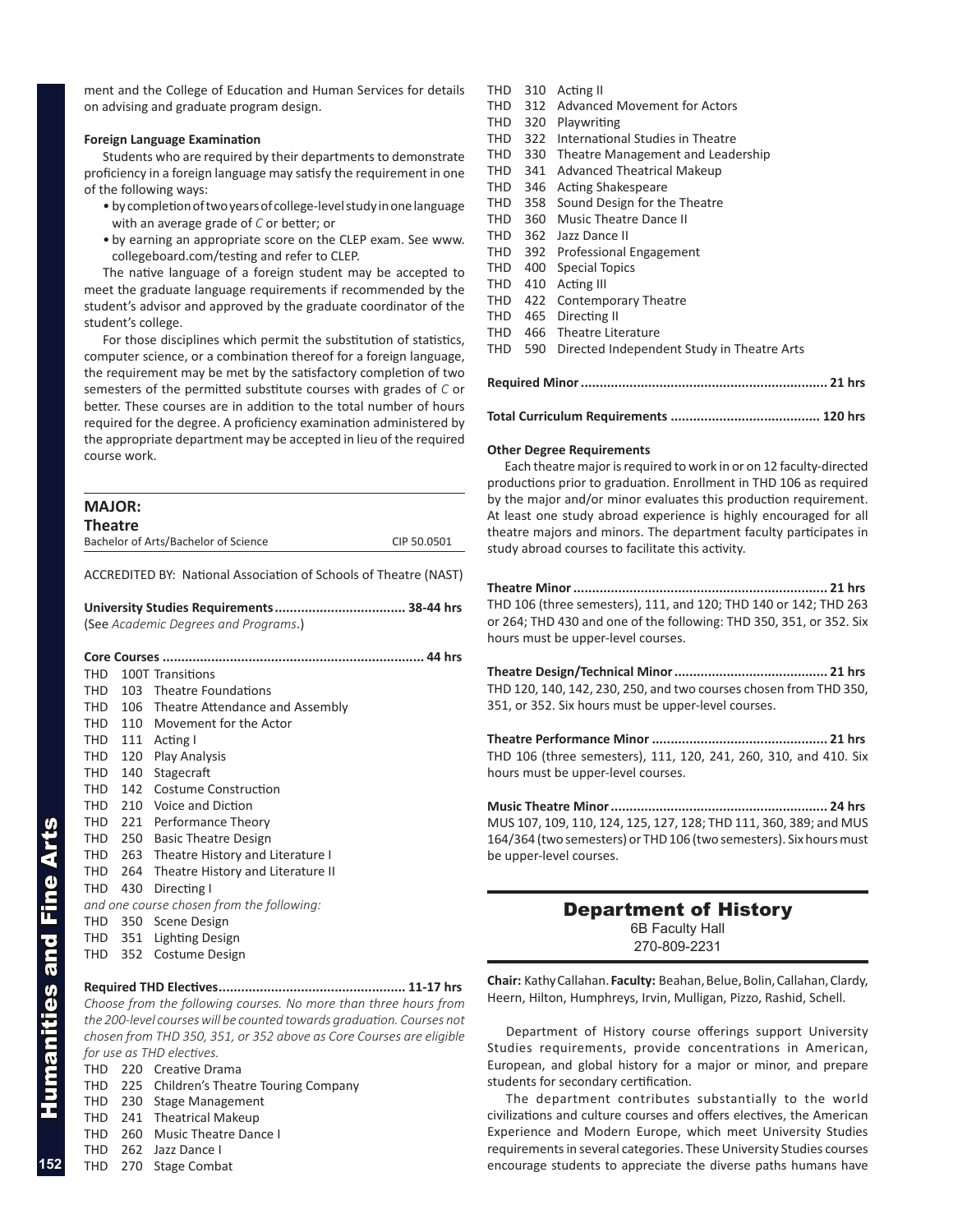ment and the College of Education and Human Services for details on advising and graduate program design.

**Foreign Language Examination**

Students who are required by their departments to demonstrate proficiency in a foreign language may satisfy the requirement in one of the following ways:

- by completion of two years of college-level study in one language with an average grade of *C* or better; or
- by earning an appropriate score on the CLEP exam. See www.collegeboard.com/testing and refer to CLEP.

The native language of a foreign student may be accepted to meet the graduate language requirements if recommended by the student's advisor and approved by the graduate coordinator of the student's college.

For those disciplines which permit the substitution of statistics, computer science, or a combination thereof for a foreign language, the requirement may be met by the satisfactory completion of two semesters of the permitted substitute courses with grades of *C* or better. These courses are in addition to the total number of hours required for the degree. A proficiency examination administered by the appropriate department may be accepted in lieu of the required course work.

## MAJOR:
## Theatre

Bachelor of Arts/Bachelor of Science — CIP 50.0501

ACCREDITED BY: National Association of Schools of Theatre (NAST)

**University Studies Requirements .................................. 38-44 hrs**
(See *Academic Degrees and Programs*.)

**Core Courses ..................................................................... 44 hrs**

THD 100T Transitions
THD 103 Theatre Foundations
THD 106 Theatre Attendance and Assembly
THD 110 Movement for the Actor
THD 111 Acting I
THD 120 Play Analysis
THD 140 Stagecraft
THD 142 Costume Construction
THD 210 Voice and Diction
THD 221 Performance Theory
THD 250 Basic Theatre Design
THD 263 Theatre History and Literature I
THD 264 Theatre History and Literature II
THD 430 Directing I
*and one course chosen from the following:*
THD 350 Scene Design
THD 351 Lighting Design
THD 352 Costume Design

**Required THD Electives ................................................. 11-17 hrs**
*Choose from the following courses. No more than three hours from the 200-level courses will be counted towards graduation. Courses not chosen from THD 350, 351, or 352 above as Core Courses are eligible for use as THD electives.*

THD 220 Creative Drama
THD 225 Children's Theatre Touring Company
THD 230 Stage Management
THD 241 Theatrical Makeup
THD 260 Music Theatre Dance I
THD 262 Jazz Dance I
THD 270 Stage Combat
THD 310 Acting II
THD 312 Advanced Movement for Actors
THD 320 Playwriting
THD 322 International Studies in Theatre
THD 330 Theatre Management and Leadership
THD 341 Advanced Theatrical Makeup
THD 346 Acting Shakespeare
THD 358 Sound Design for the Theatre
THD 360 Music Theatre Dance II
THD 362 Jazz Dance II
THD 392 Professional Engagement
THD 400 Special Topics
THD 410 Acting III
THD 422 Contemporary Theatre
THD 465 Directing II
THD 466 Theatre Literature
THD 590 Directed Independent Study in Theatre Arts

**Required Minor ................................................................. 21 hrs**

**Total Curriculum Requirements ....................................... 120 hrs**

**Other Degree Requirements**

Each theatre major is required to work in or on 12 faculty-directed productions prior to graduation. Enrollment in THD 106 as required by the major and/or minor evaluates this production requirement. At least one study abroad experience is highly encouraged for all theatre majors and minors. The department faculty participates in study abroad courses to facilitate this activity.

**Theatre Minor ................................................................... 21 hrs**
THD 106 (three semesters), 111, and 120; THD 140 or 142; THD 263 or 264; THD 430 and one of the following: THD 350, 351, or 352. Six hours must be upper-level courses.

**Theatre Design/Technical Minor ......................................... 21 hrs**
THD 120, 140, 142, 230, 250, and two courses chosen from THD 350, 351, or 352. Six hours must be upper-level courses.

**Theatre Performance Minor .............................................. 21 hrs**
THD 106 (three semesters), 111, 120, 241, 260, 310, and 410. Six hours must be upper-level courses.

**Music Theatre Minor ......................................................... 24 hrs**
MUS 107, 109, 110, 124, 125, 127, 128; THD 111, 360, 389; and MUS 164/364 (two semesters) or THD 106 (two semesters). Six hours must be upper-level courses.

# Department of History

6B Faculty Hall
270-809-2231

**Chair:** Kathy Callahan. **Faculty:** Beahan, Belue, Bolin, Callahan, Clardy, Heern, Hilton, Humphreys, Irvin, Mulligan, Pizzo, Rashid, Schell.

Department of History course offerings support University Studies requirements, provide concentrations in American, European, and global history for a major or minor, and prepare students for secondary certification.

The department contributes substantially to the world civilizations and culture courses and offers electives, the American Experience and Modern Europe, which meet University Studies requirements in several categories. These University Studies courses encourage students to appreciate the diverse paths humans have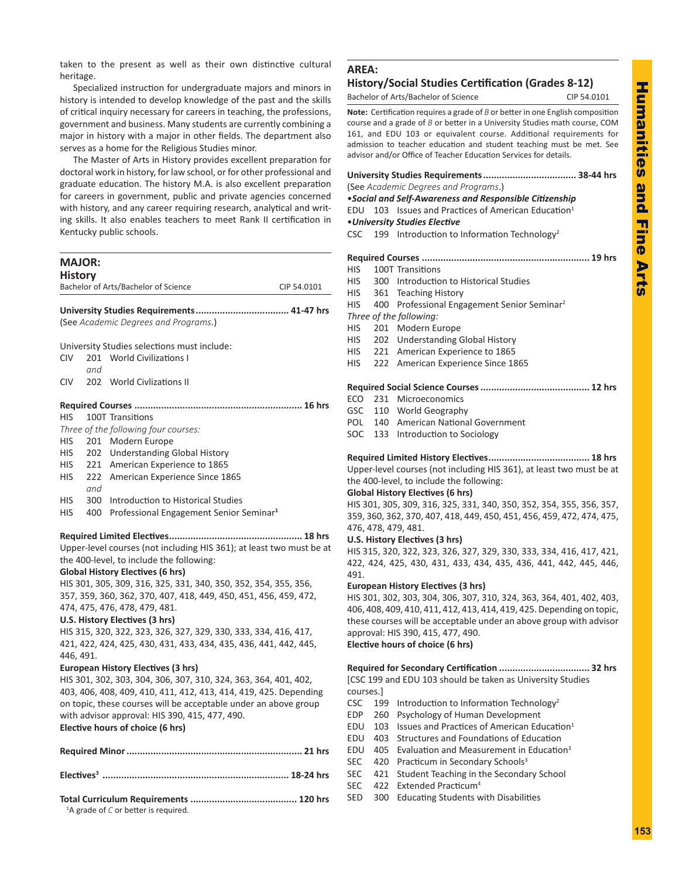taken to the present as well as their own distinctive cultural heritage.

Specialized instruction for undergraduate majors and minors in history is intended to develop knowledge of the past and the skills of critical inquiry necessary for careers in teaching, the professions, government and business. Many students are currently combining a major in history with a major in other fields. The department also serves as a home for the Religious Studies minor.

The Master of Arts in History provides excellent preparation for doctoral work in history, for law school, or for other professional and graduate education. The history M.A. is also excellent preparation for careers in government, public and private agencies concerned with history, and any career requiring research, analytical and writing skills. It also enables teachers to meet Rank II certification in Kentucky public schools.

## MAJOR: History

Bachelor of Arts/Bachelor of Science — CIP 54.0101

**University Studies Requirements .................................. 41-47 hrs**
(See *Academic Degrees and Programs*.)

University Studies selections must include:

CIV 201 World Civilizations I
*and*
CIV 202 World Civlizations II

**Required Courses .............................................................. 16 hrs**

HIS 100T Transitions

*Three of the following four courses:*

HIS 201 Modern Europe
HIS 202 Understanding Global History
HIS 221 American Experience to 1865
HIS 222 American Experience Since 1865
*and*
HIS 300 Introduction to Historical Studies
HIS 400 Professional Engagement Senior Seminar[1]

**Required Limited Electives................................................. 18 hrs**

Upper-level courses (not including HIS 361); at least two must be at the 400-level, to include the following:

**Global History Electives (6 hrs)**
HIS 301, 305, 309, 316, 325, 331, 340, 350, 352, 354, 355, 356, 357, 359, 360, 362, 370, 407, 418, 449, 450, 451, 456, 459, 472, 474, 475, 476, 478, 479, 481.

**U.S. History Electives (3 hrs)**
HIS 315, 320, 322, 323, 326, 327, 329, 330, 333, 334, 416, 417, 421, 422, 424, 425, 430, 431, 433, 434, 435, 436, 441, 442, 445, 446, 491.

**European History Electives (3 hrs)**
HIS 301, 302, 303, 304, 306, 307, 310, 324, 363, 364, 401, 402, 403, 406, 408, 409, 410, 411, 412, 413, 414, 419, 425. Depending on topic, these courses will be acceptable under an above group with advisor approval: HIS 390, 415, 477, 490.

**Elective hours of choice (6 hrs)**

**Required Minor ................................................................. 21 hrs**

**Electives[3] ..................................................................... 18-24 hrs**

**Total Curriculum Requirements ....................................... 120 hrs**

[1]A grade of *C* or better is required.

## AREA: History/Social Studies Certification (Grades 8-12)

Bachelor of Arts/Bachelor of Science — CIP 54.0101

**Note:** Certification requires a grade of *B* or better in one English composition course and a grade of *B* or better in a University Studies math course, COM 161, and EDU 103 or equivalent course. Additional requirements for admission to teacher education and student teaching must be met. See advisor and/or Office of Teacher Education Services for details.

**University Studies Requirements .................................. 38-44 hrs**
(See *Academic Degrees and Programs*.)

***•Social and Self-Awareness and Responsible Citizenship***
EDU 103 Issues and Practices of American Education[1]

***•University Studies Elective***
CSC 199 Introduction to Information Technology[2]

**Required Courses .............................................................. 19 hrs**

HIS 100T Transitions
HIS 300 Introduction to Historical Studies
HIS 361 Teaching History
HIS 400 Professional Engagement Senior Seminar[2]

*Three of the following:*

HIS 201 Modern Europe
HIS 202 Understanding Global History
HIS 221 American Experience to 1865
HIS 222 American Experience Since 1865

**Required Social Science Courses ........................................ 12 hrs**

ECO 231 Microeconomics
GSC 110 World Geography
POL 140 American National Government
SOC 133 Introduction to Sociology

**Required Limited History Electives..................................... 18 hrs**

Upper-level courses (not including HIS 361), at least two must be at the 400-level, to include the following:

**Global History Electives (6 hrs)**
HIS 301, 305, 309, 316, 325, 331, 340, 350, 352, 354, 355, 356, 357, 359, 360, 362, 370, 407, 418, 449, 450, 451, 456, 459, 472, 474, 475, 476, 478, 479, 481.

**U.S. History Electives (3 hrs)**
HIS 315, 320, 322, 323, 326, 327, 329, 330, 333, 334, 416, 417, 421, 422, 424, 425, 430, 431, 433, 434, 435, 436, 441, 442, 445, 446, 491.

**European History Electives (3 hrs)**
HIS 301, 302, 303, 304, 306, 307, 310, 324, 363, 364, 401, 402, 403, 406, 408, 409, 410, 411, 412, 413, 414, 419, 425. Depending on topic, these courses will be acceptable under an above group with advisor approval: HIS 390, 415, 477, 490.

**Elective hours of choice (6 hrs)**

**Required for Secondary Certification ................................. 32 hrs**

[CSC 199 and EDU 103 should be taken as University Studies courses.]

CSC 199 Introduction to Information Technology[2]
EDP 260 Psychology of Human Development
EDU 103 Issues and Practices of American Education[1]
EDU 403 Structures and Foundations of Education
EDU 405 Evaluation and Measurement in Education[3]
SEC 420 Practicum in Secondary Schools[3]
SEC 421 Student Teaching in the Secondary School
SEC 422 Extended Practicum[4]
SED 300 Educating Students with Disabilities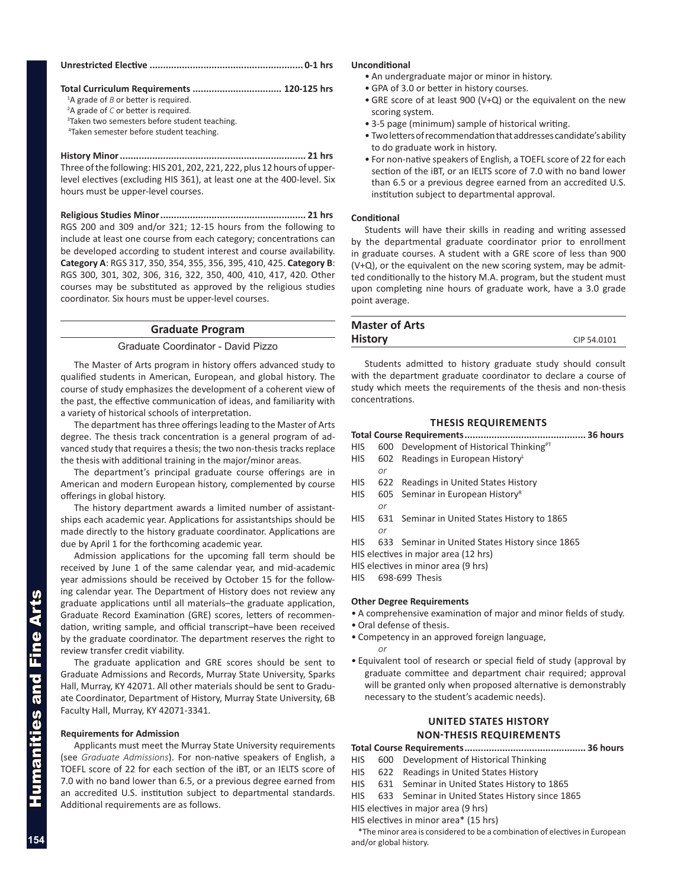**Unrestricted Elective .......................................................... 0-1 hrs**

**Total Curriculum Requirements ................................ 120-125 hrs**

[1]A grade of *B* or better is required.
[2]A grade of *C* or better is required.
[3]Taken two semesters before student teaching.
[4]Taken semester before student teaching.

**History Minor ................................................................... 21 hrs**
Three of the following: HIS 201, 202, 221, 222, plus 12 hours of upper-level electives (excluding HIS 361), at least one at the 400-level. Six hours must be upper-level courses.

**Religious Studies Minor ..................................................... 21 hrs**
RGS 200 and 309 and/or 321; 12-15 hours from the following to include at least one course from each category; concentrations can be developed according to student interest and course availability. **Category A**: RGS 317, 350, 354, 355, 356, 395, 410, 425. **Category B**: RGS 300, 301, 302, 306, 316, 322, 350, 400, 410, 417, 420. Other courses may be substituted as approved by the religious studies coordinator. Six hours must be upper-level courses.

## Graduate Program

Graduate Coordinator - David Pizzo

The Master of Arts program in history offers advanced study to qualified students in American, European, and global history. The course of study emphasizes the development of a coherent view of the past, the effective communication of ideas, and familiarity with a variety of historical schools of interpretation.

The department has three offerings leading to the Master of Arts degree. The thesis track concentration is a general program of advanced study that requires a thesis; the two non-thesis tracks replace the thesis with additional training in the major/minor areas.

The department's principal graduate course offerings are in American and modern European history, complemented by course offerings in global history.

The history department awards a limited number of assistantships each academic year. Applications for assistantships should be made directly to the history graduate coordinator. Applications are due by April 1 for the forthcoming academic year.

Admission applications for the upcoming fall term should be received by June 1 of the same calendar year, and mid-academic year admissions should be received by October 15 for the following calendar year. The Department of History does not review any graduate applications until all materials–the graduate application, Graduate Record Examination (GRE) scores, letters of recommendation, writing sample, and official transcript–have been received by the graduate coordinator. The department reserves the right to review transfer credit viability.

The graduate application and GRE scores should be sent to Graduate Admissions and Records, Murray State University, Sparks Hall, Murray, KY 42071. All other materials should be sent to Graduate Coordinator, Department of History, Murray State University, 6B Faculty Hall, Murray, KY 42071-3341.

#### Requirements for Admission

Applicants must meet the Murray State University requirements (see *Graduate Admissions*). For non-native speakers of English, a TOEFL score of 22 for each section of the iBT, or an IELTS score of 7.0 with no band lower than 6.5, or a previous degree earned from an accredited U.S. institution subject to departmental standards. Additional requirements are as follows.

#### Unconditional

- An undergraduate major or minor in history.
- GPA of 3.0 or better in history courses.
- GRE score of at least 900 (V+Q) or the equivalent on the new scoring system.
- 3-5 page (minimum) sample of historical writing.
- Two letters of recommendation that addresses candidate's ability to do graduate work in history.
- For non-native speakers of English, a TOEFL score of 22 for each section of the iBT, or an IELTS score of 7.0 with no band lower than 6.5 or a previous degree earned from an accredited U.S. institution subject to departmental approval.

#### Conditional

Students will have their skills in reading and writing assessed by the departmental graduate coordinator prior to enrollment in graduate courses. A student with a GRE score of less than 900 (V+Q), or the equivalent on the new scoring system, may be admitted conditionally to the history M.A. program, but the student must upon completing nine hours of graduate work, have a 3.0 grade point average.

## Master of Arts History

CIP 54.0101

Students admitted to history graduate study should consult with the department graduate coordinator to declare a course of study which meets the requirements of the thesis and non-thesis concentrations.

### THESIS REQUIREMENTS

**Total Course Requirements ............................................ 36 hours**

HIS 600 Development of Historical Thinking[PT]
HIS 602 Readings in European History[L]
*or*
HIS 622 Readings in United States History
HIS 605 Seminar in European History[R]
*or*
HIS 631 Seminar in United States History to 1865
*or*
HIS 633 Seminar in United States History since 1865
HIS electives in major area (12 hrs)
HIS electives in minor area (9 hrs)
HIS 698-699 Thesis

#### Other Degree Requirements

- A comprehensive examination of major and minor fields of study.
- Oral defense of thesis.
- Competency in an approved foreign language,
  *or*
- Equivalent tool of research or special field of study (approval by graduate committee and department chair required; approval will be granted only when proposed alternative is demonstrably necessary to the student's academic needs).

### UNITED STATES HISTORY NON-THESIS REQUIREMENTS

**Total Course Requirements ............................................ 36 hours**

HIS 600 Development of Historical Thinking
HIS 622 Readings in United States History
HIS 631 Seminar in United States History to 1865
HIS 633 Seminar in United States History since 1865
HIS electives in major area (9 hrs)
HIS electives in minor area* (15 hrs)

*The minor area is considered to be a combination of electives in European and/or global history.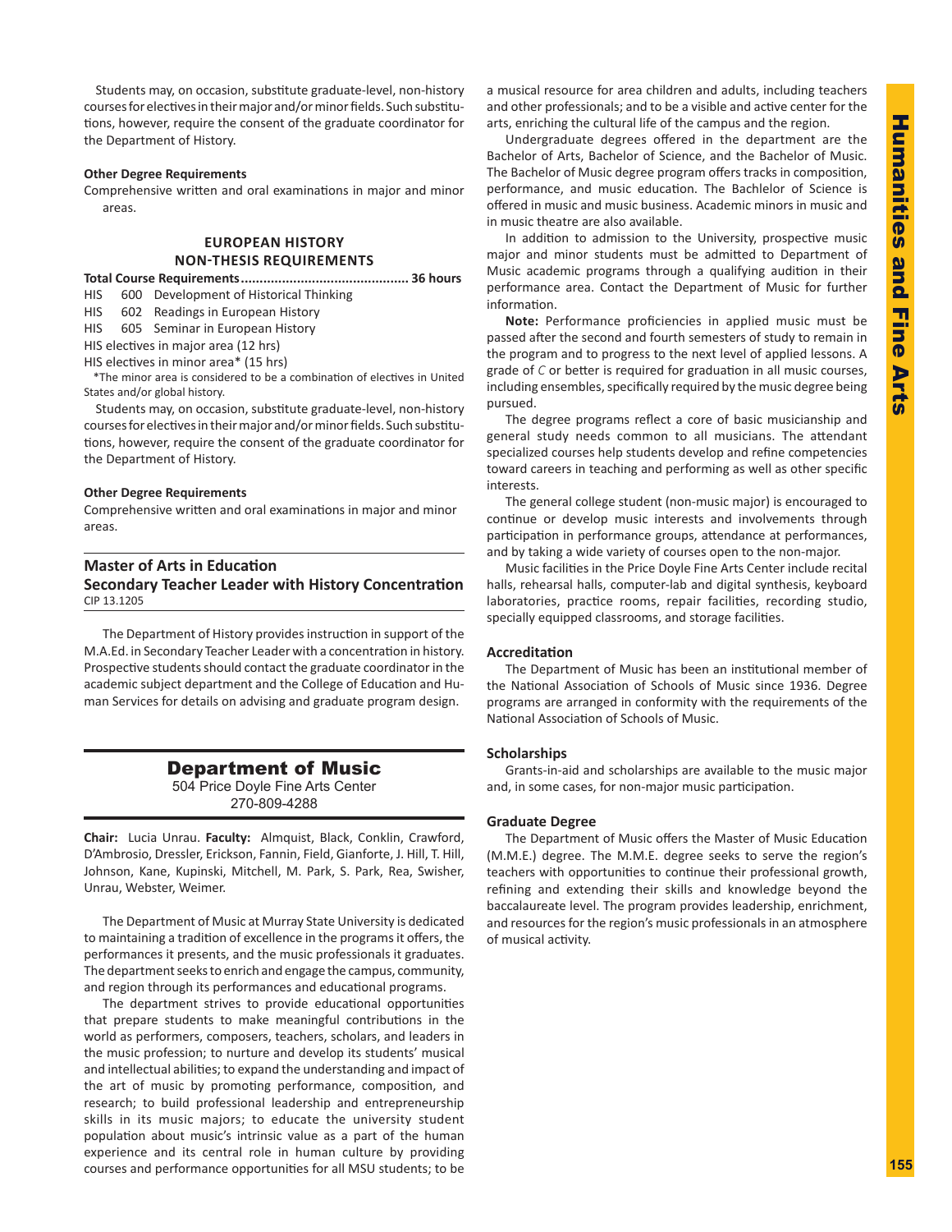Students may, on occasion, substitute graduate-level, non-history courses for electives in their major and/or minor fields. Such substitutions, however, require the consent of the graduate coordinator for the Department of History.

**Other Degree Requirements**

Comprehensive written and oral examinations in major and minor areas.

### EUROPEAN HISTORY NON-THESIS REQUIREMENTS

**Total Course Requirements............................................ 36 hours**

HIS 600 Development of Historical Thinking
HIS 602 Readings in European History
HIS 605 Seminar in European History
HIS electives in major area (12 hrs)
HIS electives in minor area* (15 hrs)

*The minor area is considered to be a combination of electives in United States and/or global history.

Students may, on occasion, substitute graduate-level, non-history courses for electives in their major and/or minor fields. Such substitutions, however, require the consent of the graduate coordinator for the Department of History.

**Other Degree Requirements**

Comprehensive written and oral examinations in major and minor areas.

### Master of Arts in Education Secondary Teacher Leader with History Concentration

CIP 13.1205

The Department of History provides instruction in support of the M.A.Ed. in Secondary Teacher Leader with a concentration in history. Prospective students should contact the graduate coordinator in the academic subject department and the College of Education and Human Services for details on advising and graduate program design.

## Department of Music

504 Price Doyle Fine Arts Center
270-809-4288

**Chair:** Lucia Unrau. **Faculty:** Almquist, Black, Conklin, Crawford, D'Ambrosio, Dressler, Erickson, Fannin, Field, Gianforte, J. Hill, T. Hill, Johnson, Kane, Kupinski, Mitchell, M. Park, S. Park, Rea, Swisher, Unrau, Webster, Weimer.

The Department of Music at Murray State University is dedicated to maintaining a tradition of excellence in the programs it offers, the performances it presents, and the music professionals it graduates. The department seeks to enrich and engage the campus, community, and region through its performances and educational programs.

The department strives to provide educational opportunities that prepare students to make meaningful contributions in the world as performers, composers, teachers, scholars, and leaders in the music profession; to nurture and develop its students' musical and intellectual abilities; to expand the understanding and impact of the art of music by promoting performance, composition, and research; to build professional leadership and entrepreneurship skills in its music majors; to educate the university student population about music's intrinsic value as a part of the human experience and its central role in human culture by providing courses and performance opportunities for all MSU students; to be a musical resource for area children and adults, including teachers and other professionals; and to be a visible and active center for the arts, enriching the cultural life of the campus and the region.

Undergraduate degrees offered in the department are the Bachelor of Arts, Bachelor of Science, and the Bachelor of Music. The Bachelor of Music degree program offers tracks in composition, performance, and music education. The Bachlelor of Science is offered in music and music business. Academic minors in music and in music theatre are also available.

In addition to admission to the University, prospective music major and minor students must be admitted to Department of Music academic programs through a qualifying audition in their performance area. Contact the Department of Music for further information.

**Note:** Performance proficiencies in applied music must be passed after the second and fourth semesters of study to remain in the program and to progress to the next level of applied lessons. A grade of *C* or better is required for graduation in all music courses, including ensembles, specifically required by the music degree being pursued.

The degree programs reflect a core of basic musicianship and general study needs common to all musicians. The attendant specialized courses help students develop and refine competencies toward careers in teaching and performing as well as other specific interests.

The general college student (non-music major) is encouraged to continue or develop music interests and involvements through participation in performance groups, attendance at performances, and by taking a wide variety of courses open to the non-major.

Music facilities in the Price Doyle Fine Arts Center include recital halls, rehearsal halls, computer-lab and digital synthesis, keyboard laboratories, practice rooms, repair facilities, recording studio, specially equipped classrooms, and storage facilities.

**Accreditation**

The Department of Music has been an institutional member of the National Association of Schools of Music since 1936. Degree programs are arranged in conformity with the requirements of the National Association of Schools of Music.

**Scholarships**

Grants-in-aid and scholarships are available to the music major and, in some cases, for non-major music participation.

**Graduate Degree**

The Department of Music offers the Master of Music Education (M.M.E.) degree. The M.M.E. degree seeks to serve the region's teachers with opportunities to continue their professional growth, refining and extending their skills and knowledge beyond the baccalaureate level. The program provides leadership, enrichment, and resources for the region's music professionals in an atmosphere of musical activity.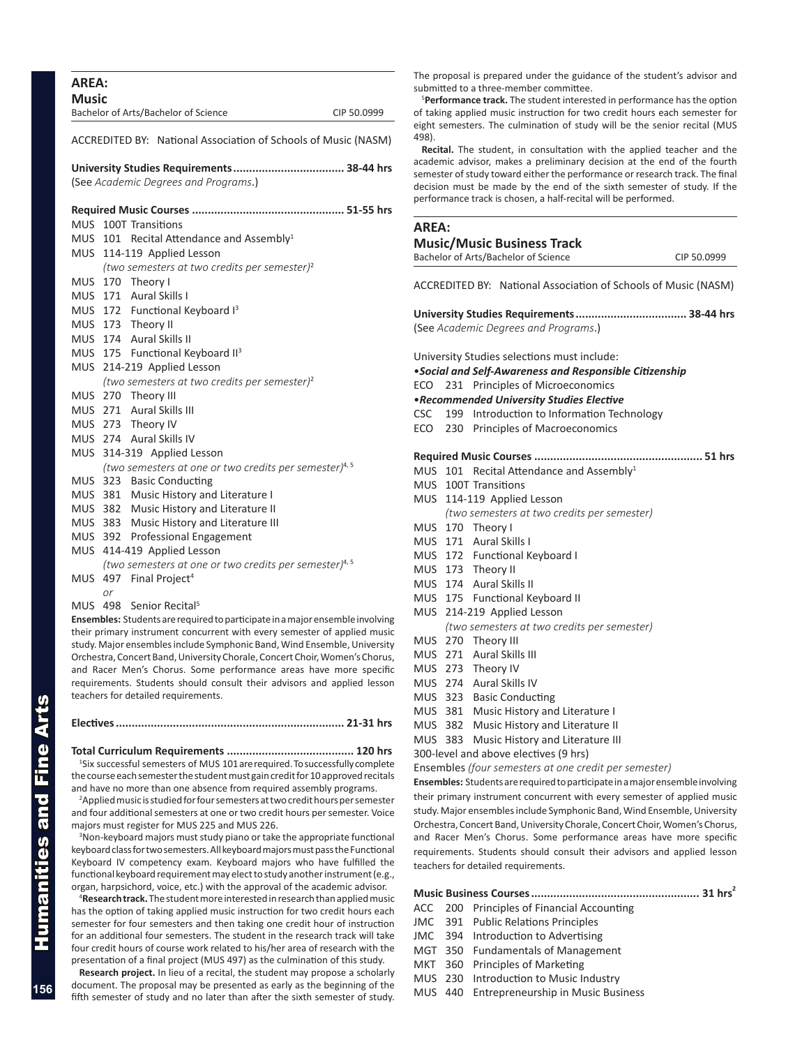## AREA:
## Music

Bachelor of Arts/Bachelor of Science CIP 50.0999

ACCREDITED BY: National Association of Schools of Music (NASM)

**University Studies Requirements.................................. 38-44 hrs**
(See *Academic Degrees and Programs*.)

**Required Music Courses ............................................... 51-55 hrs**

MUS 100T Transitions
MUS 101 Recital Attendance and Assembly[1]
MUS 114-119 Applied Lesson
*(two semesters at two credits per semester)*[2]
MUS 170 Theory I
MUS 171 Aural Skills I
MUS 172 Functional Keyboard I[3]
MUS 173 Theory II
MUS 174 Aural Skills II
MUS 175 Functional Keyboard II[3]
MUS 214-219 Applied Lesson
*(two semesters at two credits per semester)*[2]
MUS 270 Theory III
MUS 271 Aural Skills III
MUS 273 Theory IV
MUS 274 Aural Skills IV
MUS 314-319 Applied Lesson
*(two semesters at one or two credits per semester)*[4, 5]
MUS 323 Basic Conducting
MUS 381 Music History and Literature I
MUS 382 Music History and Literature II
MUS 383 Music History and Literature III
MUS 392 Professional Engagement
MUS 414-419 Applied Lesson
*(two semesters at one or two credits per semester)*[4, 5]
MUS 497 Final Project[4]
*or*
MUS 498 Senior Recital[5]

**Ensembles:** Students are required to participate in a major ensemble involving their primary instrument concurrent with every semester of applied music study. Major ensembles include Symphonic Band, Wind Ensemble, University Orchestra, Concert Band, University Chorale, Concert Choir, Women's Chorus, and Racer Men's Chorus. Some performance areas have more specific requirements. Students should consult their advisors and applied lesson teachers for detailed requirements.

**Electives ...................................................................... 21-31 hrs**

**Total Curriculum Requirements ....................................... 120 hrs**

[1]Six successful semesters of MUS 101 are required. To successfully complete the course each semester the student must gain credit for 10 approved recitals and have no more than one absence from required assembly programs.

[2]Applied music is studied for four semesters at two credit hours per semester and four additional semesters at one or two credit hours per semester. Voice majors must register for MUS 225 and MUS 226.

[3]Non-keyboard majors must study piano or take the appropriate functional keyboard class for two semesters. All keyboard majors must pass the Functional Keyboard IV competency exam. Keyboard majors who have fulfilled the functional keyboard requirement may elect to study another instrument (e.g., organ, harpsichord, voice, etc.) with the approval of the academic advisor.

[4]**Research track.** The student more interested in research than applied music has the option of taking applied music instruction for two credit hours each semester for four semesters and then taking one credit hour of instruction for an additional four semesters. The student in the research track will take four credit hours of course work related to his/her area of research with the presentation of a final project (MUS 497) as the culmination of this study.

**Research project.** In lieu of a recital, the student may propose a scholarly document. The proposal may be presented as early as the beginning of the fifth semester of study and no later than after the sixth semester of study. The proposal is prepared under the guidance of the student's advisor and submitted to a three-member committee.

[5]**Performance track.** The student interested in performance has the option of taking applied music instruction for two credit hours each semester for eight semesters. The culmination of study will be the senior recital (MUS 498).

**Recital.** The student, in consultation with the applied teacher and the academic advisor, makes a preliminary decision at the end of the fourth semester of study toward either the performance or research track. The final decision must be made by the end of the sixth semester of study. If the performance track is chosen, a half-recital will be performed.

## AREA:
## Music/Music Business Track

Bachelor of Arts/Bachelor of Science CIP 50.0999

ACCREDITED BY: National Association of Schools of Music (NASM)

**University Studies Requirements.................................. 38-44 hrs**
(See *Academic Degrees and Programs*.)

University Studies selections must include:

•***Social and Self-Awareness and Responsible Citizenship***
ECO 231 Principles of Microeconomics

•***Recommended University Studies Elective***
CSC 199 Introduction to Information Technology
ECO 230 Principles of Macroeconomics

**Required Music Courses .................................................... 51 hrs**

MUS 101 Recital Attendance and Assembly[1]
MUS 100T Transitions
MUS 114-119 Applied Lesson
*(two semesters at two credits per semester)*
MUS 170 Theory I
MUS 171 Aural Skills I
MUS 172 Functional Keyboard I
MUS 173 Theory II
MUS 174 Aural Skills II
MUS 175 Functional Keyboard II
MUS 214-219 Applied Lesson
*(two semesters at two credits per semester)*
MUS 270 Theory III
MUS 271 Aural Skills III
MUS 273 Theory IV
MUS 274 Aural Skills IV
MUS 323 Basic Conducting
MUS 381 Music History and Literature I
MUS 382 Music History and Literature II
MUS 383 Music History and Literature III
300-level and above electives (9 hrs)
Ensembles *(four semesters at one credit per semester)*

**Ensembles:** Students are required to participate in a major ensemble involving their primary instrument concurrent with every semester of applied music study. Major ensembles include Symphonic Band, Wind Ensemble, University Orchestra, Concert Band, University Chorale, Concert Choir, Women's Chorus, and Racer Men's Chorus. Some performance areas have more specific requirements. Students should consult their advisors and applied lesson teachers for detailed requirements.

**Music Business Courses.................................................... 31 hrs[2]**

ACC 200 Principles of Financial Accounting
JMC 391 Public Relations Principles
JMC 394 Introduction to Advertising
MGT 350 Fundamentals of Management
MKT 360 Principles of Marketing
MUS 230 Introduction to Music Industry
MUS 440 Entrepreneurship in Music Business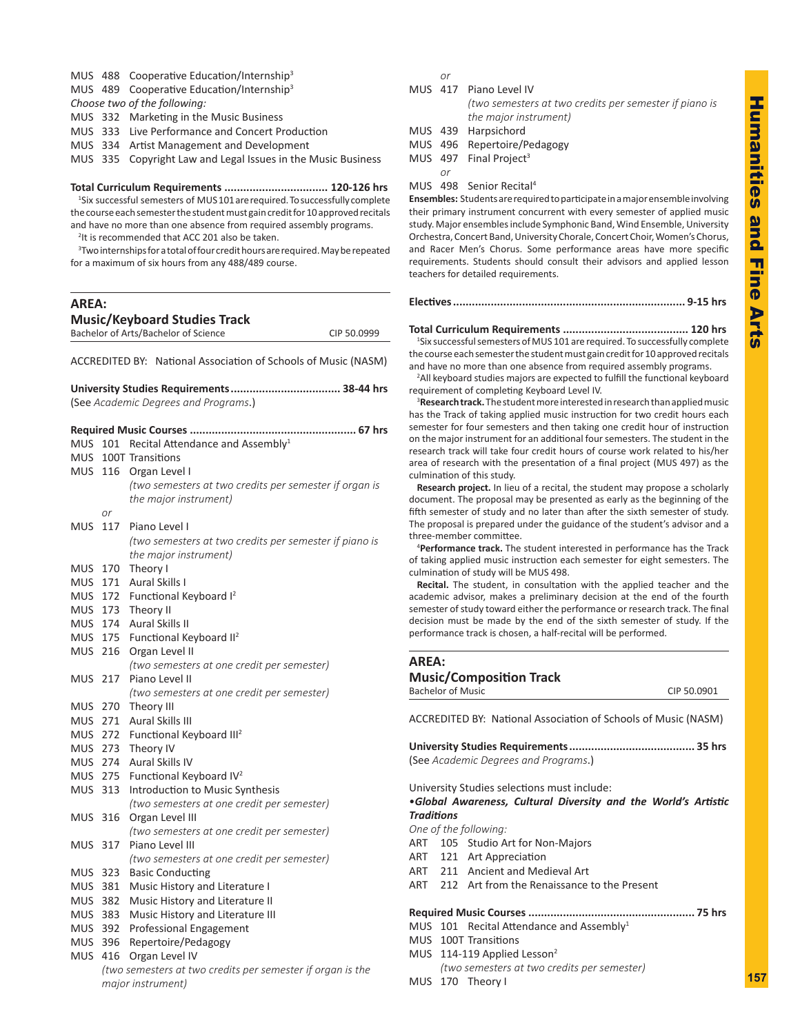MUS 488 Cooperative Education/Internship[3]
MUS 489 Cooperative Education/Internship[3]
*Choose two of the following:*
MUS 332 Marketing in the Music Business
MUS 333 Live Performance and Concert Production
MUS 334 Artist Management and Development
MUS 335 Copyright Law and Legal Issues in the Music Business

**Total Curriculum Requirements ................................ 120-126 hrs**

[1]Six successful semesters of MUS 101 are required. To successfully complete the course each semester the student must gain credit for 10 approved recitals and have no more than one absence from required assembly programs.

[2]It is recommended that ACC 201 also be taken.

[3]Two internships for a total of four credit hours are required. May be repeated for a maximum of six hours from any 488/489 course.

## AREA: Music/Keyboard Studies Track

Bachelor of Arts/Bachelor of Science — CIP 50.0999

ACCREDITED BY: National Association of Schools of Music (NASM)

**University Studies Requirements.................................. 38-44 hrs**
(See *Academic Degrees and Programs*.)

**Required Music Courses .................................................... 67 hrs**

MUS 101 Recital Attendance and Assembly[1]
MUS 100T Transitions
MUS 116 Organ Level I
*(two semesters at two credits per semester if organ is the major instrument)*
*or*
MUS 117 Piano Level I
*(two semesters at two credits per semester if piano is the major instrument)*
MUS 170 Theory I
MUS 171 Aural Skills I
MUS 172 Functional Keyboard I[2]
MUS 173 Theory II
MUS 174 Aural Skills II
MUS 175 Functional Keyboard II[2]
MUS 216 Organ Level II
*(two semesters at one credit per semester)*
MUS 217 Piano Level II
*(two semesters at one credit per semester)*
MUS 270 Theory III
MUS 271 Aural Skills III
MUS 272 Functional Keyboard III[2]
MUS 273 Theory IV
MUS 274 Aural Skills IV
MUS 275 Functional Keyboard IV[2]
MUS 313 Introduction to Music Synthesis
*(two semesters at one credit per semester)*
MUS 316 Organ Level III
*(two semesters at one credit per semester)*
MUS 317 Piano Level III
*(two semesters at one credit per semester)*
MUS 323 Basic Conducting
MUS 381 Music History and Literature I
MUS 382 Music History and Literature II
MUS 383 Music History and Literature III
MUS 392 Professional Engagement
MUS 396 Repertoire/Pedagogy
MUS 416 Organ Level IV
*(two semesters at two credits per semester if organ is the major instrument)*
*or*
MUS 417 Piano Level IV
*(two semesters at two credits per semester if piano is the major instrument)*
MUS 439 Harpsichord
MUS 496 Repertoire/Pedagogy
MUS 497 Final Project[3]
*or*
MUS 498 Senior Recital[4]

**Ensembles:** Students are required to participate in a major ensemble involving their primary instrument concurrent with every semester of applied music study. Major ensembles include Symphonic Band, Wind Ensemble, University Orchestra, Concert Band, University Chorale, Concert Choir, Women's Chorus, and Racer Men's Chorus. Some performance areas have more specific requirements. Students should consult their advisors and applied lesson teachers for detailed requirements.

**Electives ........................................................................ 9-15 hrs**

**Total Curriculum Requirements ....................................... 120 hrs**

[1]Six successful semesters of MUS 101 are required. To successfully complete the course each semester the student must gain credit for 10 approved recitals and have no more than one absence from required assembly programs.

[2]All keyboard studies majors are expected to fulfill the functional keyboard requirement of completing Keyboard Level IV.

[3]**Research track.** The student more interested in research than applied music has the Track of taking applied music instruction for two credit hours each semester for four semesters and then taking one credit hour of instruction on the major instrument for an additional four semesters. The student in the research track will take four credit hours of course work related to his/her area of research with the presentation of a final project (MUS 497) as the culmination of this study.

**Research project.** In lieu of a recital, the student may propose a scholarly document. The proposal may be presented as early as the beginning of the fifth semester of study and no later than after the sixth semester of study. The proposal is prepared under the guidance of the student's advisor and a three-member committee.

[4]**Performance track.** The student interested in performance has the Track of taking applied music instruction each semester for eight semesters. The culmination of study will be MUS 498.

**Recital.** The student, in consultation with the applied teacher and the academic advisor, makes a preliminary decision at the end of the fourth semester of study toward either the performance or research track. The final decision must be made by the end of the sixth semester of study. If the performance track is chosen, a half-recital will be performed.

## AREA: Music/Composition Track

Bachelor of Music — CIP 50.0901

ACCREDITED BY: National Association of Schools of Music (NASM)

**University Studies Requirements....................................... 35 hrs**
(See *Academic Degrees and Programs*.)

University Studies selections must include:

•***Global Awareness, Cultural Diversity and the World's Artistic Traditions***

*One of the following:*
ART 105 Studio Art for Non-Majors
ART 121 Art Appreciation
ART 211 Ancient and Medieval Art
ART 212 Art from the Renaissance to the Present

**Required Music Courses .................................................... 75 hrs**

MUS 101 Recital Attendance and Assembly[1]
MUS 100T Transitions
MUS 114-119 Applied Lesson[2]
*(two semesters at two credits per semester)*
MUS 170 Theory I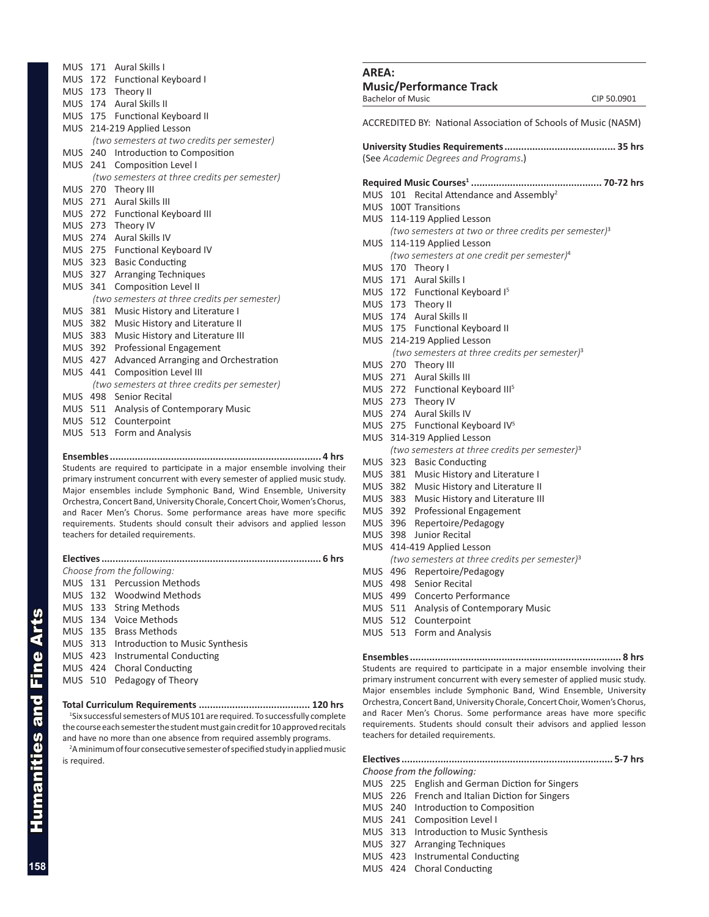MUS 171 Aural Skills I
MUS 172 Functional Keyboard I
MUS 173 Theory II
MUS 174 Aural Skills II
MUS 175 Functional Keyboard II
MUS 214-219 Applied Lesson
*(two semesters at two credits per semester)*
MUS 240 Introduction to Composition
MUS 241 Composition Level I
*(two semesters at three credits per semester)*
MUS 270 Theory III
MUS 271 Aural Skills III
MUS 272 Functional Keyboard III
MUS 273 Theory IV
MUS 274 Aural Skills IV
MUS 275 Functional Keyboard IV
MUS 323 Basic Conducting
MUS 327 Arranging Techniques
MUS 341 Composition Level II
*(two semesters at three credits per semester)*
MUS 381 Music History and Literature I
MUS 382 Music History and Literature II
MUS 383 Music History and Literature III
MUS 392 Professional Engagement
MUS 427 Advanced Arranging and Orchestration
MUS 441 Composition Level III
*(two semesters at three credits per semester)*
MUS 498 Senior Recital
MUS 511 Analysis of Contemporary Music
MUS 512 Counterpoint
MUS 513 Form and Analysis

**Ensembles.......................................................................... 4 hrs**

Students are required to participate in a major ensemble involving their primary instrument concurrent with every semester of applied music study. Major ensembles include Symphonic Band, Wind Ensemble, University Orchestra, Concert Band, University Chorale, Concert Choir, Women's Chorus, and Racer Men's Chorus. Some performance areas have more specific requirements. Students should consult their advisors and applied lesson teachers for detailed requirements.

**Electives............................................................................ 6 hrs**

*Choose from the following:*
MUS 131 Percussion Methods
MUS 132 Woodwind Methods
MUS 133 String Methods
MUS 134 Voice Methods
MUS 135 Brass Methods
MUS 313 Introduction to Music Synthesis
MUS 423 Instrumental Conducting
MUS 424 Choral Conducting
MUS 510 Pedagogy of Theory

**Total Curriculum Requirements ....................................... 120 hrs**

[1]Six successful semesters of MUS 101 are required. To successfully complete the course each semester the student must gain credit for 10 approved recitals and have no more than one absence from required assembly programs.

[2]A minimum of four consecutive semester of specified study in applied music is required.

## AREA:
## Music/Performance Track

Bachelor of Music — CIP 50.0901

ACCREDITED BY: National Association of Schools of Music (NASM)

**University Studies Requirements....................................... 35 hrs**
(See *Academic Degrees and Programs*.)

**Required Music Courses[1] .............................................. 70-72 hrs**

MUS 101 Recital Attendance and Assembly[2]
MUS 100T Transitions
MUS 114-119 Applied Lesson
*(two semesters at two or three credits per semester)*[3]
MUS 114-119 Applied Lesson
*(two semesters at one credit per semester)*[4]
MUS 170 Theory I
MUS 171 Aural Skills I
MUS 172 Functional Keyboard I[5]
MUS 173 Theory II
MUS 174 Aural Skills II
MUS 175 Functional Keyboard II
MUS 214-219 Applied Lesson
*(two semesters at three credits per semester)*[3]
MUS 270 Theory III
MUS 271 Aural Skills III
MUS 272 Functional Keyboard III[5]
MUS 273 Theory IV
MUS 274 Aural Skills IV
MUS 275 Functional Keyboard IV[5]
MUS 314-319 Applied Lesson
*(two semesters at three credits per semester)*[3]
MUS 323 Basic Conducting
MUS 381 Music History and Literature I
MUS 382 Music History and Literature II
MUS 383 Music History and Literature III
MUS 392 Professional Engagement
MUS 396 Repertoire/Pedagogy
MUS 398 Junior Recital
MUS 414-419 Applied Lesson
*(two semesters at three credits per semester)*[3]
MUS 496 Repertoire/Pedagogy
MUS 498 Senior Recital
MUS 499 Concerto Performance
MUS 511 Analysis of Contemporary Music
MUS 512 Counterpoint
MUS 513 Form and Analysis

**Ensembles.......................................................................... 8 hrs**

Students are required to participate in a major ensemble involving their primary instrument concurrent with every semester of applied music study. Major ensembles include Symphonic Band, Wind Ensemble, University Orchestra, Concert Band, University Chorale, Concert Choir, Women's Chorus, and Racer Men's Chorus. Some performance areas have more specific requirements. Students should consult their advisors and applied lesson teachers for detailed requirements.

**Electives........................................................................... 5-7 hrs**

*Choose from the following:*
MUS 225 English and German Diction for Singers
MUS 226 French and Italian Diction for Singers
MUS 240 Introduction to Composition
MUS 241 Composition Level I
MUS 313 Introduction to Music Synthesis
MUS 327 Arranging Techniques
MUS 423 Instrumental Conducting
MUS 424 Choral Conducting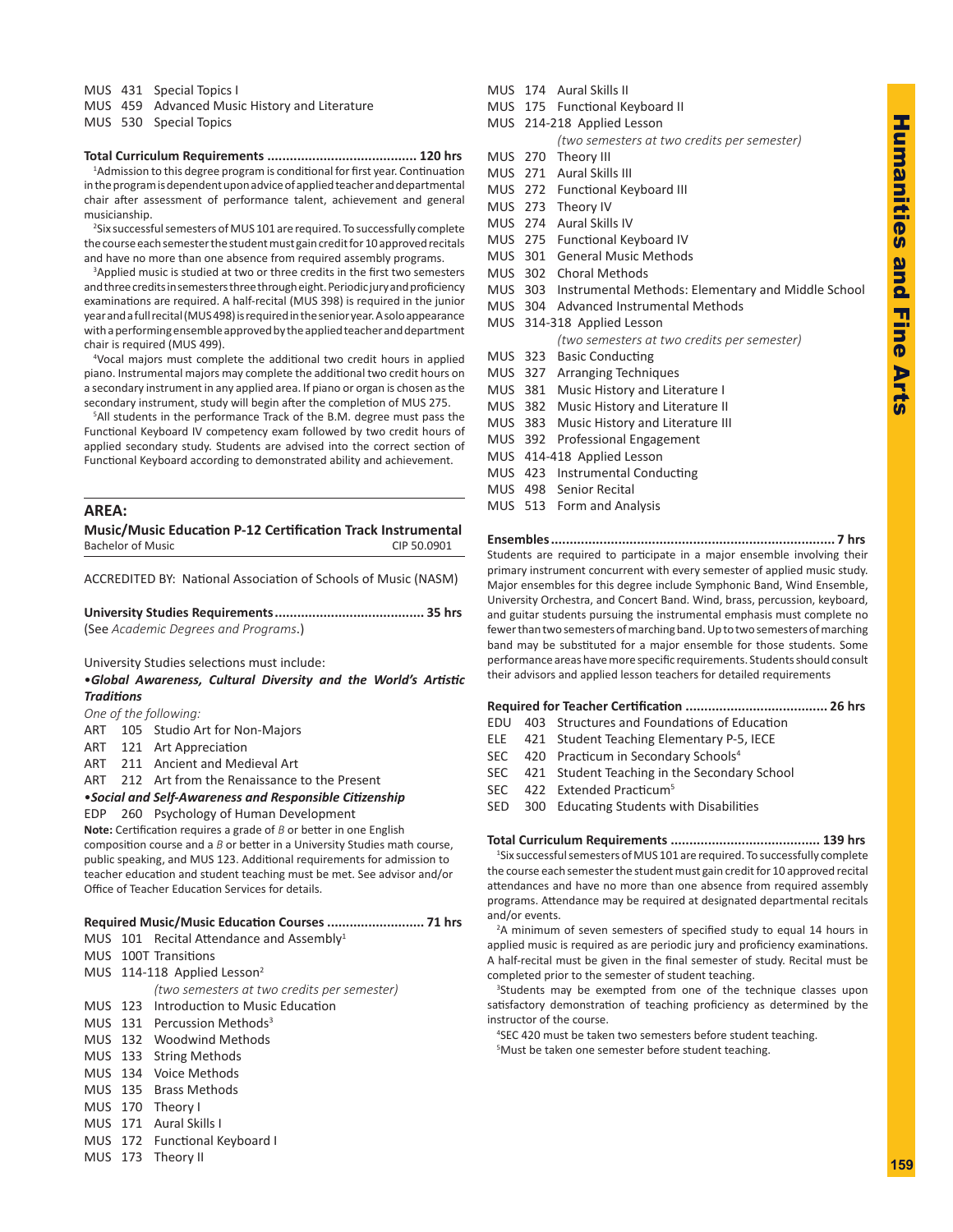MUS 431 Special Topics I
MUS 459 Advanced Music History and Literature
MUS 530 Special Topics

**Total Curriculum Requirements ........................................ 120 hrs**

[1]Admission to this degree program is conditional for first year. Continuation in the program is dependent upon advice of applied teacher and departmental chair after assessment of performance talent, achievement and general musicianship.

[2]Six successful semesters of MUS 101 are required. To successfully complete the course each semester the student must gain credit for 10 approved recitals and have no more than one absence from required assembly programs.

[3]Applied music is studied at two or three credits in the first two semesters and three credits in semesters three through eight. Periodic jury and proficiency examinations are required. A half-recital (MUS 398) is required in the junior year and a full recital (MUS 498) is required in the senior year. A solo appearance with a performing ensemble approved by the applied teacher and department chair is required (MUS 499).

[4]Vocal majors must complete the additional two credit hours in applied piano. Instrumental majors may complete the additional two credit hours on a secondary instrument in any applied area. If piano or organ is chosen as the secondary instrument, study will begin after the completion of MUS 275.

[5]All students in the performance Track of the B.M. degree must pass the Functional Keyboard IV competency exam followed by two credit hours of applied secondary study. Students are advised into the correct section of Functional Keyboard according to demonstrated ability and achievement.

## AREA:

### Music/Music Education P-12 Certification Track Instrumental

Bachelor of Music — CIP 50.0901

ACCREDITED BY: National Association of Schools of Music (NASM)

**University Studies Requirements ....................................... 35 hrs**
(See *Academic Degrees and Programs*.)

University Studies selections must include:

**•*Global Awareness, Cultural Diversity and the World's Artistic Traditions***

*One of the following:*

ART 105 Studio Art for Non-Majors
ART 121 Art Appreciation
ART 211 Ancient and Medieval Art
ART 212 Art from the Renaissance to the Present

**•*Social and Self-Awareness and Responsible Citizenship***

EDP 260 Psychology of Human Development

**Note:** Certification requires a grade of *B* or better in one English composition course and a *B* or better in a University Studies math course, public speaking, and MUS 123. Additional requirements for admission to teacher education and student teaching must be met. See advisor and/or Office of Teacher Education Services for details.

**Required Music/Music Education Courses .......................... 71 hrs**

MUS 101 Recital Attendance and Assembly[1]
MUS 100T Transitions
MUS 114-118 Applied Lesson[2]
*(two semesters at two credits per semester)*
MUS 123 Introduction to Music Education
MUS 131 Percussion Methods[3]
MUS 132 Woodwind Methods
MUS 133 String Methods
MUS 134 Voice Methods
MUS 135 Brass Methods
MUS 170 Theory I
MUS 171 Aural Skills I
MUS 172 Functional Keyboard I
MUS 173 Theory II
MUS 174 Aural Skills II
MUS 175 Functional Keyboard II
MUS 214-218 Applied Lesson
*(two semesters at two credits per semester)*
MUS 270 Theory III
MUS 271 Aural Skills III
MUS 272 Functional Keyboard III
MUS 273 Theory IV
MUS 274 Aural Skills IV
MUS 275 Functional Keyboard IV
MUS 301 General Music Methods
MUS 302 Choral Methods
MUS 303 Instrumental Methods: Elementary and Middle School
MUS 304 Advanced Instrumental Methods
MUS 314-318 Applied Lesson
*(two semesters at two credits per semester)*
MUS 323 Basic Conducting
MUS 327 Arranging Techniques
MUS 381 Music History and Literature I
MUS 382 Music History and Literature II
MUS 383 Music History and Literature III
MUS 392 Professional Engagement
MUS 414-418 Applied Lesson
MUS 423 Instrumental Conducting
MUS 498 Senior Recital
MUS 513 Form and Analysis

**Ensembles ........................................................................... 7 hrs**

Students are required to participate in a major ensemble involving their primary instrument concurrent with every semester of applied music study. Major ensembles for this degree include Symphonic Band, Wind Ensemble, University Orchestra, and Concert Band. Wind, brass, percussion, keyboard, and guitar students pursuing the instrumental emphasis must complete no fewer than two semesters of marching band. Up to two semesters of marching band may be substituted for a major ensemble for those students. Some performance areas have more specific requirements. Students should consult their advisors and applied lesson teachers for detailed requirements

**Required for Teacher Certification ...................................... 26 hrs**

EDU 403 Structures and Foundations of Education
ELE 421 Student Teaching Elementary P-5, IECE
SEC 420 Practicum in Secondary Schools[4]
SEC 421 Student Teaching in the Secondary School
SEC 422 Extended Practicum[5]
SED 300 Educating Students with Disabilities

**Total Curriculum Requirements ........................................ 139 hrs**

[1]Six successful semesters of MUS 101 are required. To successfully complete the course each semester the student must gain credit for 10 approved recital attendances and have no more than one absence from required assembly programs. Attendance may be required at designated departmental recitals and/or events.

[2]A minimum of seven semesters of specified study to equal 14 hours in applied music is required as are periodic jury and proficiency examinations. A half-recital must be given in the final semester of study. Recital must be completed prior to the semester of student teaching.

[3]Students may be exempted from one of the technique classes upon satisfactory demonstration of teaching proficiency as determined by the instructor of the course.

[4]SEC 420 must be taken two semesters before student teaching.

[5]Must be taken one semester before student teaching.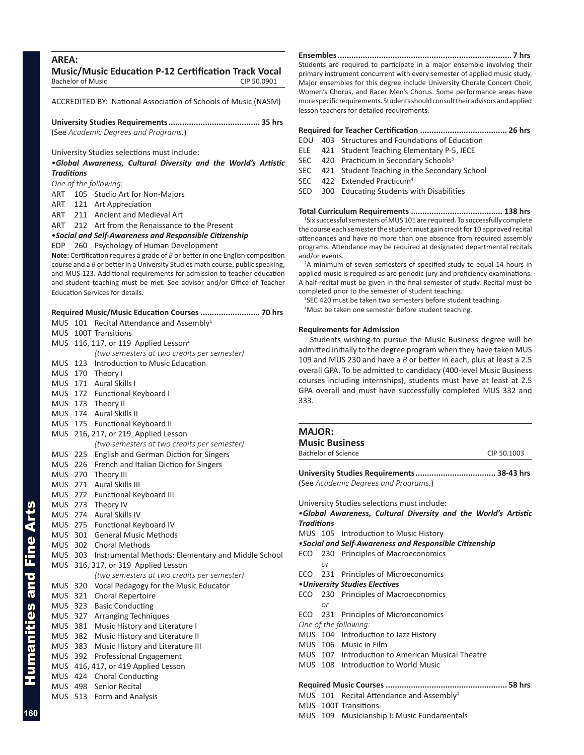## AREA:
## Music/Music Education P-12 Certification Track Vocal

Bachelor of Music CIP 50.0901

ACCREDITED BY: National Association of Schools of Music (NASM)

**University Studies Requirements....................................... 35 hrs**
(See *Academic Degrees and Programs*.)

University Studies selections must include:

•***Global Awareness, Cultural Diversity and the World's Artistic Traditions***

*One of the following:*

ART 105 Studio Art for Non-Majors
ART 121 Art Appreciation
ART 211 Ancient and Medieval Art
ART 212 Art from the Renaissance to the Present

•***Social and Self-Awareness and Responsible Citizenship***

EDP 260 Psychology of Human Development

**Note:** Certification requires a grade of *B* or better in one English composition course and a *B* or better in a University Studies math course, public speaking, and MUS 123. Additional requirements for admission to teacher education and student teaching must be met. See advisor and/or Office of Teacher Education Services for details.

**Required Music/Music Education Courses .......................... 70 hrs**

MUS 101 Recital Attendance and Assembly[1]
MUS 100T Transitions
MUS 116, 117, or 119 Applied Lesson[2]
*(two semesters at two credits per semester)*
MUS 123 Introduction to Music Education
MUS 170 Theory I
MUS 171 Aural Skills I
MUS 172 Functional Keyboard I
MUS 173 Theory II
MUS 174 Aural Skills II
MUS 175 Functional Keyboard II
MUS 216, 217, or 219 Applied Lesson
*(two semesters at two credits per semester)*
MUS 225 English and German Diction for Singers
MUS 226 French and Italian Diction for Singers
MUS 270 Theory III
MUS 271 Aural Skills III
MUS 272 Functional Keyboard III
MUS 273 Theory IV
MUS 274 Aural Skills IV
MUS 275 Functional Keyboard IV
MUS 301 General Music Methods
MUS 302 Choral Methods
MUS 303 Instrumental Methods: Elementary and Middle School
MUS 316, 317, or 319 Applied Lesson
*(two semesters at two credits per semester)*
MUS 320 Vocal Pedagogy for the Music Educator
MUS 321 Choral Repertoire
MUS 323 Basic Conducting
MUS 327 Arranging Techniques
MUS 381 Music History and Literature I
MUS 382 Music History and Literature II
MUS 383 Music History and Literature III
MUS 392 Professional Engagement
MUS 416, 417, or 419 Applied Lesson
MUS 424 Choral Conducting
MUS 498 Senior Recital
MUS 513 Form and Analysis

**Ensembles........................................................................... 7 hrs**

Students are required to participate in a major ensemble involving their primary instrument concurrent with every semester of applied music study. Major ensembles for this degree include University Chorale Concert Choir, Women's Chorus, and Racer Men's Chorus. Some performance areas have more specific requirements. Students should consult their advisors and applied lesson teachers for detailed requirements.

**Required for Teacher Certification ...................................... 26 hrs**

EDU 403 Structures and Foundations of Education
ELE 421 Student Teaching Elementary P-5, IECE
SEC 420 Practicum in Secondary Schools[3]
SEC 421 Student Teaching in the Secondary School
SEC 422 Extended Practicum[4]
SED 300 Educating Students with Disabilities

**Total Curriculum Requirements ....................................... 138 hrs**

[1]Six successful semesters of MUS 101 are required. To successfully complete the course each semester the student must gain credit for 10 approved recital attendances and have no more than one absence from required assembly programs. Attendance may be required at designated departmental recitals and/or events.

[2]A minimum of seven semesters of specified study to equal 14 hours in applied music is required as are periodic jury and proficiency examinations. A half-recital must be given in the final semester of study. Recital must be completed prior to the semester of student teaching.

[3]SEC 420 must be taken two semesters before student teaching.

[4]Must be taken one semester before student teaching.

**Requirements for Admission**

Students wishing to pursue the Music Business degree will be admitted initially to the degree program when they have taken MUS 109 and MUS 230 and have a *B* or better in each, plus at least a 2.5 overall GPA. To be admitted to candidacy (400-level Music Business courses including internships), students must have at least at 2.5 GPA overall and must have successfully completed MUS 332 and 333.

## MAJOR:
## Music Business

Bachelor of Science CIP 50.1003

**University Studies Requirements.................................. 38-43 hrs**
(See *Academic Degrees and Programs*.)

University Studies selections must include:

•***Global Awareness, Cultural Diversity and the World's Artistic Traditions***

MUS 105 Introduction to Music History

•***Social and Self-Awareness and Responsible Citizenship***

ECO 230 Principles of Macroeconomics
*or*
ECO 231 Principles of Microeconomics

•***University Studies Electives***

ECO 230 Principles of Macroeconomics
*or*
ECO 231 Principles of Microeconomics

*One of the following:*

MUS 104 Introduction to Jazz History
MUS 106 Music in Film
MUS 107 Introduction to American Musical Theatre
MUS 108 Introduction to World Music

**Required Music Courses .................................................... 58 hrs**

MUS 101 Recital Attendance and Assembly[1]
MUS 100T Transitions
MUS 109 Musicianship I: Music Fundamentals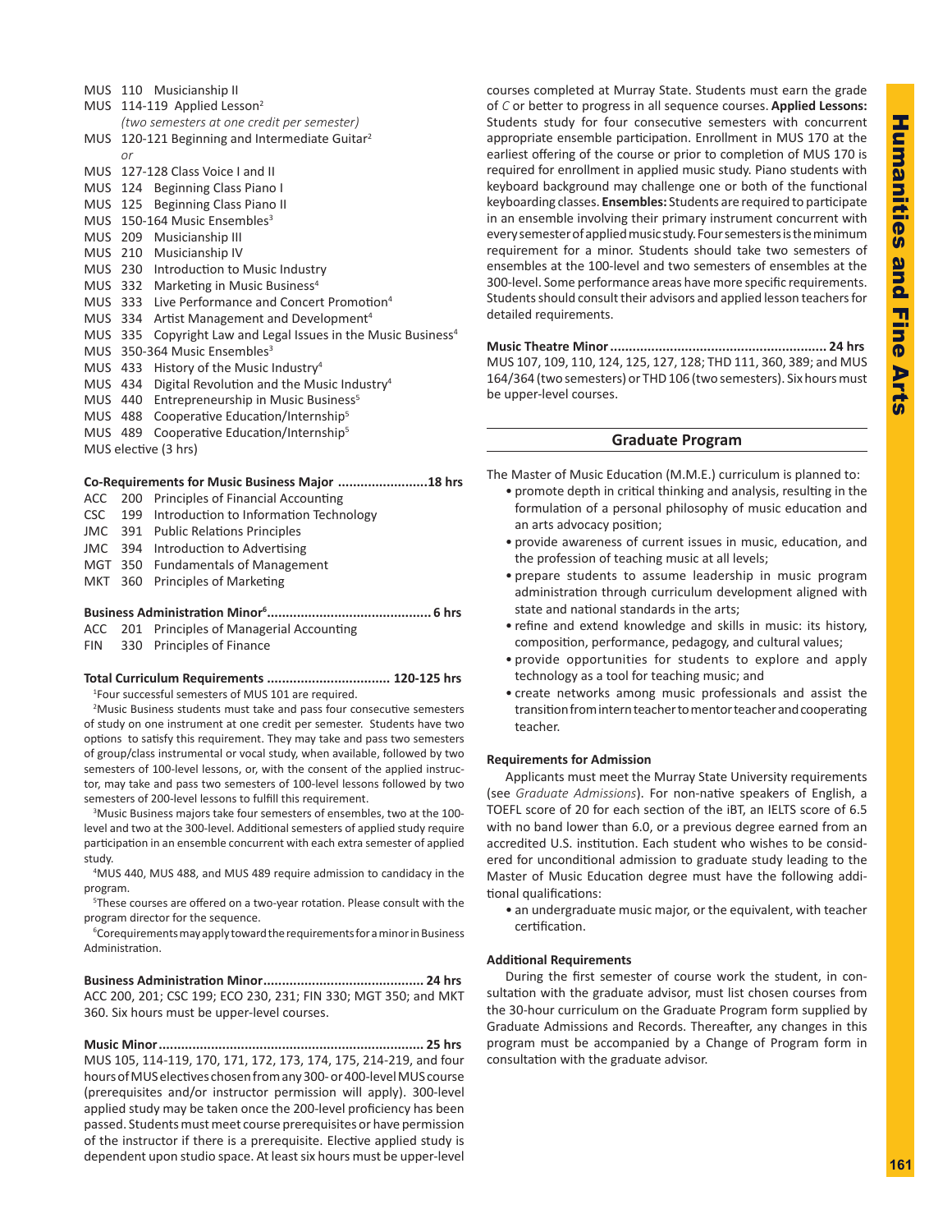MUS 110 Musicianship II
MUS 114-119 Applied Lesson[2]
*(two semesters at one credit per semester)*
MUS 120-121 Beginning and Intermediate Guitar[2]
*or*
MUS 127-128 Class Voice I and II
MUS 124 Beginning Class Piano I
MUS 125 Beginning Class Piano II
MUS 150-164 Music Ensembles[3]
MUS 209 Musicianship III
MUS 210 Musicianship IV
MUS 230 Introduction to Music Industry
MUS 332 Marketing in Music Business[4]
MUS 333 Live Performance and Concert Promotion[4]
MUS 334 Artist Management and Development[4]
MUS 335 Copyright Law and Legal Issues in the Music Business[4]
MUS 350-364 Music Ensembles[3]
MUS 433 History of the Music Industry[4]
MUS 434 Digital Revolution and the Music Industry[4]
MUS 440 Entrepreneurship in Music Business[5]
MUS 488 Cooperative Education/Internship[5]
MUS 489 Cooperative Education/Internship[5]
MUS elective (3 hrs)

**Co-Requirements for Music Business Major ........................18 hrs**
ACC 200 Principles of Financial Accounting
CSC 199 Introduction to Information Technology
JMC 391 Public Relations Principles
JMC 394 Introduction to Advertising
MGT 350 Fundamentals of Management
MKT 360 Principles of Marketing

**Business Administration Minor[6]........................................... 6 hrs**
ACC 201 Principles of Managerial Accounting
FIN 330 Principles of Finance

**Total Curriculum Requirements ................................ 120-125 hrs**

[1]Four successful semesters of MUS 101 are required.

[2]Music Business students must take and pass four consecutive semesters of study on one instrument at one credit per semester. Students have two options to satisfy this requirement. They may take and pass two semesters of group/class instrumental or vocal study, when available, followed by two semesters of 100-level lessons, or, with the consent of the applied instructor, may take and pass two semesters of 100-level lessons followed by two semesters of 200-level lessons to fulfill this requirement.

[3]Music Business majors take four semesters of ensembles, two at the 100-level and two at the 300-level. Additional semesters of applied study require participation in an ensemble concurrent with each extra semester of applied study.

[4]MUS 440, MUS 488, and MUS 489 require admission to candidacy in the program.

[5]These courses are offered on a two-year rotation. Please consult with the program director for the sequence.

[6]Corequirements may apply toward the requirements for a minor in Business Administration.

**Business Administration Minor.......................................... 24 hrs**
ACC 200, 201; CSC 199; ECO 230, 231; FIN 330; MGT 350; and MKT 360. Six hours must be upper-level courses.

**Music Minor...................................................................... 25 hrs**
MUS 105, 114-119, 170, 171, 172, 173, 174, 175, 214-219, and four hours of MUS electives chosen from any 300- or 400-level MUS course (prerequisites and/or instructor permission will apply). 300-level applied study may be taken once the 200-level proficiency has been passed. Students must meet course prerequisites or have permission of the instructor if there is a prerequisite. Elective applied study is dependent upon studio space. At least six hours must be upper-level courses completed at Murray State. Students must earn the grade of *C* or better to progress in all sequence courses. **Applied Lessons:** Students study for four consecutive semesters with concurrent appropriate ensemble participation. Enrollment in MUS 170 at the earliest offering of the course or prior to completion of MUS 170 is required for enrollment in applied music study. Piano students with keyboard background may challenge one or both of the functional keyboarding classes. **Ensembles:** Students are required to participate in an ensemble involving their primary instrument concurrent with every semester of applied music study. Four semesters is the minimum requirement for a minor. Students should take two semesters of ensembles at the 100-level and two semesters of ensembles at the 300-level. Some performance areas have more specific requirements. Students should consult their advisors and applied lesson teachers for detailed requirements.

**Music Theatre Minor......................................................... 24 hrs**
MUS 107, 109, 110, 124, 125, 127, 128; THD 111, 360, 389; and MUS 164/364 (two semesters) or THD 106 (two semesters). Six hours must be upper-level courses.

## Graduate Program

The Master of Music Education (M.M.E.) curriculum is planned to:

- promote depth in critical thinking and analysis, resulting in the formulation of a personal philosophy of music education and an arts advocacy position;
- provide awareness of current issues in music, education, and the profession of teaching music at all levels;
- prepare students to assume leadership in music program administration through curriculum development aligned with state and national standards in the arts;
- refine and extend knowledge and skills in music: its history, composition, performance, pedagogy, and cultural values;
- provide opportunities for students to explore and apply technology as a tool for teaching music; and
- create networks among music professionals and assist the transition from intern teacher to mentor teacher and cooperating teacher.

### Requirements for Admission

Applicants must meet the Murray State University requirements (see *Graduate Admissions*). For non-native speakers of English, a TOEFL score of 20 for each section of the iBT, an IELTS score of 6.5 with no band lower than 6.0, or a previous degree earned from an accredited U.S. institution. Each student who wishes to be considered for unconditional admission to graduate study leading to the Master of Music Education degree must have the following additional qualifications:

- an undergraduate music major, or the equivalent, with teacher certification.

### Additional Requirements

During the first semester of course work the student, in consultation with the graduate advisor, must list chosen courses from the 30-hour curriculum on the Graduate Program form supplied by Graduate Admissions and Records. Thereafter, any changes in this program must be accompanied by a Change of Program form in consultation with the graduate advisor.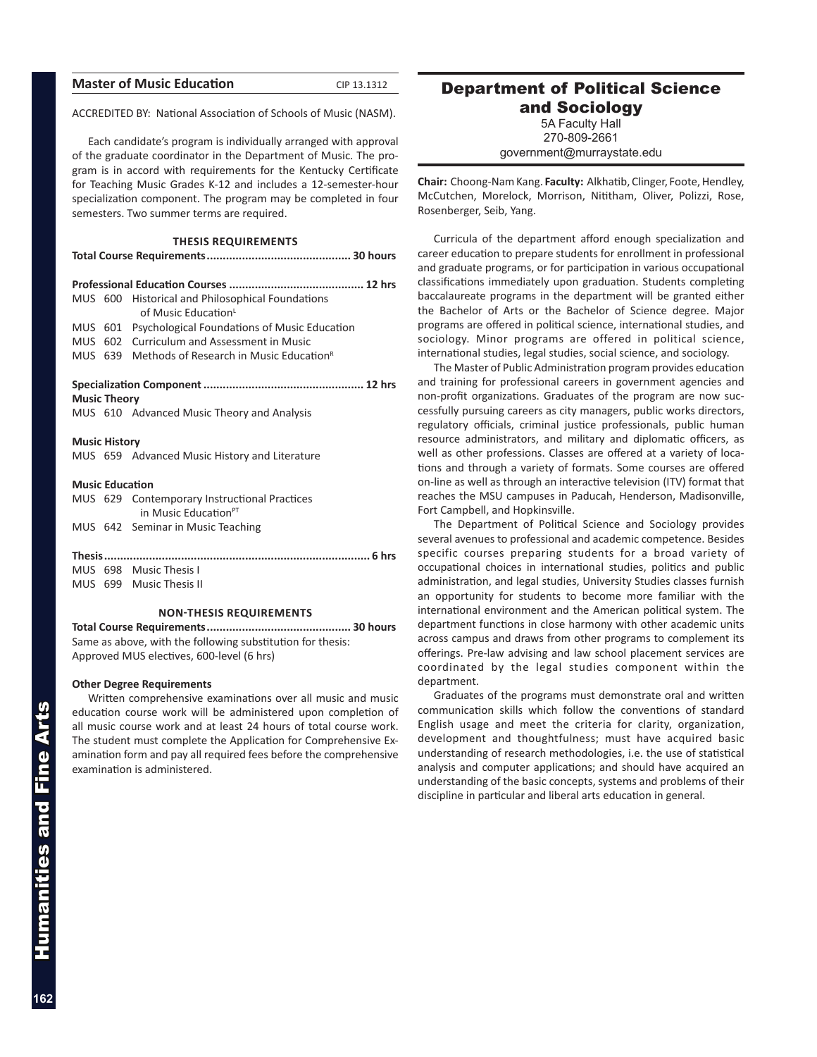## Master of Music Education

CIP 13.1312

ACCREDITED BY: National Association of Schools of Music (NASM).

Each candidate's program is individually arranged with approval of the graduate coordinator in the Department of Music. The program is in accord with requirements for the Kentucky Certificate for Teaching Music Grades K-12 and includes a 12-semester-hour specialization component. The program may be completed in four semesters. Two summer terms are required.

### THESIS REQUIREMENTS

**Total Course Requirements............................................ 30 hours**

**Professional Education Courses .......................................... 12 hrs**

MUS 600 Historical and Philosophical Foundations of Music Education[L]
MUS 601 Psychological Foundations of Music Education
MUS 602 Curriculum and Assessment in Music
MUS 639 Methods of Research in Music Education[R]

**Specialization Component ................................................. 12 hrs**

**Music Theory**

MUS 610 Advanced Music Theory and Analysis

**Music History**

MUS 659 Advanced Music History and Literature

**Music Education**

MUS 629 Contemporary Instructional Practices in Music Education[PT]
MUS 642 Seminar in Music Teaching

**Thesis................................................................................. 6 hrs**

MUS 698 Music Thesis I
MUS 699 Music Thesis II

### NON-THESIS REQUIREMENTS

**Total Course Requirements............................................ 30 hours**

Same as above, with the following substitution for thesis:
Approved MUS electives, 600-level (6 hrs)

**Other Degree Requirements**

Written comprehensive examinations over all music and music education course work will be administered upon completion of all music course work and at least 24 hours of total course work. The student must complete the Application for Comprehensive Examination form and pay all required fees before the comprehensive examination is administered.

# Department of Political Science and Sociology

5A Faculty Hall
270-809-2661
government@murraystate.edu

**Chair:** Choong-Nam Kang. **Faculty:** Alkhatib, Clinger, Foote, Hendley, McCutchen, Morelock, Morrison, Nititham, Oliver, Polizzi, Rose, Rosenberger, Seib, Yang.

Curricula of the department afford enough specialization and career education to prepare students for enrollment in professional and graduate programs, or for participation in various occupational classifications immediately upon graduation. Students completing baccalaureate programs in the department will be granted either the Bachelor of Arts or the Bachelor of Science degree. Major programs are offered in political science, international studies, and sociology. Minor programs are offered in political science, international studies, legal studies, social science, and sociology.

The Master of Public Administration program provides education and training for professional careers in government agencies and non-profit organizations. Graduates of the program are now successfully pursuing careers as city managers, public works directors, regulatory officials, criminal justice professionals, public human resource administrators, and military and diplomatic officers, as well as other professions. Classes are offered at a variety of locations and through a variety of formats. Some courses are offered on-line as well as through an interactive television (ITV) format that reaches the MSU campuses in Paducah, Henderson, Madisonville, Fort Campbell, and Hopkinsville.

The Department of Political Science and Sociology provides several avenues to professional and academic competence. Besides specific courses preparing students for a broad variety of occupational choices in international studies, politics and public administration, and legal studies, University Studies classes furnish an opportunity for students to become more familiar with the international environment and the American political system. The department functions in close harmony with other academic units across campus and draws from other programs to complement its offerings. Pre-law advising and law school placement services are coordinated by the legal studies component within the department.

Graduates of the programs must demonstrate oral and written communication skills which follow the conventions of standard English usage and meet the criteria for clarity, organization, development and thoughtfulness; must have acquired basic understanding of research methodologies, i.e. the use of statistical analysis and computer applications; and should have acquired an understanding of the basic concepts, systems and problems of their discipline in particular and liberal arts education in general.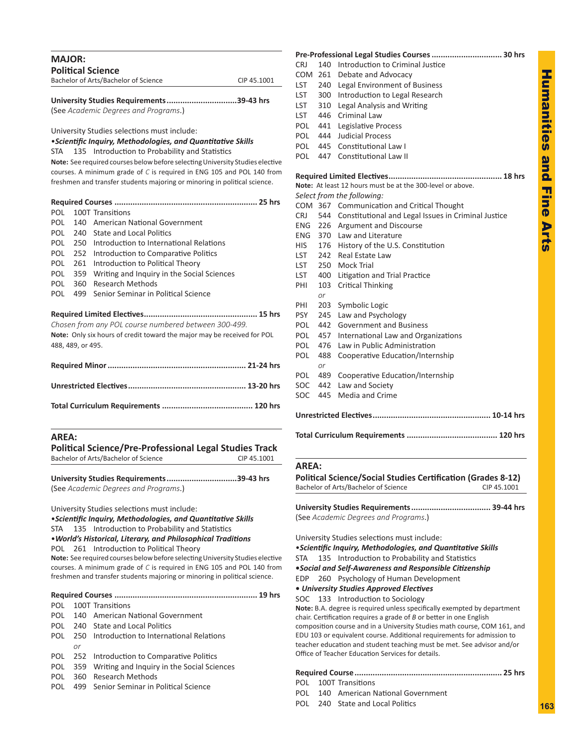## MAJOR:
## Political Science

Bachelor of Arts/Bachelor of Science — CIP 45.1001

**University Studies Requirements..............................39-43 hrs**
(See *Academic Degrees and Programs*.)

University Studies selections must include:

•***Scientific Inquiry, Methodologies, and Quantitative Skills***
STA 135 Introduction to Probability and Statistics

**Note:** See required courses below before selecting University Studies elective courses. A minimum grade of *C* is required in ENG 105 and POL 140 from freshmen and transfer students majoring or minoring in political science.

**Required Courses ............................................................. 25 hrs**

POL 100T Transitions
POL 140 American National Government
POL 240 State and Local Politics
POL 250 Introduction to International Relations
POL 252 Introduction to Comparative Politics
POL 261 Introduction to Political Theory
POL 359 Writing and Inquiry in the Social Sciences
POL 360 Research Methods
POL 499 Senior Seminar in Political Science

**Required Limited Electives................................................ 15 hrs**
*Chosen from any POL course numbered between 300-499.*
**Note:** Only six hours of credit toward the major may be received for POL 488, 489, or 495.

**Required Minor ........................................................... 21-24 hrs**

**Unrestricted Electives.................................................. 13-20 hrs**

**Total Curriculum Requirements ....................................... 120 hrs**

## AREA:
## Political Science/Pre-Professional Legal Studies Track

Bachelor of Arts/Bachelor of Science — CIP 45.1001

**University Studies Requirements..............................39-43 hrs**
(See *Academic Degrees and Programs*.)

University Studies selections must include:

•***Scientific Inquiry, Methodologies, and Quantitative Skills***
STA 135 Introduction to Probability and Statistics

•***World's Historical, Literary, and Philosophical Traditions***
POL 261 Introduction to Political Theory

**Note:** See required courses below before selecting University Studies elective courses. A minimum grade of *C* is required in ENG 105 and POL 140 from freshmen and transfer students majoring or minoring in political science.

**Required Courses ............................................................. 19 hrs**

POL 100T Transitions
POL 140 American National Government
POL 240 State and Local Politics
POL 250 Introduction to International Relations
*or*
POL 252 Introduction to Comparative Politics
POL 359 Writing and Inquiry in the Social Sciences
POL 360 Research Methods
POL 499 Senior Seminar in Political Science

**Pre-Professional Legal Studies Courses .............................. 30 hrs**

CRJ 140 Introduction to Criminal Justice
COM 261 Debate and Advocacy
LST 240 Legal Environment of Business
LST 300 Introduction to Legal Research
LST 310 Legal Analysis and Writing
LST 446 Criminal Law
POL 441 Legislative Process
POL 444 Judicial Process
POL 445 Constitutional Law I
POL 447 Constitutional Law II

**Required Limited Electives................................................ 18 hrs**
**Note:** At least 12 hours must be at the 300-level or above.
*Select from the following:*

COM 367 Communication and Critical Thought
CRJ 544 Constitutional and Legal Issues in Criminal Justice
ENG 226 Argument and Discourse
ENG 370 Law and Literature
HIS 176 History of the U.S. Constitution
LST 242 Real Estate Law
LST 250 Mock Trial
LST 400 Litigation and Trial Practice
PHI 103 Critical Thinking
*or*
PHI 203 Symbolic Logic
PSY 245 Law and Psychology
POL 442 Government and Business
POL 457 International Law and Organizations
POL 476 Law in Public Administration
POL 488 Cooperative Education/Internship
*or*
POL 489 Cooperative Education/Internship
SOC 442 Law and Society
SOC 445 Media and Crime

**Unrestricted Electives.................................................. 10-14 hrs**

**Total Curriculum Requirements ....................................... 120 hrs**

## AREA:
## Political Science/Social Studies Certification (Grades 8-12)

Bachelor of Arts/Bachelor of Science — CIP 45.1001

**University Studies Requirements.................................. 39-44 hrs**
(See *Academic Degrees and Programs*.)

University Studies selections must include:

•***Scientific Inquiry, Methodologies, and Quantitative Skills***
STA 135 Introduction to Probability and Statistics

•***Social and Self-Awareness and Responsible Citizenship***
EDP 260 Psychology of Human Development

• ***University Studies Approved Electives***
SOC 133 Introduction to Sociology

**Note:** B.A. degree is required unless specifically exempted by department chair. Certification requires a grade of *B* or better in one English composition course and in a University Studies math course, COM 161, and EDU 103 or equivalent course. Additional requirements for admission to teacher education and student teaching must be met. See advisor and/or Office of Teacher Education Services for details.

**Required Course................................................................ 25 hrs**

POL 100T Transitions
POL 140 American National Government
POL 240 State and Local Politics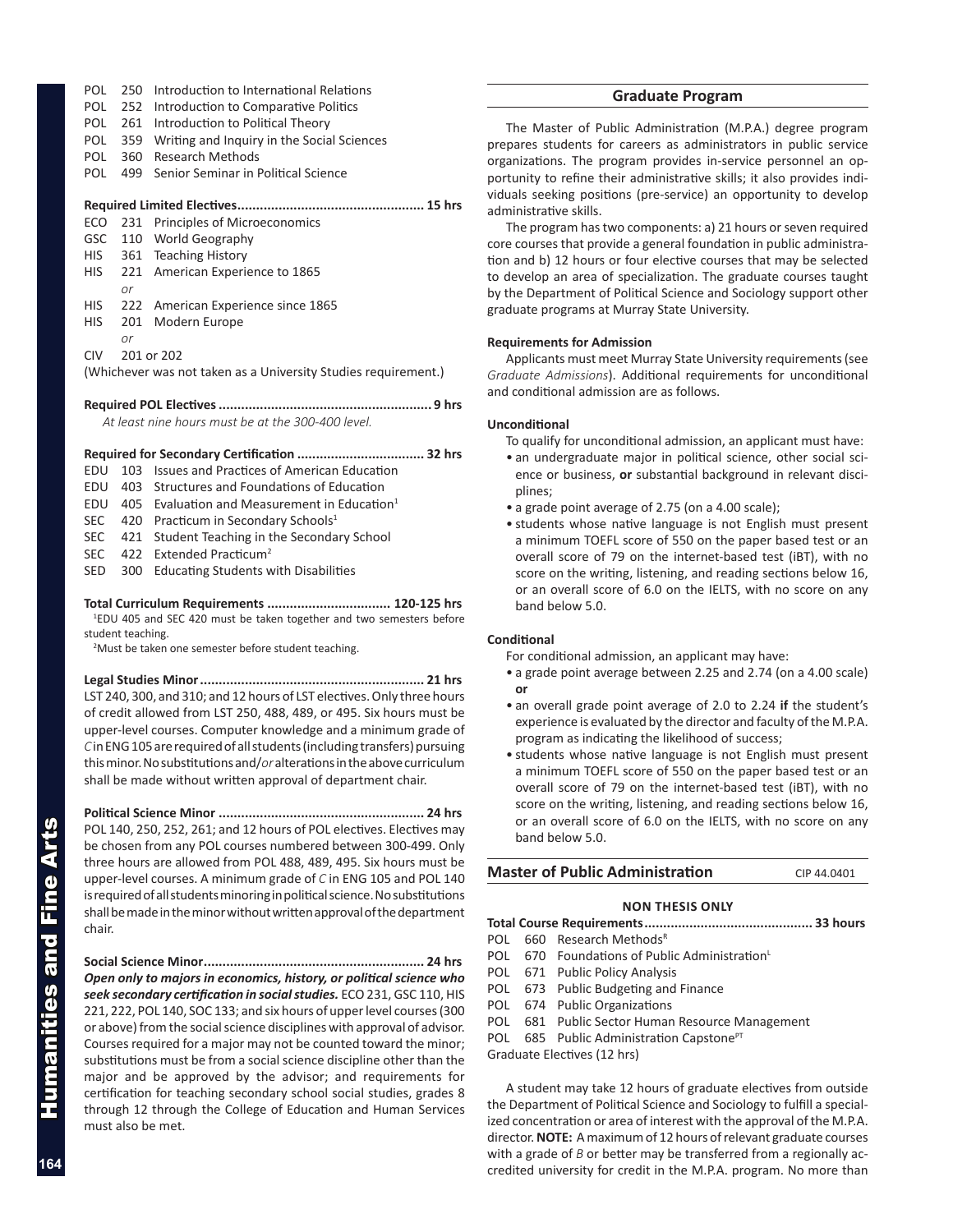POL 250 Introduction to International Relations
POL 252 Introduction to Comparative Politics
POL 261 Introduction to Political Theory
POL 359 Writing and Inquiry in the Social Sciences
POL 360 Research Methods
POL 499 Senior Seminar in Political Science

**Required Limited Electives................................................. 15 hrs**

ECO 231 Principles of Microeconomics
GSC 110 World Geography
HIS 361 Teaching History
HIS 221 American Experience to 1865
*or*
HIS 222 American Experience since 1865
HIS 201 Modern Europe
*or*
CIV 201 or 202
(Whichever was not taken as a University Studies requirement.)

**Required POL Electives ........................................................ 9 hrs**

*At least nine hours must be at the 300-400 level.*

**Required for Secondary Certification ................................. 32 hrs**

EDU 103 Issues and Practices of American Education
EDU 403 Structures and Foundations of Education
EDU 405 Evaluation and Measurement in Education[1]
SEC 420 Practicum in Secondary Schools[1]
SEC 421 Student Teaching in the Secondary School
SEC 422 Extended Practicum[2]
SED 300 Educating Students with Disabilities

**Total Curriculum Requirements ................................. 120-125 hrs**

[1]EDU 405 and SEC 420 must be taken together and two semesters before student teaching.

[2]Must be taken one semester before student teaching.

**Legal Studies Minor........................................................... 21 hrs**
LST 240, 300, and 310; and 12 hours of LST electives. Only three hours of credit allowed from LST 250, 488, 489, or 495. Six hours must be upper-level courses. Computer knowledge and a minimum grade of *C* in ENG 105 are required of all students (including transfers) pursuing this minor. No substitutions and/*or* alterations in the above curriculum shall be made without written approval of department chair.

**Political Science Minor ...................................................... 24 hrs**
POL 140, 250, 252, 261; and 12 hours of POL electives. Electives may be chosen from any POL courses numbered between 300-499. Only three hours are allowed from POL 488, 489, 495. Six hours must be upper-level courses. A minimum grade of *C* in ENG 105 and POL 140 is required of all students minoring in political science. No substitutions shall be made in the minor without written approval of the department chair.

**Social Science Minor.......................................................... 24 hrs**
***Open only to majors in economics, history, or political science who seek secondary certification in social studies.*** ECO 231, GSC 110, HIS 221, 222, POL 140, SOC 133; and six hours of upper level courses (300 or above) from the social science disciplines with approval of advisor. Courses required for a major may not be counted toward the minor; substitutions must be from a social science discipline other than the major and be approved by the advisor; and requirements for certification for teaching secondary school social studies, grades 8 through 12 through the College of Education and Human Services must also be met.

## Graduate Program

The Master of Public Administration (M.P.A.) degree program prepares students for careers as administrators in public service organizations. The program provides in-service personnel an opportunity to refine their administrative skills; it also provides individuals seeking positions (pre-service) an opportunity to develop administrative skills.

The program has two components: a) 21 hours or seven required core courses that provide a general foundation in public administration and b) 12 hours or four elective courses that may be selected to develop an area of specialization. The graduate courses taught by the Department of Political Science and Sociology support other graduate programs at Murray State University.

**Requirements for Admission**

Applicants must meet Murray State University requirements (see *Graduate Admissions*). Additional requirements for unconditional and conditional admission are as follows.

**Unconditional**

To qualify for unconditional admission, an applicant must have:

- an undergraduate major in political science, other social science or business, **or** substantial background in relevant disciplines;
- a grade point average of 2.75 (on a 4.00 scale);
- students whose native language is not English must present a minimum TOEFL score of 550 on the paper based test or an overall score of 79 on the internet-based test (iBT), with no score on the writing, listening, and reading sections below 16, or an overall score of 6.0 on the IELTS, with no score on any band below 5.0.

**Conditional**

For conditional admission, an applicant may have:

- a grade point average between 2.25 and 2.74 (on a 4.00 scale) **or**
- an overall grade point average of 2.0 to 2.24 **if** the student's experience is evaluated by the director and faculty of the M.P.A. program as indicating the likelihood of success;
- students whose native language is not English must present a minimum TOEFL score of 550 on the paper based test or an overall score of 79 on the internet-based test (iBT), with no score on the writing, listening, and reading sections below 16, or an overall score of 6.0 on the IELTS, with no score on any band below 5.0.

## Master of Public Administration — CIP 44.0401

**NON THESIS ONLY**

**Total Course Requirements............................................ 33 hours**

POL 660 Research Methods[R]
POL 670 Foundations of Public Administration[L]
POL 671 Public Policy Analysis
POL 673 Public Budgeting and Finance
POL 674 Public Organizations
POL 681 Public Sector Human Resource Management
POL 685 Public Administration Capstone[PT]
Graduate Electives (12 hrs)

A student may take 12 hours of graduate electives from outside the Department of Political Science and Sociology to fulfill a specialized concentration or area of interest with the approval of the M.P.A. director. **NOTE:** A maximum of 12 hours of relevant graduate courses with a grade of *B* or better may be transferred from a regionally accredited university for credit in the M.P.A. program. No more than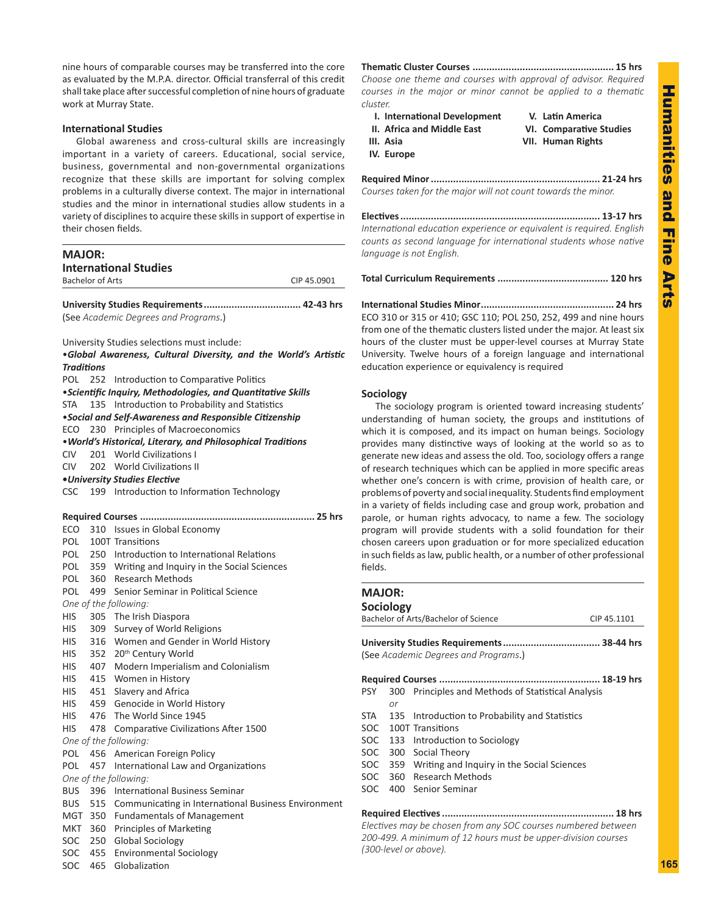nine hours of comparable courses may be transferred into the core as evaluated by the M.P.A. director. Official transferral of this credit shall take place after successful completion of nine hours of graduate work at Murray State.

### International Studies

Global awareness and cross-cultural skills are increasingly important in a variety of careers. Educational, social service, business, governmental and non-governmental organizations recognize that these skills are important for solving complex problems in a culturally diverse context. The major in international studies and the minor in international studies allow students in a variety of disciplines to acquire these skills in support of expertise in their chosen fields.

## MAJOR: International Studies

Bachelor of Arts — CIP 45.0901

**University Studies Requirements.................................. 42-43 hrs**
(See *Academic Degrees and Programs*.)

University Studies selections must include:

•***Global Awareness, Cultural Diversity, and the World's Artistic Traditions***
POL 252 Introduction to Comparative Politics

•***Scientific Inquiry, Methodologies, and Quantitative Skills***
STA 135 Introduction to Probability and Statistics

•***Social and Self-Awareness and Responsible Citizenship***
ECO 230 Principles of Macroeconomics

•***World's Historical, Literary, and Philosophical Traditions***
CIV 201 World Civilizations I
CIV 202 World Civilizations II

•***University Studies Elective***
CSC 199 Introduction to Information Technology

**Required Courses .............................................................. 25 hrs**

ECO 310 Issues in Global Economy
POL 100T Transitions
POL 250 Introduction to International Relations
POL 359 Writing and Inquiry in the Social Sciences
POL 360 Research Methods
POL 499 Senior Seminar in Political Science

*One of the following:*
HIS 305 The Irish Diaspora
HIS 309 Survey of World Religions
HIS 316 Women and Gender in World History
HIS 352 20th Century World
HIS 407 Modern Imperialism and Colonialism
HIS 415 Women in History
HIS 451 Slavery and Africa
HIS 459 Genocide in World History
HIS 476 The World Since 1945
HIS 478 Comparative Civilizations After 1500

*One of the following:*
POL 456 American Foreign Policy
POL 457 International Law and Organizations

*One of the following:*
BUS 396 International Business Seminar
BUS 515 Communicating in International Business Environment
MGT 350 Fundamentals of Management
MKT 360 Principles of Marketing
SOC 250 Global Sociology
SOC 455 Environmental Sociology
SOC 465 Globalization

**Thematic Cluster Courses .................................................. 15 hrs**
*Choose one theme and courses with approval of advisor. Required courses in the major or minor cannot be applied to a thematic cluster.*

- I. International Development
- II. Africa and Middle East
- III. Asia
- IV. Europe
- V. Latin America
- VI. Comparative Studies
- VII. Human Rights

**Required Minor ........................................................... 21-24 hrs**
*Courses taken for the major will not count towards the minor.*

**Electives ...................................................................... 13-17 hrs**
*International education experience or equivalent is required. English counts as second language for international students whose native language is not English.*

**Total Curriculum Requirements ....................................... 120 hrs**

**International Studies Minor............................................... 24 hrs**
ECO 310 or 315 or 410; GSC 110; POL 250, 252, 499 and nine hours from one of the thematic clusters listed under the major. At least six hours of the cluster must be upper-level courses at Murray State University. Twelve hours of a foreign language and international education experience or equivalency is required

### Sociology

The sociology program is oriented toward increasing students' understanding of human society, the groups and institutions of which it is composed, and its impact on human beings. Sociology provides many distinctive ways of looking at the world so as to generate new ideas and assess the old. Too, sociology offers a range of research techniques which can be applied in more specific areas whether one's concern is with crime, provision of health care, or problems of poverty and social inequality. Students find employment in a variety of fields including case and group work, probation and parole, or human rights advocacy, to name a few. The sociology program will provide students with a solid foundation for their chosen careers upon graduation or for more specialized education in such fields as law, public health, or a number of other professional fields.

## MAJOR: Sociology

Bachelor of Arts/Bachelor of Science — CIP 45.1101

**University Studies Requirements.................................. 38-44 hrs**
(See *Academic Degrees and Programs*.)

**Required Courses ......................................................... 18-19 hrs**

PSY 300 Principles and Methods of Statistical Analysis
*or*
STA 135 Introduction to Probability and Statistics
SOC 100T Transitions
SOC 133 Introduction to Sociology
SOC 300 Social Theory
SOC 359 Writing and Inquiry in the Social Sciences
SOC 360 Research Methods
SOC 400 Senior Seminar

**Required Electives ............................................................ 18 hrs**
*Electives may be chosen from any SOC courses numbered between 200-499. A minimum of 12 hours must be upper-division courses (300-level or above).*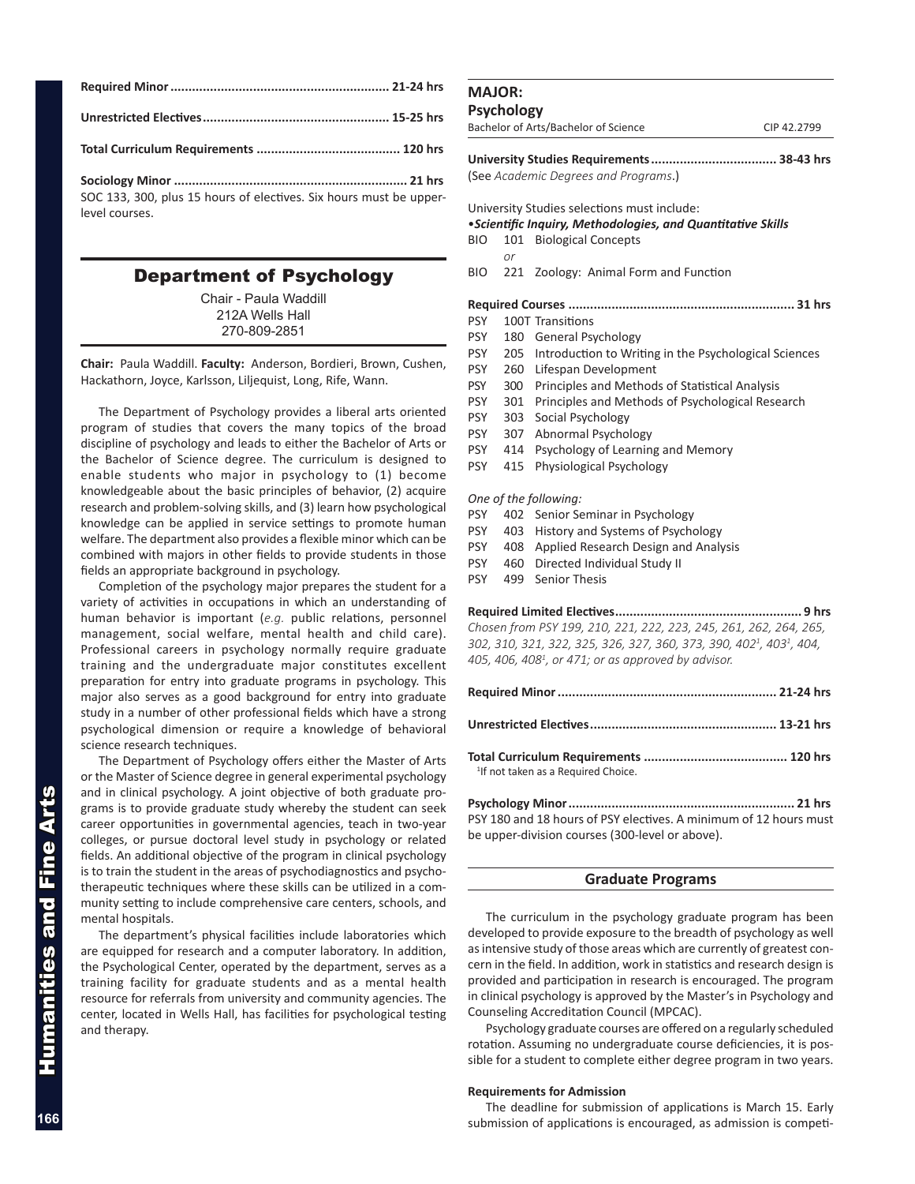**Required Minor ............................................................ 21-24 hrs**

**Unrestricted Electives.................................................... 15-25 hrs**

**Total Curriculum Requirements ....................................... 120 hrs**

**Sociology Minor ................................................................ 21 hrs**
SOC 133, 300, plus 15 hours of electives. Six hours must be upper-level courses.

## Department of Psychology

Chair - Paula Waddill
212A Wells Hall
270-809-2851

**Chair:** Paula Waddill. **Faculty:** Anderson, Bordieri, Brown, Cushen, Hackathorn, Joyce, Karlsson, Liljequist, Long, Rife, Wann.

The Department of Psychology provides a liberal arts oriented program of studies that covers the many topics of the broad discipline of psychology and leads to either the Bachelor of Arts or the Bachelor of Science degree. The curriculum is designed to enable students who major in psychology to (1) become knowledgeable about the basic principles of behavior, (2) acquire research and problem-solving skills, and (3) learn how psychological knowledge can be applied in service settings to promote human welfare. The department also provides a flexible minor which can be combined with majors in other fields to provide students in those fields an appropriate background in psychology.

Completion of the psychology major prepares the student for a variety of activities in occupations in which an understanding of human behavior is important (*e.g.* public relations, personnel management, social welfare, mental health and child care). Professional careers in psychology normally require graduate training and the undergraduate major constitutes excellent preparation for entry into graduate programs in psychology. This major also serves as a good background for entry into graduate study in a number of other professional fields which have a strong psychological dimension or require a knowledge of behavioral science research techniques.

The Department of Psychology offers either the Master of Arts or the Master of Science degree in general experimental psychology and in clinical psychology. A joint objective of both graduate programs is to provide graduate study whereby the student can seek career opportunities in governmental agencies, teach in two-year colleges, or pursue doctoral level study in psychology or related fields. An additional objective of the program in clinical psychology is to train the student in the areas of psychodiagnostics and psychotherapeutic techniques where these skills can be utilized in a community setting to include comprehensive care centers, schools, and mental hospitals.

The department's physical facilities include laboratories which are equipped for research and a computer laboratory. In addition, the Psychological Center, operated by the department, serves as a training facility for graduate students and as a mental health resource for referrals from university and community agencies. The center, located in Wells Hall, has facilities for psychological testing and therapy.

### MAJOR: Psychology

Bachelor of Arts/Bachelor of Science — CIP 42.2799

**University Studies Requirements.................................. 38-43 hrs**
(See *Academic Degrees and Programs*.)

University Studies selections must include:
•***Scientific Inquiry, Methodologies, and Quantitative Skills***
BIO 101 Biological Concepts
*or*
BIO 221 Zoology: Animal Form and Function

**Required Courses .............................................................. 31 hrs**
PSY 100T Transitions
PSY 180 General Psychology
PSY 205 Introduction to Writing in the Psychological Sciences
PSY 260 Lifespan Development
PSY 300 Principles and Methods of Statistical Analysis
PSY 301 Principles and Methods of Psychological Research
PSY 303 Social Psychology
PSY 307 Abnormal Psychology
PSY 414 Psychology of Learning and Memory
PSY 415 Physiological Psychology

*One of the following:*
PSY 402 Senior Seminar in Psychology
PSY 403 History and Systems of Psychology
PSY 408 Applied Research Design and Analysis
PSY 460 Directed Individual Study II
PSY 499 Senior Thesis

**Required Limited Electives................................................... 9 hrs**
*Chosen from PSY 199, 210, 221, 222, 223, 245, 261, 262, 264, 265, 302, 310, 321, 322, 325, 326, 327, 360, 373, 390, 402[1], 403[1], 404, 405, 406, 408[1], or 471; or as approved by advisor.*

**Required Minor ............................................................ 21-24 hrs**

**Unrestricted Electives.................................................... 13-21 hrs**

**Total Curriculum Requirements ....................................... 120 hrs**
[1]If not taken as a Required Choice.

**Psychology Minor.............................................................. 21 hrs**
PSY 180 and 18 hours of PSY electives. A minimum of 12 hours must be upper-division courses (300-level or above).

## Graduate Programs

The curriculum in the psychology graduate program has been developed to provide exposure to the breadth of psychology as well as intensive study of those areas which are currently of greatest concern in the field. In addition, work in statistics and research design is provided and participation in research is encouraged. The program in clinical psychology is approved by the Master's in Psychology and Counseling Accreditation Council (MPCAC).

Psychology graduate courses are offered on a regularly scheduled rotation. Assuming no undergraduate course deficiencies, it is possible for a student to complete either degree program in two years.

**Requirements for Admission**

The deadline for submission of applications is March 15. Early submission of applications is encouraged, as admission is competi-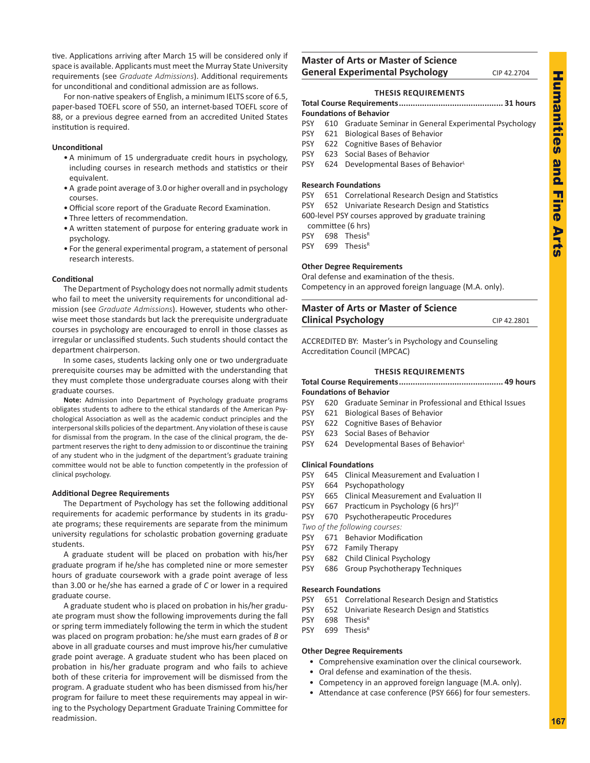tive. Applications arriving after March 15 will be considered only if space is available. Applicants must meet the Murray State University requirements (see *Graduate Admissions*). Additional requirements for unconditional and conditional admission are as follows.

For non-native speakers of English, a minimum IELTS score of 6.5, paper-based TOEFL score of 550, an internet-based TOEFL score of 88, or a previous degree earned from an accredited United States institution is required.

**Unconditional**

- A minimum of 15 undergraduate credit hours in psychology, including courses in research methods and statistics or their equivalent.
- A grade point average of 3.0 or higher overall and in psychology courses.
- Official score report of the Graduate Record Examination.
- Three letters of recommendation.
- A written statement of purpose for entering graduate work in psychology.
- For the general experimental program, a statement of personal research interests.

**Conditional**

The Department of Psychology does not normally admit students who fail to meet the university requirements for unconditional admission (see *Graduate Admissions*). However, students who otherwise meet those standards but lack the prerequisite undergraduate courses in psychology are encouraged to enroll in those classes as irregular or unclassified students. Such students should contact the department chairperson.

In some cases, students lacking only one or two undergraduate prerequisite courses may be admitted with the understanding that they must complete those undergraduate courses along with their graduate courses.

**Note:** Admission into Department of Psychology graduate programs obligates students to adhere to the ethical standards of the American Psychological Association as well as the academic conduct principles and the interpersonal skills policies of the department. Any violation of these is cause for dismissal from the program. In the case of the clinical program, the department reserves the right to deny admission to or discontinue the training of any student who in the judgment of the department's graduate training committee would not be able to function competently in the profession of clinical psychology.

**Additional Degree Requirements**

The Department of Psychology has set the following additional requirements for academic performance by students in its graduate programs; these requirements are separate from the minimum university regulations for scholastic probation governing graduate students.

A graduate student will be placed on probation with his/her graduate program if he/she has completed nine or more semester hours of graduate coursework with a grade point average of less than 3.00 or he/she has earned a grade of *C* or lower in a required graduate course.

A graduate student who is placed on probation in his/her graduate program must show the following improvements during the fall or spring term immediately following the term in which the student was placed on program probation: he/she must earn grades of *B* or above in all graduate courses and must improve his/her cumulative grade point average. A graduate student who has been placed on probation in his/her graduate program and who fails to achieve both of these criteria for improvement will be dismissed from the program. A graduate student who has been dismissed from his/her program for failure to meet these requirements may appeal in wiring to the Psychology Department Graduate Training Committee for readmission.

## Master of Arts or Master of Science General Experimental Psychology

CIP 42.2704

### THESIS REQUIREMENTS

**Total Course Requirements............................................ 31 hours**

**Foundations of Behavior**

PSY 610 Graduate Seminar in General Experimental Psychology
PSY 621 Biological Bases of Behavior
PSY 622 Cognitive Bases of Behavior
PSY 623 Social Bases of Behavior
PSY 624 Developmental Bases of Behavior[L]

**Research Foundations**

PSY 651 Correlational Research Design and Statistics
PSY 652 Univariate Research Design and Statistics
600-level PSY courses approved by graduate training committee (6 hrs)
PSY 698 Thesis[R]
PSY 699 Thesis[R]

**Other Degree Requirements**

Oral defense and examination of the thesis.
Competency in an approved foreign language (M.A. only).

## Master of Arts or Master of Science Clinical Psychology

CIP 42.2801

ACCREDITED BY: Master's in Psychology and Counseling Accreditation Council (MPCAC)

### THESIS REQUIREMENTS

**Total Course Requirements............................................ 49 hours**

**Foundations of Behavior**

PSY 620 Graduate Seminar in Professional and Ethical Issues
PSY 621 Biological Bases of Behavior
PSY 622 Cognitive Bases of Behavior
PSY 623 Social Bases of Behavior
PSY 624 Developmental Bases of Behavior[L]

**Clinical Foundations**

PSY 645 Clinical Measurement and Evaluation I
PSY 664 Psychopathology
PSY 665 Clinical Measurement and Evaluation II
PSY 667 Practicum in Psychology (6 hrs)[PT]
PSY 670 Psychotherapeutic Procedures
*Two of the following courses:*
PSY 671 Behavior Modification
PSY 672 Family Therapy
PSY 682 Child Clinical Psychology
PSY 686 Group Psychotherapy Techniques

**Research Foundations**

PSY 651 Correlational Research Design and Statistics
PSY 652 Univariate Research Design and Statistics
PSY 698 Thesis[R]
PSY 699 Thesis[R]

**Other Degree Requirements**

- Comprehensive examination over the clinical coursework.
- Oral defense and examination of the thesis.
- Competency in an approved foreign language (M.A. only).
- Attendance at case conference (PSY 666) for four semesters.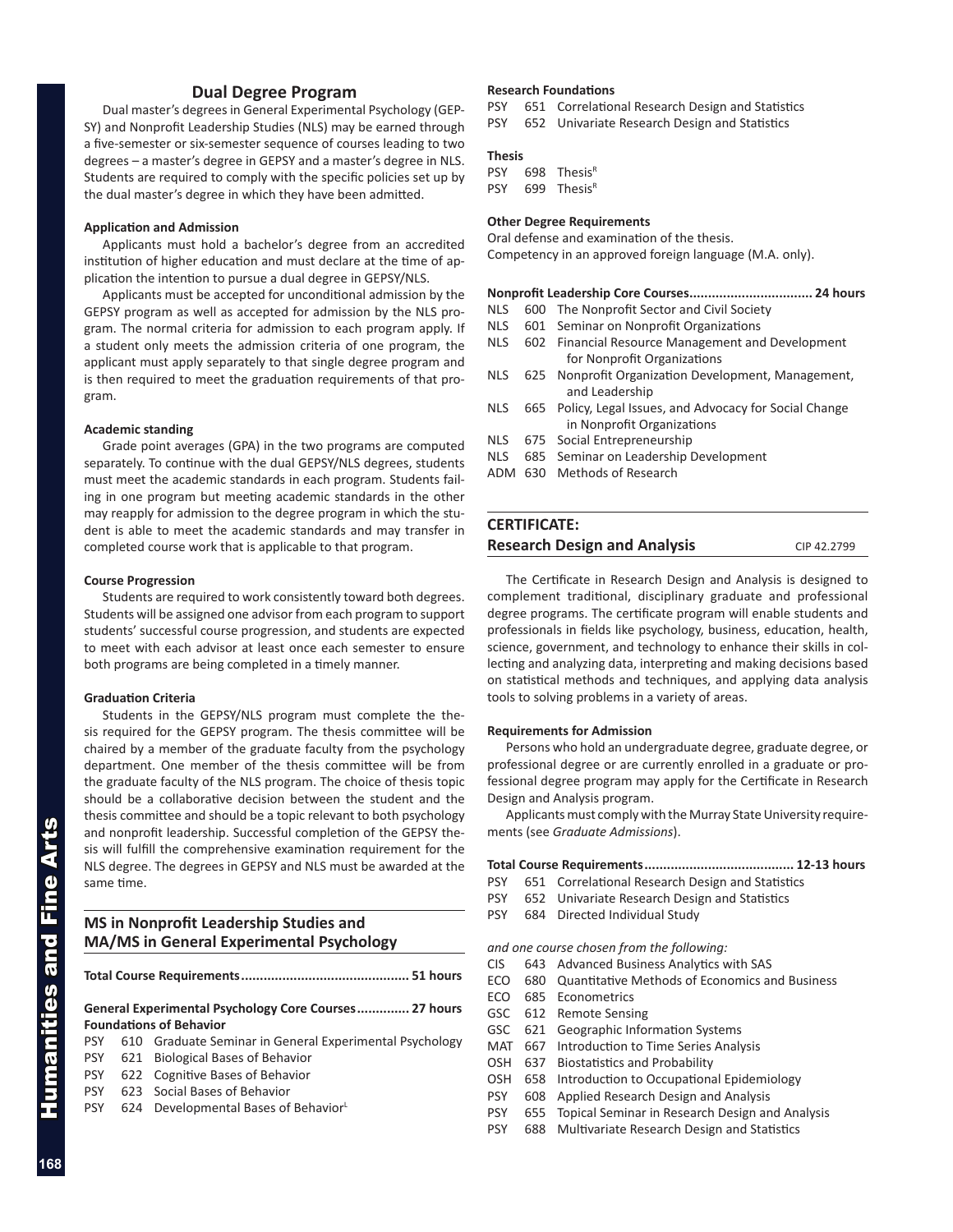## Dual Degree Program

Dual master's degrees in General Experimental Psychology (GEPSY) and Nonprofit Leadership Studies (NLS) may be earned through a five-semester or six-semester sequence of courses leading to two degrees – a master's degree in GEPSY and a master's degree in NLS. Students are required to comply with the specific policies set up by the dual master's degree in which they have been admitted.

**Application and Admission**

Applicants must hold a bachelor's degree from an accredited institution of higher education and must declare at the time of application the intention to pursue a dual degree in GEPSY/NLS.

Applicants must be accepted for unconditional admission by the GEPSY program as well as accepted for admission by the NLS program. The normal criteria for admission to each program apply. If a student only meets the admission criteria of one program, the applicant must apply separately to that single degree program and is then required to meet the graduation requirements of that program.

**Academic standing**

Grade point averages (GPA) in the two programs are computed separately. To continue with the dual GEPSY/NLS degrees, students must meet the academic standards in each program. Students failing in one program but meeting academic standards in the other may reapply for admission to the degree program in which the student is able to meet the academic standards and may transfer in completed course work that is applicable to that program.

**Course Progression**

Students are required to work consistently toward both degrees. Students will be assigned one advisor from each program to support students' successful course progression, and students are expected to meet with each advisor at least once each semester to ensure both programs are being completed in a timely manner.

**Graduation Criteria**

Students in the GEPSY/NLS program must complete the thesis required for the GEPSY program. The thesis committee will be chaired by a member of the graduate faculty from the psychology department. One member of the thesis committee will be from the graduate faculty of the NLS program. The choice of thesis topic should be a collaborative decision between the student and the thesis committee and should be a topic relevant to both psychology and nonprofit leadership. Successful completion of the GEPSY thesis will fulfill the comprehensive examination requirement for the NLS degree. The degrees in GEPSY and NLS must be awarded at the same time.

## MS in Nonprofit Leadership Studies and MA/MS in General Experimental Psychology

**Total Course Requirements............................................ 51 hours**

**General Experimental Psychology Core Courses............. 27 hours**

**Foundations of Behavior**

PSY 610 Graduate Seminar in General Experimental Psychology
PSY 621 Biological Bases of Behavior
PSY 622 Cognitive Bases of Behavior
PSY 623 Social Bases of Behavior
PSY 624 Developmental Bases of Behavior[L]

**Research Foundations**

PSY 651 Correlational Research Design and Statistics
PSY 652 Univariate Research Design and Statistics

**Thesis**

PSY 698 Thesis[R]
PSY 699 Thesis[R]

**Other Degree Requirements**

Oral defense and examination of the thesis.
Competency in an approved foreign language (M.A. only).

**Nonprofit Leadership Core Courses................................ 24 hours**

NLS 600 The Nonprofit Sector and Civil Society
NLS 601 Seminar on Nonprofit Organizations
NLS 602 Financial Resource Management and Development for Nonprofit Organizations
NLS 625 Nonprofit Organization Development, Management, and Leadership
NLS 665 Policy, Legal Issues, and Advocacy for Social Change in Nonprofit Organizations
NLS 675 Social Entrepreneurship
NLS 685 Seminar on Leadership Development
ADM 630 Methods of Research

## CERTIFICATE: Research Design and Analysis

CIP 42.2799

The Certificate in Research Design and Analysis is designed to complement traditional, disciplinary graduate and professional degree programs. The certificate program will enable students and professionals in fields like psychology, business, education, health, science, government, and technology to enhance their skills in collecting and analyzing data, interpreting and making decisions based on statistical methods and techniques, and applying data analysis tools to solving problems in a variety of areas.

**Requirements for Admission**

Persons who hold an undergraduate degree, graduate degree, or professional degree or are currently enrolled in a graduate or professional degree program may apply for the Certificate in Research Design and Analysis program.

Applicants must comply with the Murray State University requirements (see *Graduate Admissions*).

**Total Course Requirements....................................... 12-13 hours**

PSY 651 Correlational Research Design and Statistics
PSY 652 Univariate Research Design and Statistics
PSY 684 Directed Individual Study

*and one course chosen from the following:*

CIS 643 Advanced Business Analytics with SAS
ECO 680 Quantitative Methods of Economics and Business
ECO 685 Econometrics
GSC 612 Remote Sensing
GSC 621 Geographic Information Systems
MAT 667 Introduction to Time Series Analysis
OSH 637 Biostatistics and Probability
OSH 658 Introduction to Occupational Epidemiology
PSY 608 Applied Research Design and Analysis
PSY 655 Topical Seminar in Research Design and Analysis
PSY 688 Multivariate Research Design and Statistics